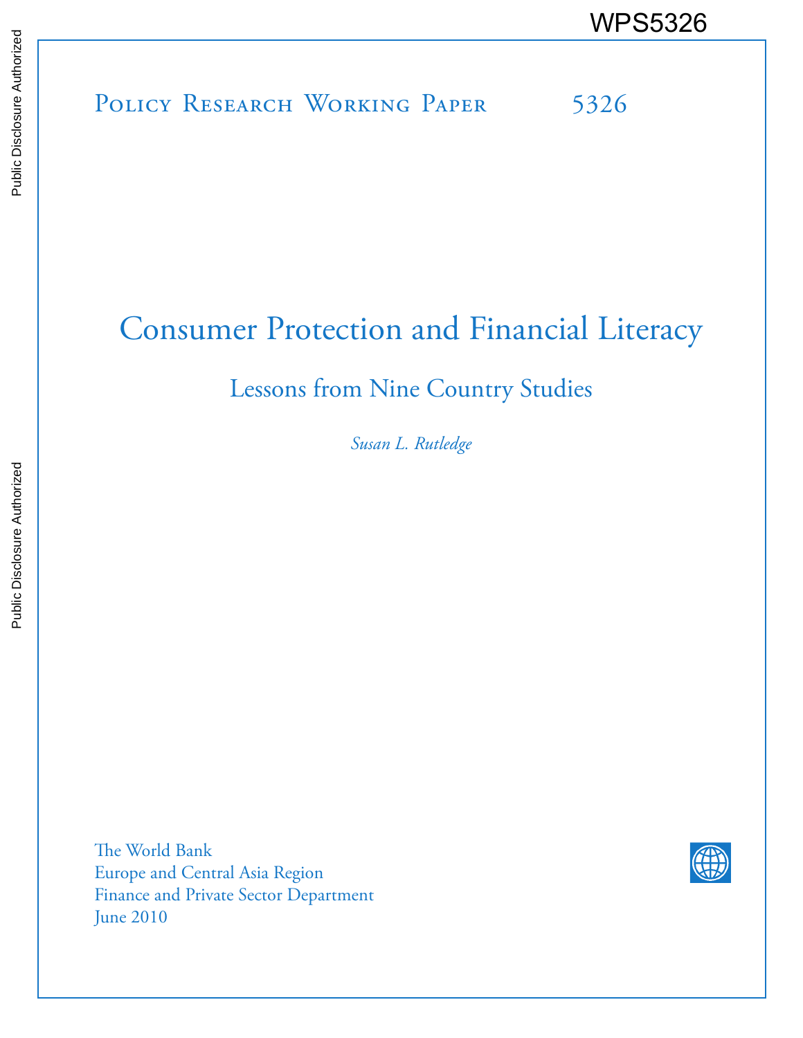WPS5326

Policy Research Working Paper 5326

# Consumer Protection and Financial Literacy

## Lessons from Nine Country Studies

*Susan L. Rutledge*

The World Bank
Europe and Central Asia Region
Finance and Private Sector Department
June 2010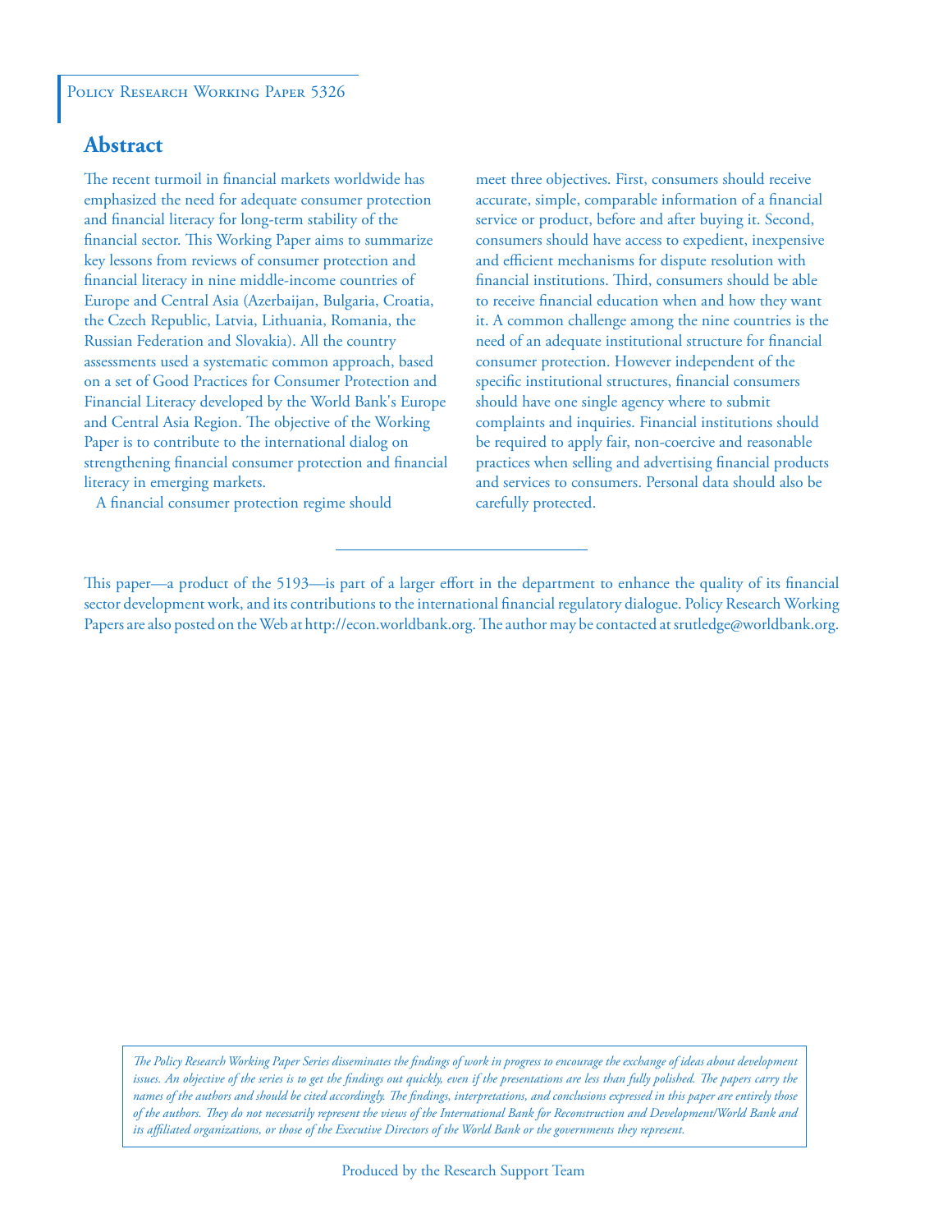Policy Research Working Paper 5326

## Abstract

The recent turmoil in financial markets worldwide has emphasized the need for adequate consumer protection and financial literacy for long-term stability of the financial sector. This Working Paper aims to summarize key lessons from reviews of consumer protection and financial literacy in nine middle-income countries of Europe and Central Asia (Azerbaijan, Bulgaria, Croatia, the Czech Republic, Latvia, Lithuania, Romania, the Russian Federation and Slovakia). All the country assessments used a systematic common approach, based on a set of Good Practices for Consumer Protection and Financial Literacy developed by the World Bank's Europe and Central Asia Region. The objective of the Working Paper is to contribute to the international dialog on strengthening financial consumer protection and financial literacy in emerging markets.

A financial consumer protection regime should meet three objectives. First, consumers should receive accurate, simple, comparable information of a financial service or product, before and after buying it. Second, consumers should have access to expedient, inexpensive and efficient mechanisms for dispute resolution with financial institutions. Third, consumers should be able to receive financial education when and how they want it. A common challenge among the nine countries is the need of an adequate institutional structure for financial consumer protection. However independent of the specific institutional structures, financial consumers should have one single agency where to submit complaints and inquiries. Financial institutions should be required to apply fair, non-coercive and reasonable practices when selling and advertising financial products and services to consumers. Personal data should also be carefully protected.

---

This paper—a product of the 5193—is part of a larger effort in the department to enhance the quality of its financial sector development work, and its contributions to the international financial regulatory dialogue. Policy Research Working Papers are also posted on the Web at http://econ.worldbank.org. The author may be contacted at srutledge@worldbank.org.

*The Policy Research Working Paper Series disseminates the findings of work in progress to encourage the exchange of ideas about development issues. An objective of the series is to get the findings out quickly, even if the presentations are less than fully polished. The papers carry the names of the authors and should be cited accordingly. The findings, interpretations, and conclusions expressed in this paper are entirely those of the authors. They do not necessarily represent the views of the International Bank for Reconstruction and Development/World Bank and its affiliated organizations, or those of the Executive Directors of the World Bank or the governments they represent.*

Produced by the Research Support Team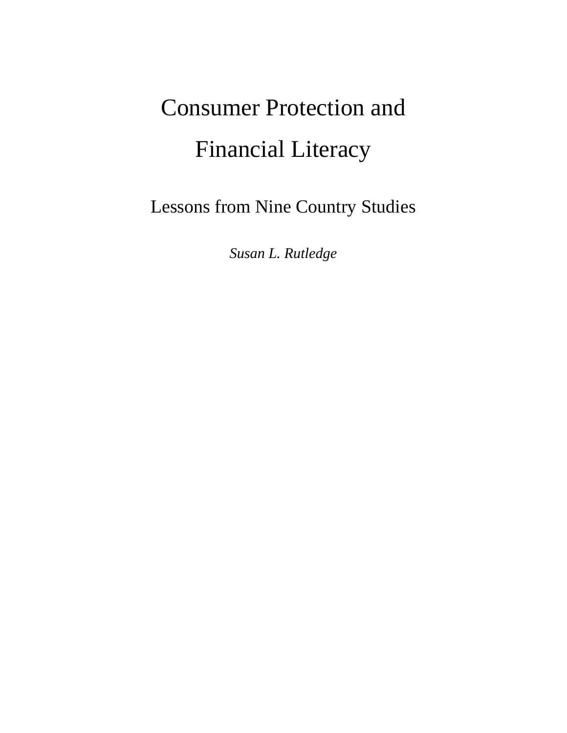# Consumer Protection and Financial Literacy

## Lessons from Nine Country Studies

*Susan L. Rutledge*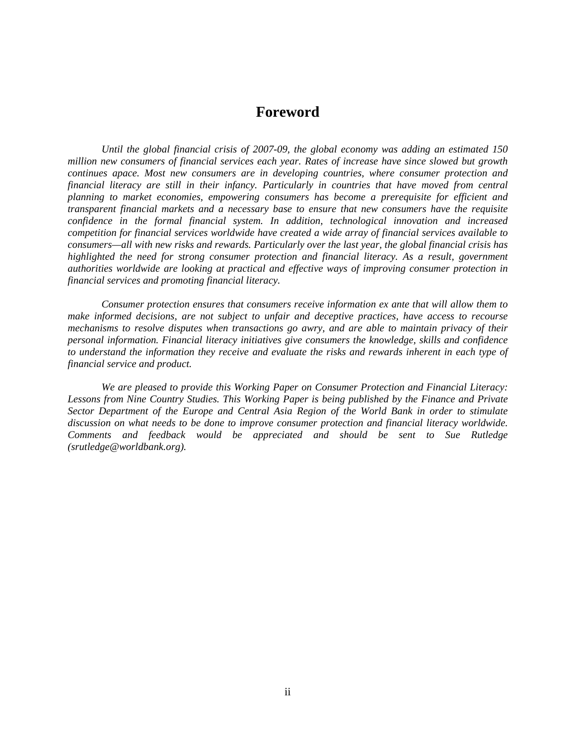# Foreword

*Until the global financial crisis of 2007-09, the global economy was adding an estimated 150 million new consumers of financial services each year. Rates of increase have since slowed but growth continues apace. Most new consumers are in developing countries, where consumer protection and financial literacy are still in their infancy. Particularly in countries that have moved from central planning to market economies, empowering consumers has become a prerequisite for efficient and transparent financial markets and a necessary base to ensure that new consumers have the requisite confidence in the formal financial system. In addition, technological innovation and increased competition for financial services worldwide have created a wide array of financial services available to consumers—all with new risks and rewards. Particularly over the last year, the global financial crisis has highlighted the need for strong consumer protection and financial literacy. As a result, government authorities worldwide are looking at practical and effective ways of improving consumer protection in financial services and promoting financial literacy.*

*Consumer protection ensures that consumers receive information ex ante that will allow them to make informed decisions, are not subject to unfair and deceptive practices, have access to recourse mechanisms to resolve disputes when transactions go awry, and are able to maintain privacy of their personal information. Financial literacy initiatives give consumers the knowledge, skills and confidence to understand the information they receive and evaluate the risks and rewards inherent in each type of financial service and product.*

*We are pleased to provide this Working Paper on Consumer Protection and Financial Literacy: Lessons from Nine Country Studies. This Working Paper is being published by the Finance and Private Sector Department of the Europe and Central Asia Region of the World Bank in order to stimulate discussion on what needs to be done to improve consumer protection and financial literacy worldwide. Comments and feedback would be appreciated and should be sent to Sue Rutledge (srutledge@worldbank.org).*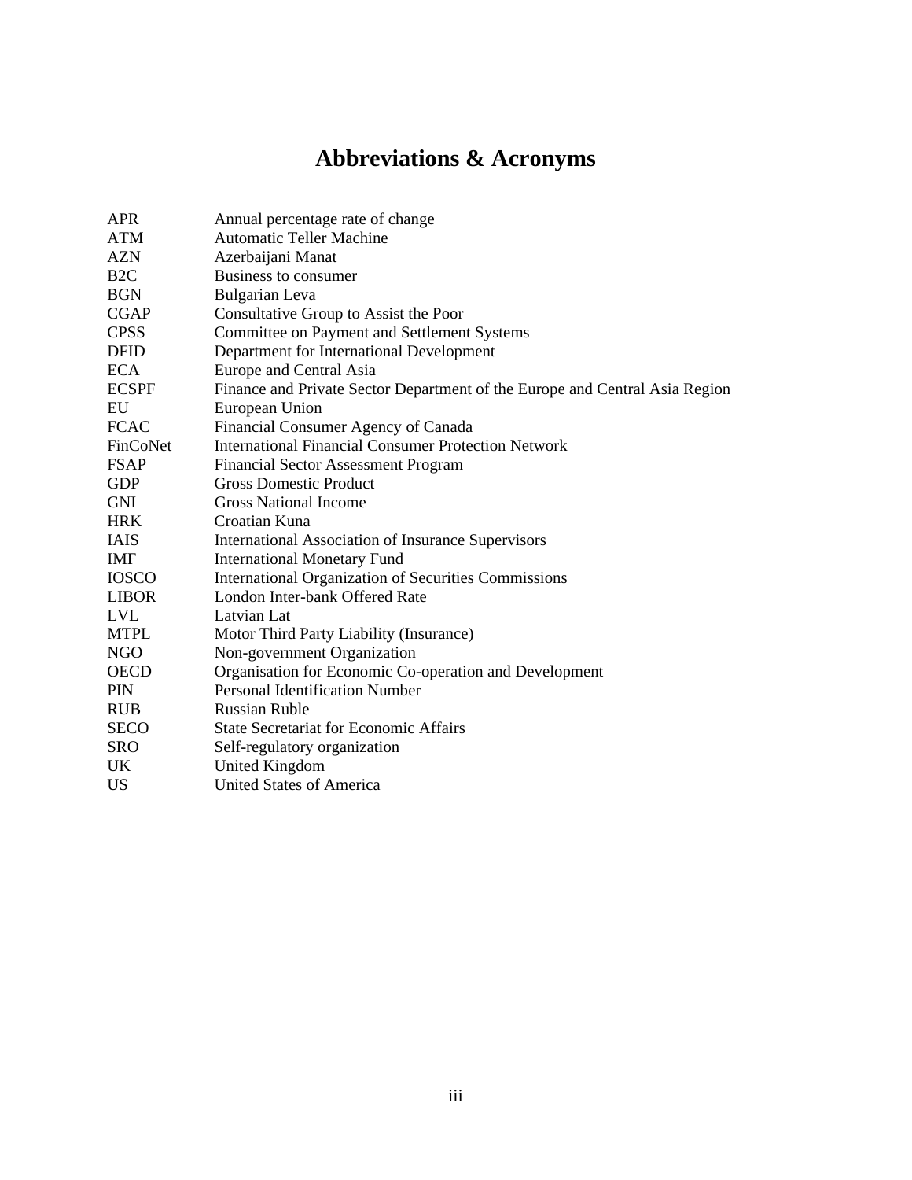# Abbreviations & Acronyms

| | |
|---|---|
| APR | Annual percentage rate of change |
| ATM | Automatic Teller Machine |
| AZN | Azerbaijani Manat |
| B2C | Business to consumer |
| BGN | Bulgarian Leva |
| CGAP | Consultative Group to Assist the Poor |
| CPSS | Committee on Payment and Settlement Systems |
| DFID | Department for International Development |
| ECA | Europe and Central Asia |
| ECSPF | Finance and Private Sector Department of the Europe and Central Asia Region |
| EU | European Union |
| FCAC | Financial Consumer Agency of Canada |
| FinCoNet | International Financial Consumer Protection Network |
| FSAP | Financial Sector Assessment Program |
| GDP | Gross Domestic Product |
| GNI | Gross National Income |
| HRK | Croatian Kuna |
| IAIS | International Association of Insurance Supervisors |
| IMF | International Monetary Fund |
| IOSCO | International Organization of Securities Commissions |
| LIBOR | London Inter-bank Offered Rate |
| LVL | Latvian Lat |
| MTPL | Motor Third Party Liability (Insurance) |
| NGO | Non-government Organization |
| OECD | Organisation for Economic Co-operation and Development |
| PIN | Personal Identification Number |
| RUB | Russian Ruble |
| SECO | State Secretariat for Economic Affairs |
| SRO | Self-regulatory organization |
| UK | United Kingdom |
| US | United States of America |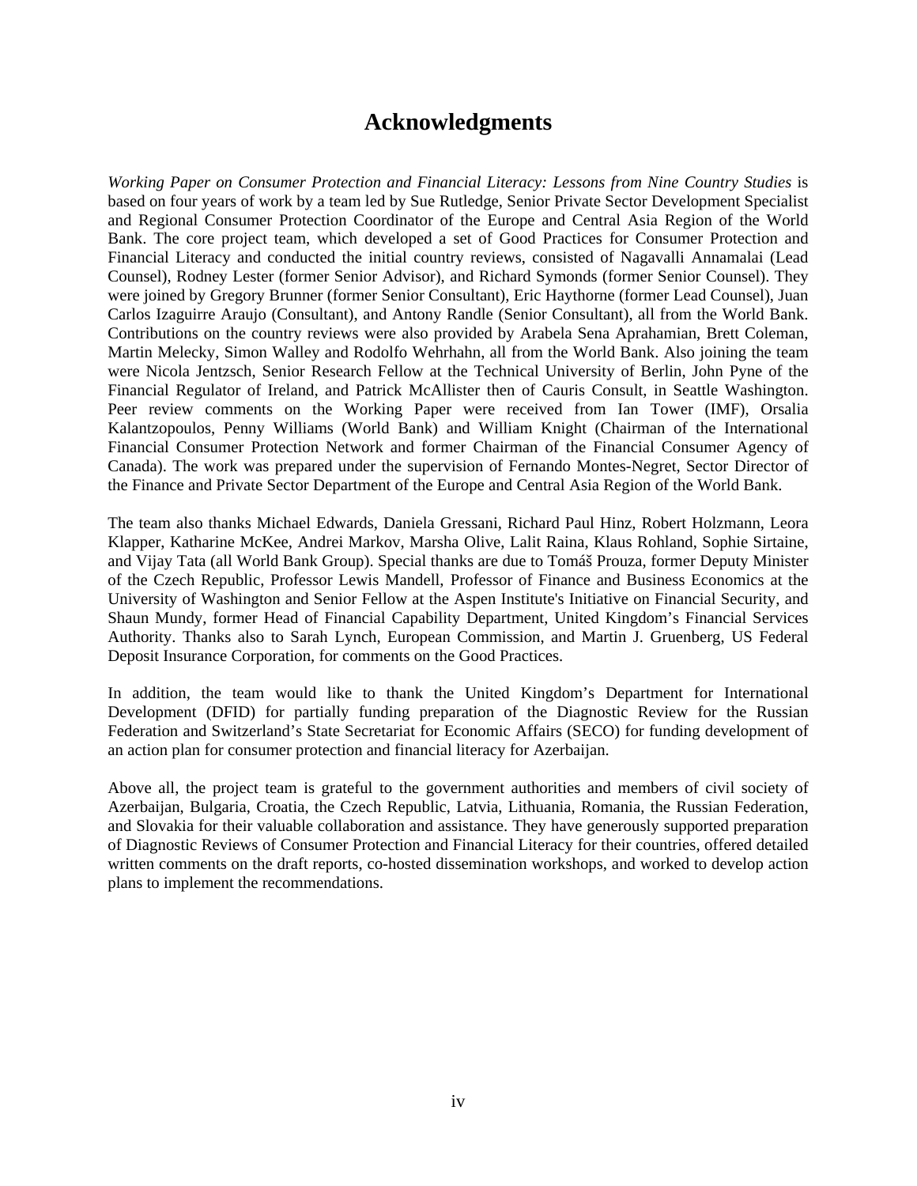# Acknowledgments

*Working Paper on Consumer Protection and Financial Literacy: Lessons from Nine Country Studies* is based on four years of work by a team led by Sue Rutledge, Senior Private Sector Development Specialist and Regional Consumer Protection Coordinator of the Europe and Central Asia Region of the World Bank. The core project team, which developed a set of Good Practices for Consumer Protection and Financial Literacy and conducted the initial country reviews, consisted of Nagavalli Annamalai (Lead Counsel), Rodney Lester (former Senior Advisor), and Richard Symonds (former Senior Counsel). They were joined by Gregory Brunner (former Senior Consultant), Eric Haythorne (former Lead Counsel), Juan Carlos Izaguirre Araujo (Consultant), and Antony Randle (Senior Consultant), all from the World Bank. Contributions on the country reviews were also provided by Arabela Sena Aprahamian, Brett Coleman, Martin Melecky, Simon Walley and Rodolfo Wehrhahn, all from the World Bank. Also joining the team were Nicola Jentzsch, Senior Research Fellow at the Technical University of Berlin, John Pyne of the Financial Regulator of Ireland, and Patrick McAllister then of Cauris Consult, in Seattle Washington. Peer review comments on the Working Paper were received from Ian Tower (IMF), Orsalia Kalantzopoulos, Penny Williams (World Bank) and William Knight (Chairman of the International Financial Consumer Protection Network and former Chairman of the Financial Consumer Agency of Canada). The work was prepared under the supervision of Fernando Montes-Negret, Sector Director of the Finance and Private Sector Department of the Europe and Central Asia Region of the World Bank.

The team also thanks Michael Edwards, Daniela Gressani, Richard Paul Hinz, Robert Holzmann, Leora Klapper, Katharine McKee, Andrei Markov, Marsha Olive, Lalit Raina, Klaus Rohland, Sophie Sirtaine, and Vijay Tata (all World Bank Group). Special thanks are due to Tomáš Prouza, former Deputy Minister of the Czech Republic, Professor Lewis Mandell, Professor of Finance and Business Economics at the University of Washington and Senior Fellow at the Aspen Institute's Initiative on Financial Security, and Shaun Mundy, former Head of Financial Capability Department, United Kingdom's Financial Services Authority. Thanks also to Sarah Lynch, European Commission, and Martin J. Gruenberg, US Federal Deposit Insurance Corporation, for comments on the Good Practices.

In addition, the team would like to thank the United Kingdom's Department for International Development (DFID) for partially funding preparation of the Diagnostic Review for the Russian Federation and Switzerland's State Secretariat for Economic Affairs (SECO) for funding development of an action plan for consumer protection and financial literacy for Azerbaijan.

Above all, the project team is grateful to the government authorities and members of civil society of Azerbaijan, Bulgaria, Croatia, the Czech Republic, Latvia, Lithuania, Romania, the Russian Federation, and Slovakia for their valuable collaboration and assistance. They have generously supported preparation of Diagnostic Reviews of Consumer Protection and Financial Literacy for their countries, offered detailed written comments on the draft reports, co-hosted dissemination workshops, and worked to develop action plans to implement the recommendations.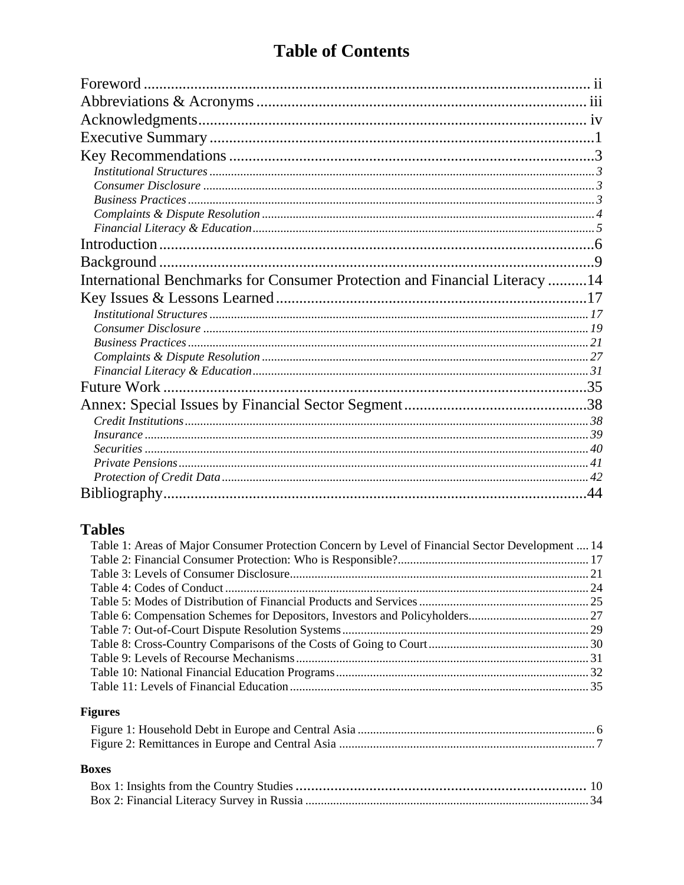# Table of Contents

Foreword ii
Abbreviations & Acronyms iii
Acknowledgments iv
Executive Summary 1
Key Recommendations 3
- *Institutional Structures* 3
- *Consumer Disclosure* 3
- *Business Practices* 3
- *Complaints & Dispute Resolution* 4
- *Financial Literacy & Education* 5

Introduction 6
Background 9
International Benchmarks for Consumer Protection and Financial Literacy 14
Key Issues & Lessons Learned 17
- *Institutional Structures* 17
- *Consumer Disclosure* 19
- *Business Practices* 21
- *Complaints & Dispute Resolution* 27
- *Financial Literacy & Education* 31

Future Work 35
Annex: Special Issues by Financial Sector Segment 38
- *Credit Institutions* 38
- *Insurance* 39
- *Securities* 40
- *Private Pensions* 41
- *Protection of Credit Data* 42

Bibliography 44

## Tables

Table 1: Areas of Major Consumer Protection Concern by Level of Financial Sector Development 14
Table 2: Financial Consumer Protection: Who is Responsible? 17
Table 3: Levels of Consumer Disclosure 21
Table 4: Codes of Conduct 24
Table 5: Modes of Distribution of Financial Products and Services 25
Table 6: Compensation Schemes for Depositors, Investors and Policyholders 27
Table 7: Out-of-Court Dispute Resolution Systems 29
Table 8: Cross-Country Comparisons of the Costs of Going to Court 30
Table 9: Levels of Recourse Mechanisms 31
Table 10: National Financial Education Programs 32
Table 11: Levels of Financial Education 35

### Figures

Figure 1: Household Debt in Europe and Central Asia 6
Figure 2: Remittances in Europe and Central Asia 7

### Boxes

Box 1: Insights from the Country Studies 10
Box 2: Financial Literacy Survey in Russia 34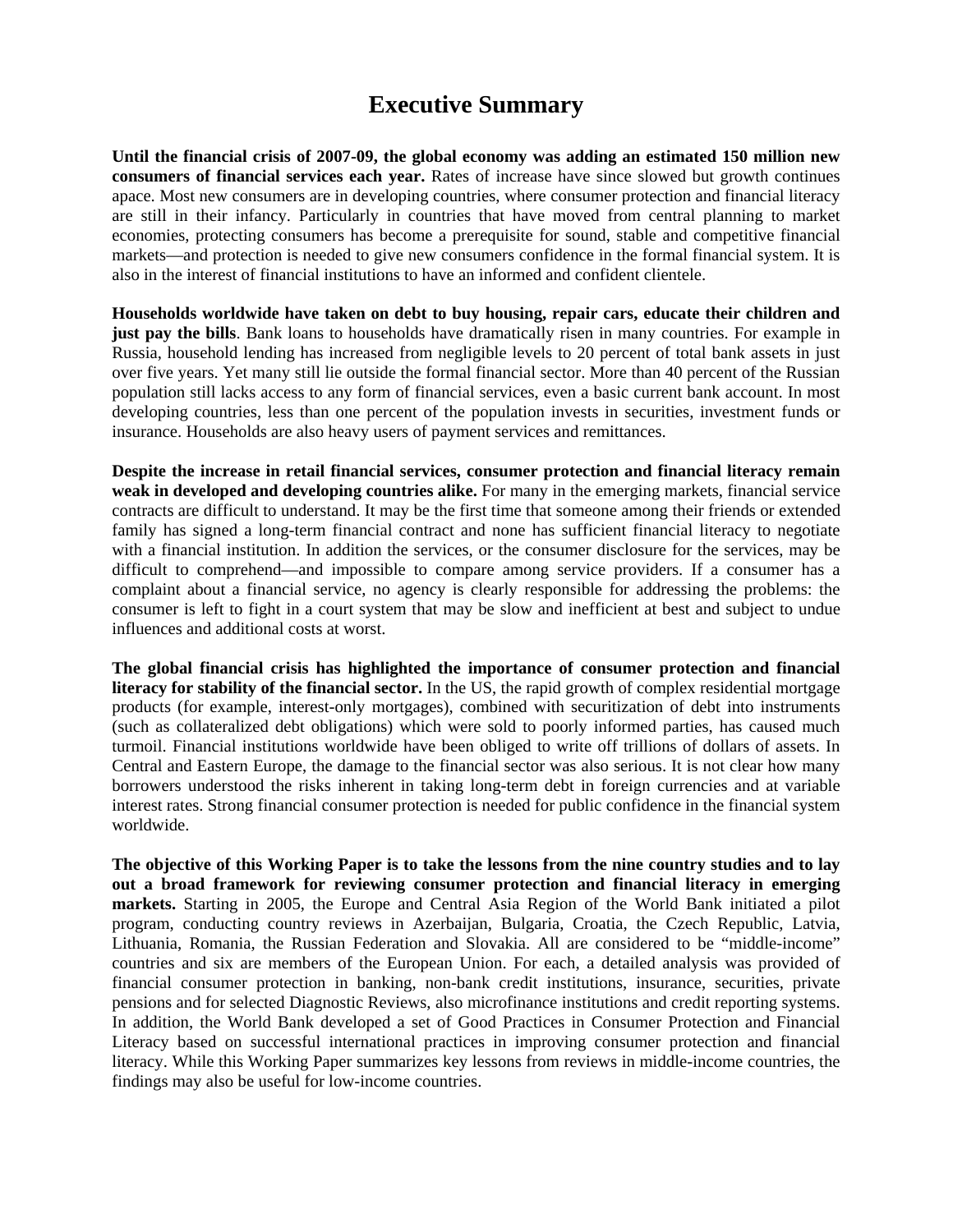# Executive Summary

**Until the financial crisis of 2007-09, the global economy was adding an estimated 150 million new consumers of financial services each year.** Rates of increase have since slowed but growth continues apace. Most new consumers are in developing countries, where consumer protection and financial literacy are still in their infancy. Particularly in countries that have moved from central planning to market economies, protecting consumers has become a prerequisite for sound, stable and competitive financial markets—and protection is needed to give new consumers confidence in the formal financial system. It is also in the interest of financial institutions to have an informed and confident clientele.

**Households worldwide have taken on debt to buy housing, repair cars, educate their children and just pay the bills**. Bank loans to households have dramatically risen in many countries. For example in Russia, household lending has increased from negligible levels to 20 percent of total bank assets in just over five years. Yet many still lie outside the formal financial sector. More than 40 percent of the Russian population still lacks access to any form of financial services, even a basic current bank account. In most developing countries, less than one percent of the population invests in securities, investment funds or insurance. Households are also heavy users of payment services and remittances.

**Despite the increase in retail financial services, consumer protection and financial literacy remain weak in developed and developing countries alike.** For many in the emerging markets, financial service contracts are difficult to understand. It may be the first time that someone among their friends or extended family has signed a long-term financial contract and none has sufficient financial literacy to negotiate with a financial institution. In addition the services, or the consumer disclosure for the services, may be difficult to comprehend—and impossible to compare among service providers. If a consumer has a complaint about a financial service, no agency is clearly responsible for addressing the problems: the consumer is left to fight in a court system that may be slow and inefficient at best and subject to undue influences and additional costs at worst.

**The global financial crisis has highlighted the importance of consumer protection and financial literacy for stability of the financial sector.** In the US, the rapid growth of complex residential mortgage products (for example, interest-only mortgages), combined with securitization of debt into instruments (such as collateralized debt obligations) which were sold to poorly informed parties, has caused much turmoil. Financial institutions worldwide have been obliged to write off trillions of dollars of assets. In Central and Eastern Europe, the damage to the financial sector was also serious. It is not clear how many borrowers understood the risks inherent in taking long-term debt in foreign currencies and at variable interest rates. Strong financial consumer protection is needed for public confidence in the financial system worldwide.

**The objective of this Working Paper is to take the lessons from the nine country studies and to lay out a broad framework for reviewing consumer protection and financial literacy in emerging markets.** Starting in 2005, the Europe and Central Asia Region of the World Bank initiated a pilot program, conducting country reviews in Azerbaijan, Bulgaria, Croatia, the Czech Republic, Latvia, Lithuania, Romania, the Russian Federation and Slovakia. All are considered to be "middle-income" countries and six are members of the European Union. For each, a detailed analysis was provided of financial consumer protection in banking, non-bank credit institutions, insurance, securities, private pensions and for selected Diagnostic Reviews, also microfinance institutions and credit reporting systems. In addition, the World Bank developed a set of Good Practices in Consumer Protection and Financial Literacy based on successful international practices in improving consumer protection and financial literacy. While this Working Paper summarizes key lessons from reviews in middle-income countries, the findings may also be useful for low-income countries.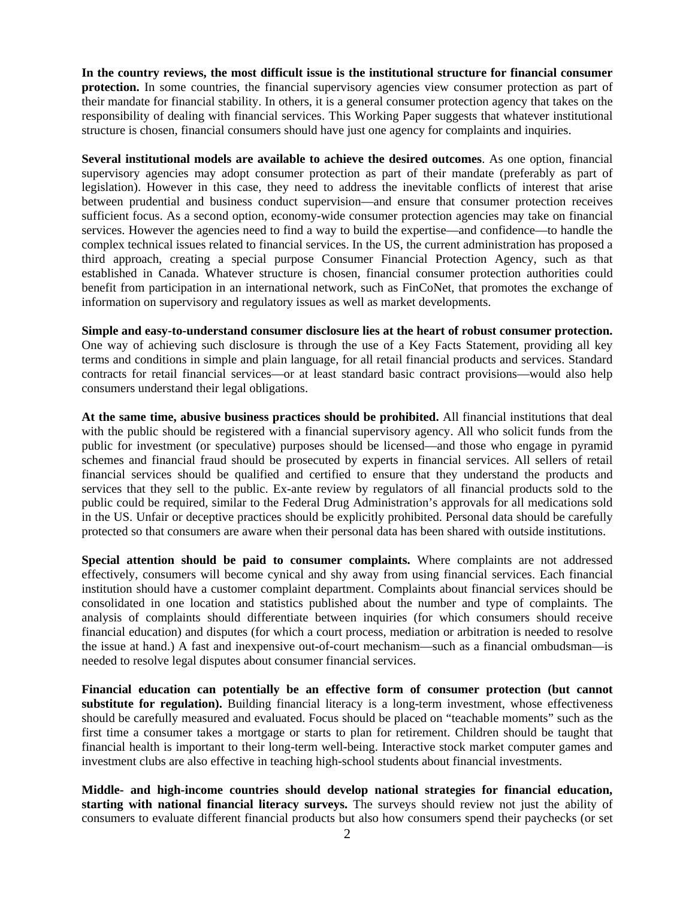**In the country reviews, the most difficult issue is the institutional structure for financial consumer protection.** In some countries, the financial supervisory agencies view consumer protection as part of their mandate for financial stability. In others, it is a general consumer protection agency that takes on the responsibility of dealing with financial services. This Working Paper suggests that whatever institutional structure is chosen, financial consumers should have just one agency for complaints and inquiries.

**Several institutional models are available to achieve the desired outcomes**. As one option, financial supervisory agencies may adopt consumer protection as part of their mandate (preferably as part of legislation). However in this case, they need to address the inevitable conflicts of interest that arise between prudential and business conduct supervision—and ensure that consumer protection receives sufficient focus. As a second option, economy-wide consumer protection agencies may take on financial services. However the agencies need to find a way to build the expertise—and confidence—to handle the complex technical issues related to financial services. In the US, the current administration has proposed a third approach, creating a special purpose Consumer Financial Protection Agency, such as that established in Canada. Whatever structure is chosen, financial consumer protection authorities could benefit from participation in an international network, such as FinCoNet, that promotes the exchange of information on supervisory and regulatory issues as well as market developments.

**Simple and easy-to-understand consumer disclosure lies at the heart of robust consumer protection.** One way of achieving such disclosure is through the use of a Key Facts Statement, providing all key terms and conditions in simple and plain language, for all retail financial products and services. Standard contracts for retail financial services—or at least standard basic contract provisions—would also help consumers understand their legal obligations.

**At the same time, abusive business practices should be prohibited.** All financial institutions that deal with the public should be registered with a financial supervisory agency. All who solicit funds from the public for investment (or speculative) purposes should be licensed—and those who engage in pyramid schemes and financial fraud should be prosecuted by experts in financial services. All sellers of retail financial services should be qualified and certified to ensure that they understand the products and services that they sell to the public. Ex-ante review by regulators of all financial products sold to the public could be required, similar to the Federal Drug Administration's approvals for all medications sold in the US. Unfair or deceptive practices should be explicitly prohibited. Personal data should be carefully protected so that consumers are aware when their personal data has been shared with outside institutions.

**Special attention should be paid to consumer complaints.** Where complaints are not addressed effectively, consumers will become cynical and shy away from using financial services. Each financial institution should have a customer complaint department. Complaints about financial services should be consolidated in one location and statistics published about the number and type of complaints. The analysis of complaints should differentiate between inquiries (for which consumers should receive financial education) and disputes (for which a court process, mediation or arbitration is needed to resolve the issue at hand.) A fast and inexpensive out-of-court mechanism—such as a financial ombudsman—is needed to resolve legal disputes about consumer financial services.

**Financial education can potentially be an effective form of consumer protection (but cannot substitute for regulation).** Building financial literacy is a long-term investment, whose effectiveness should be carefully measured and evaluated. Focus should be placed on "teachable moments" such as the first time a consumer takes a mortgage or starts to plan for retirement. Children should be taught that financial health is important to their long-term well-being. Interactive stock market computer games and investment clubs are also effective in teaching high-school students about financial investments.

**Middle- and high-income countries should develop national strategies for financial education, starting with national financial literacy surveys.** The surveys should review not just the ability of consumers to evaluate different financial products but also how consumers spend their paychecks (or set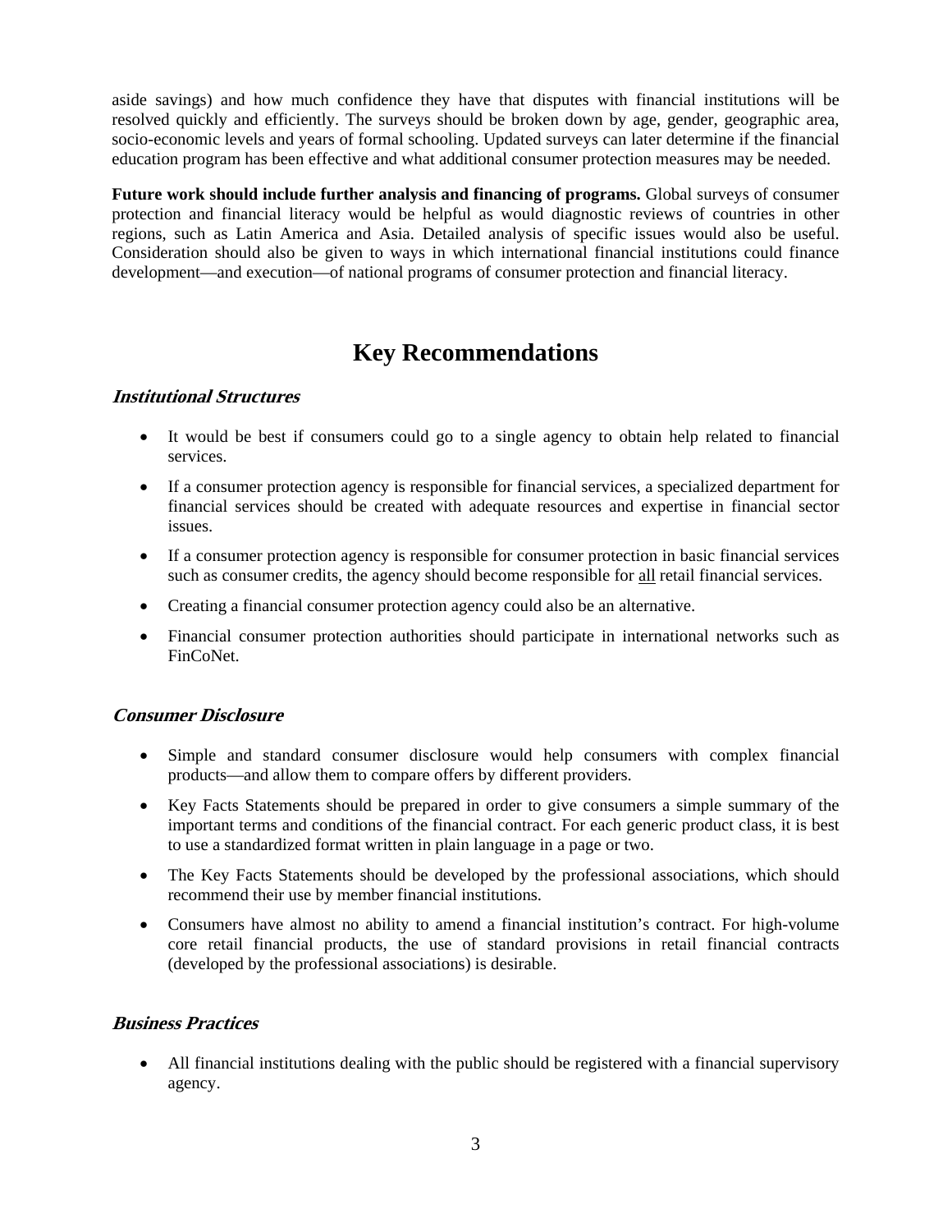aside savings) and how much confidence they have that disputes with financial institutions will be resolved quickly and efficiently. The surveys should be broken down by age, gender, geographic area, socio-economic levels and years of formal schooling. Updated surveys can later determine if the financial education program has been effective and what additional consumer protection measures may be needed.

**Future work should include further analysis and financing of programs.** Global surveys of consumer protection and financial literacy would be helpful as would diagnostic reviews of countries in other regions, such as Latin America and Asia. Detailed analysis of specific issues would also be useful. Consideration should also be given to ways in which international financial institutions could finance development—and execution—of national programs of consumer protection and financial literacy.

# Key Recommendations

### *Institutional Structures*

- It would be best if consumers could go to a single agency to obtain help related to financial services.
- If a consumer protection agency is responsible for financial services, a specialized department for financial services should be created with adequate resources and expertise in financial sector issues.
- If a consumer protection agency is responsible for consumer protection in basic financial services such as consumer credits, the agency should become responsible for all retail financial services.
- Creating a financial consumer protection agency could also be an alternative.
- Financial consumer protection authorities should participate in international networks such as FinCoNet.

### *Consumer Disclosure*

- Simple and standard consumer disclosure would help consumers with complex financial products—and allow them to compare offers by different providers.
- Key Facts Statements should be prepared in order to give consumers a simple summary of the important terms and conditions of the financial contract. For each generic product class, it is best to use a standardized format written in plain language in a page or two.
- The Key Facts Statements should be developed by the professional associations, which should recommend their use by member financial institutions.
- Consumers have almost no ability to amend a financial institution's contract. For high-volume core retail financial products, the use of standard provisions in retail financial contracts (developed by the professional associations) is desirable.

### *Business Practices*

- All financial institutions dealing with the public should be registered with a financial supervisory agency.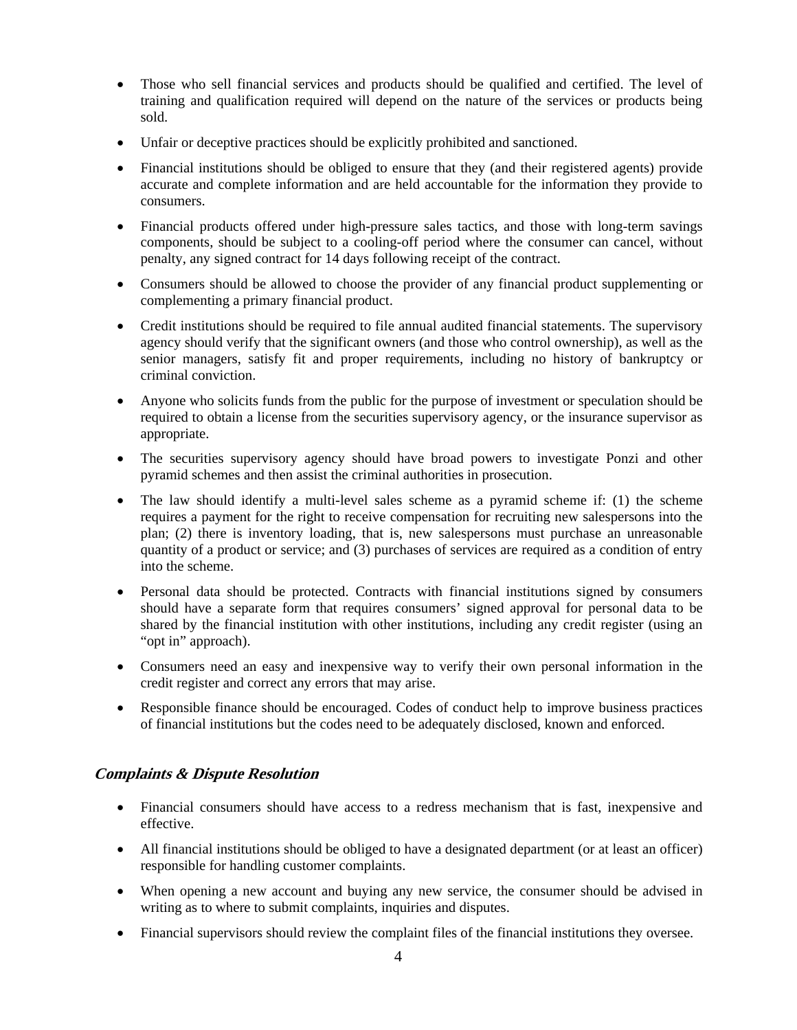- Those who sell financial services and products should be qualified and certified. The level of training and qualification required will depend on the nature of the services or products being sold.
- Unfair or deceptive practices should be explicitly prohibited and sanctioned.
- Financial institutions should be obliged to ensure that they (and their registered agents) provide accurate and complete information and are held accountable for the information they provide to consumers.
- Financial products offered under high-pressure sales tactics, and those with long-term savings components, should be subject to a cooling-off period where the consumer can cancel, without penalty, any signed contract for 14 days following receipt of the contract.
- Consumers should be allowed to choose the provider of any financial product supplementing or complementing a primary financial product.
- Credit institutions should be required to file annual audited financial statements. The supervisory agency should verify that the significant owners (and those who control ownership), as well as the senior managers, satisfy fit and proper requirements, including no history of bankruptcy or criminal conviction.
- Anyone who solicits funds from the public for the purpose of investment or speculation should be required to obtain a license from the securities supervisory agency, or the insurance supervisor as appropriate.
- The securities supervisory agency should have broad powers to investigate Ponzi and other pyramid schemes and then assist the criminal authorities in prosecution.
- The law should identify a multi-level sales scheme as a pyramid scheme if: (1) the scheme requires a payment for the right to receive compensation for recruiting new salespersons into the plan; (2) there is inventory loading, that is, new salespersons must purchase an unreasonable quantity of a product or service; and (3) purchases of services are required as a condition of entry into the scheme.
- Personal data should be protected. Contracts with financial institutions signed by consumers should have a separate form that requires consumers' signed approval for personal data to be shared by the financial institution with other institutions, including any credit register (using an "opt in" approach).
- Consumers need an easy and inexpensive way to verify their own personal information in the credit register and correct any errors that may arise.
- Responsible finance should be encouraged. Codes of conduct help to improve business practices of financial institutions but the codes need to be adequately disclosed, known and enforced.

### ***Complaints & Dispute Resolution***

- Financial consumers should have access to a redress mechanism that is fast, inexpensive and effective.
- All financial institutions should be obliged to have a designated department (or at least an officer) responsible for handling customer complaints.
- When opening a new account and buying any new service, the consumer should be advised in writing as to where to submit complaints, inquiries and disputes.
- Financial supervisors should review the complaint files of the financial institutions they oversee.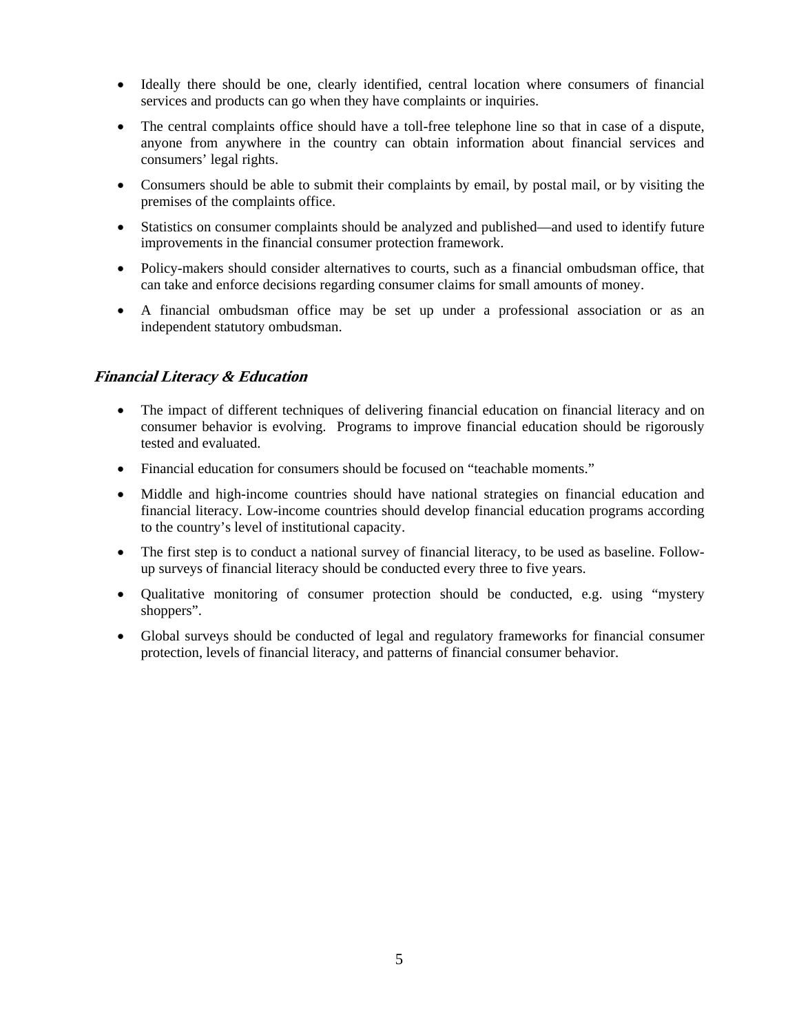- Ideally there should be one, clearly identified, central location where consumers of financial services and products can go when they have complaints or inquiries.
- The central complaints office should have a toll-free telephone line so that in case of a dispute, anyone from anywhere in the country can obtain information about financial services and consumers' legal rights.
- Consumers should be able to submit their complaints by email, by postal mail, or by visiting the premises of the complaints office.
- Statistics on consumer complaints should be analyzed and published—and used to identify future improvements in the financial consumer protection framework.
- Policy-makers should consider alternatives to courts, such as a financial ombudsman office, that can take and enforce decisions regarding consumer claims for small amounts of money.
- A financial ombudsman office may be set up under a professional association or as an independent statutory ombudsman.

### *Financial Literacy & Education*

- The impact of different techniques of delivering financial education on financial literacy and on consumer behavior is evolving. Programs to improve financial education should be rigorously tested and evaluated.
- Financial education for consumers should be focused on "teachable moments."
- Middle and high-income countries should have national strategies on financial education and financial literacy. Low-income countries should develop financial education programs according to the country's level of institutional capacity.
- The first step is to conduct a national survey of financial literacy, to be used as baseline. Follow-up surveys of financial literacy should be conducted every three to five years.
- Qualitative monitoring of consumer protection should be conducted, e.g. using "mystery shoppers".
- Global surveys should be conducted of legal and regulatory frameworks for financial consumer protection, levels of financial literacy, and patterns of financial consumer behavior.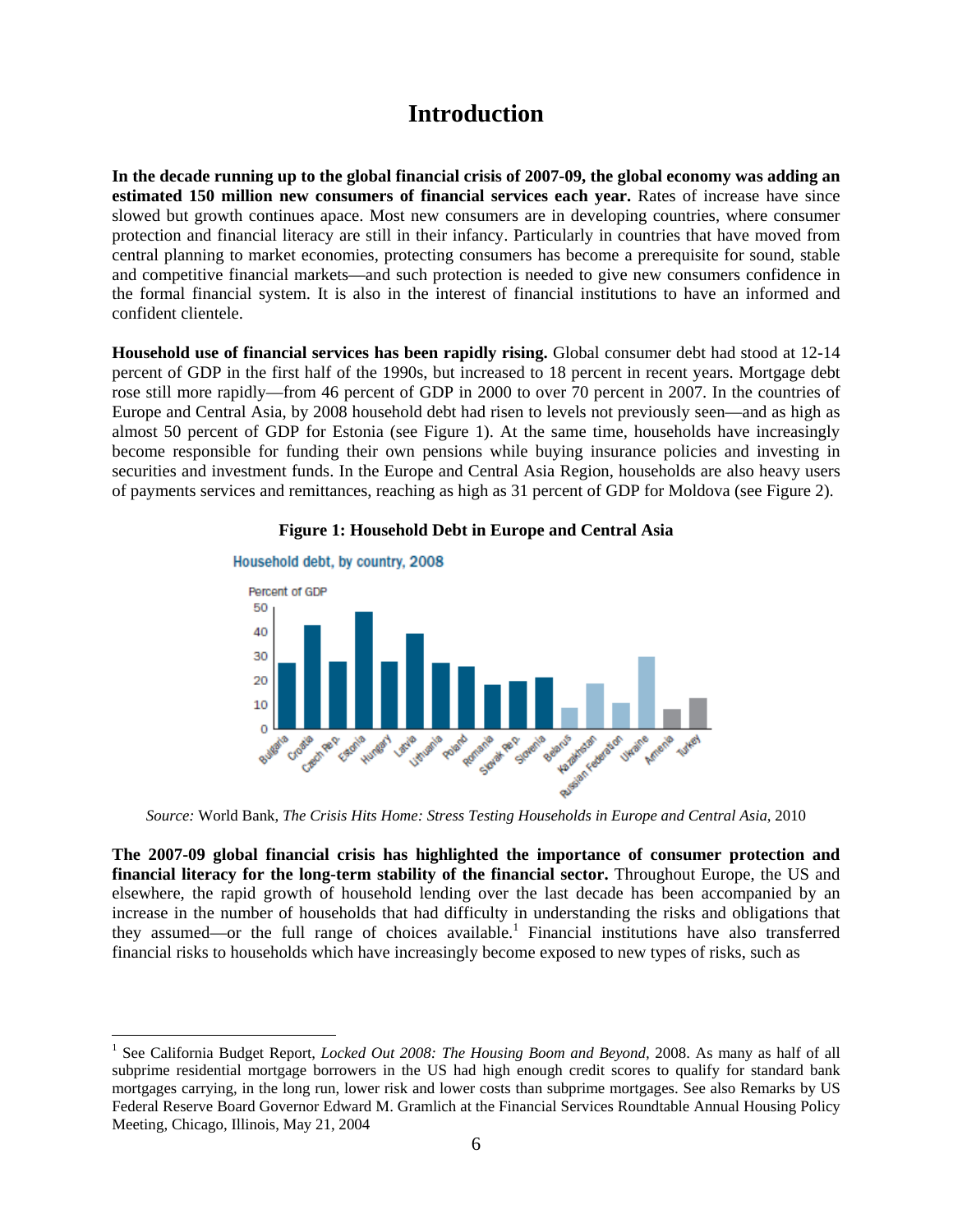# Introduction

**In the decade running up to the global financial crisis of 2007-09, the global economy was adding an estimated 150 million new consumers of financial services each year.** Rates of increase have since slowed but growth continues apace. Most new consumers are in developing countries, where consumer protection and financial literacy are still in their infancy. Particularly in countries that have moved from central planning to market economies, protecting consumers has become a prerequisite for sound, stable and competitive financial markets—and such protection is needed to give new consumers confidence in the formal financial system. It is also in the interest of financial institutions to have an informed and confident clientele.

**Household use of financial services has been rapidly rising.** Global consumer debt had stood at 12-14 percent of GDP in the first half of the 1990s, but increased to 18 percent in recent years. Mortgage debt rose still more rapidly—from 46 percent of GDP in 2000 to over 70 percent in 2007. In the countries of Europe and Central Asia, by 2008 household debt had risen to levels not previously seen—and as high as almost 50 percent of GDP for Estonia (see Figure 1). At the same time, households have increasingly become responsible for funding their own pensions while buying insurance policies and investing in securities and investment funds. In the Europe and Central Asia Region, households are also heavy users of payments services and remittances, reaching as high as 31 percent of GDP for Moldova (see Figure 2).

**Figure 1: Household Debt in Europe and Central Asia**

Household debt, by country, 2008

Percent of GDP

*Source:* World Bank, *The Crisis Hits Home: Stress Testing Households in Europe and Central Asia*, 2010

**The 2007-09 global financial crisis has highlighted the importance of consumer protection and financial literacy for the long-term stability of the financial sector.** Throughout Europe, the US and elsewhere, the rapid growth of household lending over the last decade has been accompanied by an increase in the number of households that had difficulty in understanding the risks and obligations that they assumed—or the full range of choices available.[1] Financial institutions have also transferred financial risks to households which have increasingly become exposed to new types of risks, such as

---

[1] See California Budget Report, *Locked Out 2008: The Housing Boom and Beyond*, 2008. As many as half of all subprime residential mortgage borrowers in the US had high enough credit scores to qualify for standard bank mortgages carrying, in the long run, lower risk and lower costs than subprime mortgages. See also Remarks by US Federal Reserve Board Governor Edward M. Gramlich at the Financial Services Roundtable Annual Housing Policy Meeting, Chicago, Illinois, May 21, 2004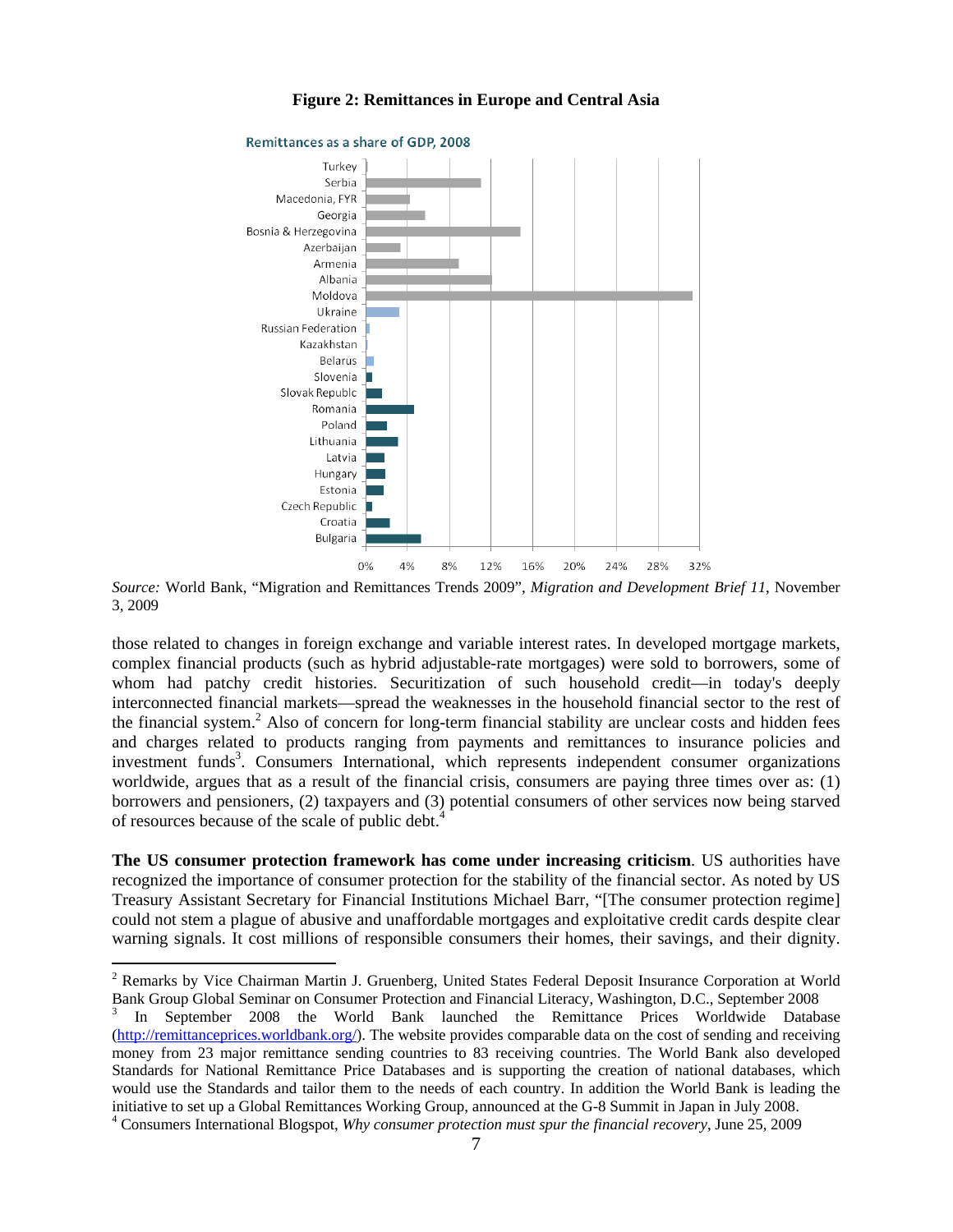**Figure 2: Remittances in Europe and Central Asia**

Remittances as a share of GDP, 2008

*Source:* World Bank, "Migration and Remittances Trends 2009", *Migration and Development Brief 11*, November 3, 2009

those related to changes in foreign exchange and variable interest rates. In developed mortgage markets, complex financial products (such as hybrid adjustable-rate mortgages) were sold to borrowers, some of whom had patchy credit histories. Securitization of such household credit—in today's deeply interconnected financial markets—spread the weaknesses in the household financial sector to the rest of the financial system.[2] Also of concern for long-term financial stability are unclear costs and hidden fees and charges related to products ranging from payments and remittances to insurance policies and investment funds[3]. Consumers International, which represents independent consumer organizations worldwide, argues that as a result of the financial crisis, consumers are paying three times over as: (1) borrowers and pensioners, (2) taxpayers and (3) potential consumers of other services now being starved of resources because of the scale of public debt.[4]

**The US consumer protection framework has come under increasing criticism**. US authorities have recognized the importance of consumer protection for the stability of the financial sector. As noted by US Treasury Assistant Secretary for Financial Institutions Michael Barr, "[The consumer protection regime] could not stem a plague of abusive and unaffordable mortgages and exploitative credit cards despite clear warning signals. It cost millions of responsible consumers their homes, their savings, and their dignity.

---

[2] Remarks by Vice Chairman Martin J. Gruenberg, United States Federal Deposit Insurance Corporation at World Bank Group Global Seminar on Consumer Protection and Financial Literacy, Washington, D.C., September 2008

[3] In September 2008 the World Bank launched the Remittance Prices Worldwide Database (http://remittanceprices.worldbank.org/). The website provides comparable data on the cost of sending and receiving money from 23 major remittance sending countries to 83 receiving countries. The World Bank also developed Standards for National Remittance Price Databases and is supporting the creation of national databases, which would use the Standards and tailor them to the needs of each country. In addition the World Bank is leading the initiative to set up a Global Remittances Working Group, announced at the G-8 Summit in Japan in July 2008.

[4] Consumers International Blogspot, *Why consumer protection must spur the financial recovery*, June 25, 2009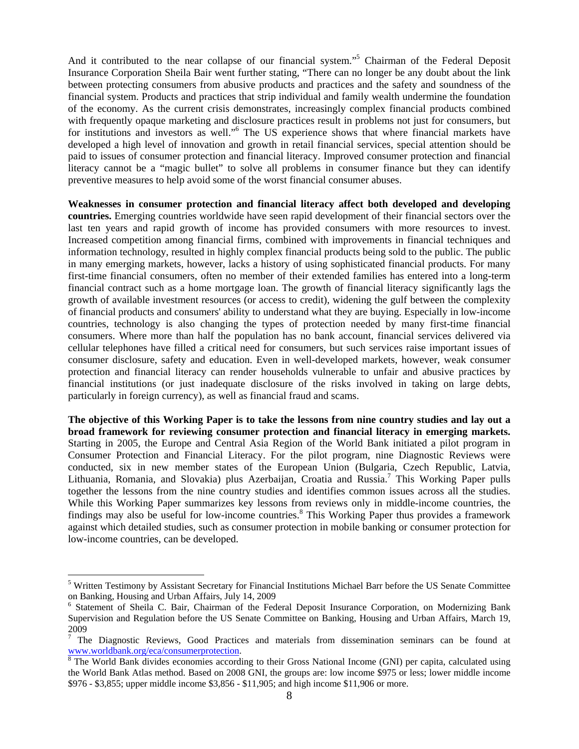And it contributed to the near collapse of our financial system."[5] Chairman of the Federal Deposit Insurance Corporation Sheila Bair went further stating, "There can no longer be any doubt about the link between protecting consumers from abusive products and practices and the safety and soundness of the financial system. Products and practices that strip individual and family wealth undermine the foundation of the economy. As the current crisis demonstrates, increasingly complex financial products combined with frequently opaque marketing and disclosure practices result in problems not just for consumers, but for institutions and investors as well."[6] The US experience shows that where financial markets have developed a high level of innovation and growth in retail financial services, special attention should be paid to issues of consumer protection and financial literacy. Improved consumer protection and financial literacy cannot be a "magic bullet" to solve all problems in consumer finance but they can identify preventive measures to help avoid some of the worst financial consumer abuses.

**Weaknesses in consumer protection and financial literacy affect both developed and developing countries.** Emerging countries worldwide have seen rapid development of their financial sectors over the last ten years and rapid growth of income has provided consumers with more resources to invest. Increased competition among financial firms, combined with improvements in financial techniques and information technology, resulted in highly complex financial products being sold to the public. The public in many emerging markets, however, lacks a history of using sophisticated financial products. For many first-time financial consumers, often no member of their extended families has entered into a long-term financial contract such as a home mortgage loan. The growth of financial literacy significantly lags the growth of available investment resources (or access to credit), widening the gulf between the complexity of financial products and consumers' ability to understand what they are buying. Especially in low-income countries, technology is also changing the types of protection needed by many first-time financial consumers. Where more than half the population has no bank account, financial services delivered via cellular telephones have filled a critical need for consumers, but such services raise important issues of consumer disclosure, safety and education. Even in well-developed markets, however, weak consumer protection and financial literacy can render households vulnerable to unfair and abusive practices by financial institutions (or just inadequate disclosure of the risks involved in taking on large debts, particularly in foreign currency), as well as financial fraud and scams.

**The objective of this Working Paper is to take the lessons from nine country studies and lay out a broad framework for reviewing consumer protection and financial literacy in emerging markets.** Starting in 2005, the Europe and Central Asia Region of the World Bank initiated a pilot program in Consumer Protection and Financial Literacy. For the pilot program, nine Diagnostic Reviews were conducted, six in new member states of the European Union (Bulgaria, Czech Republic, Latvia, Lithuania, Romania, and Slovakia) plus Azerbaijan, Croatia and Russia.[7] This Working Paper pulls together the lessons from the nine country studies and identifies common issues across all the studies. While this Working Paper summarizes key lessons from reviews only in middle-income countries, the findings may also be useful for low-income countries.[8] This Working Paper thus provides a framework against which detailed studies, such as consumer protection in mobile banking or consumer protection for low-income countries, can be developed.

---

[5] Written Testimony by Assistant Secretary for Financial Institutions Michael Barr before the US Senate Committee on Banking, Housing and Urban Affairs, July 14, 2009

[6] Statement of Sheila C. Bair, Chairman of the Federal Deposit Insurance Corporation, on Modernizing Bank Supervision and Regulation before the US Senate Committee on Banking, Housing and Urban Affairs, March 19, 2009

[7] The Diagnostic Reviews, Good Practices and materials from dissemination seminars can be found at www.worldbank.org/eca/consumerprotection.

[8] The World Bank divides economies according to their Gross National Income (GNI) per capita, calculated using the World Bank Atlas method. Based on 2008 GNI, the groups are: low income $975 or less; lower middle income $976 - $3,855; upper middle income $3,856 - $11,905; and high income $11,906 or more.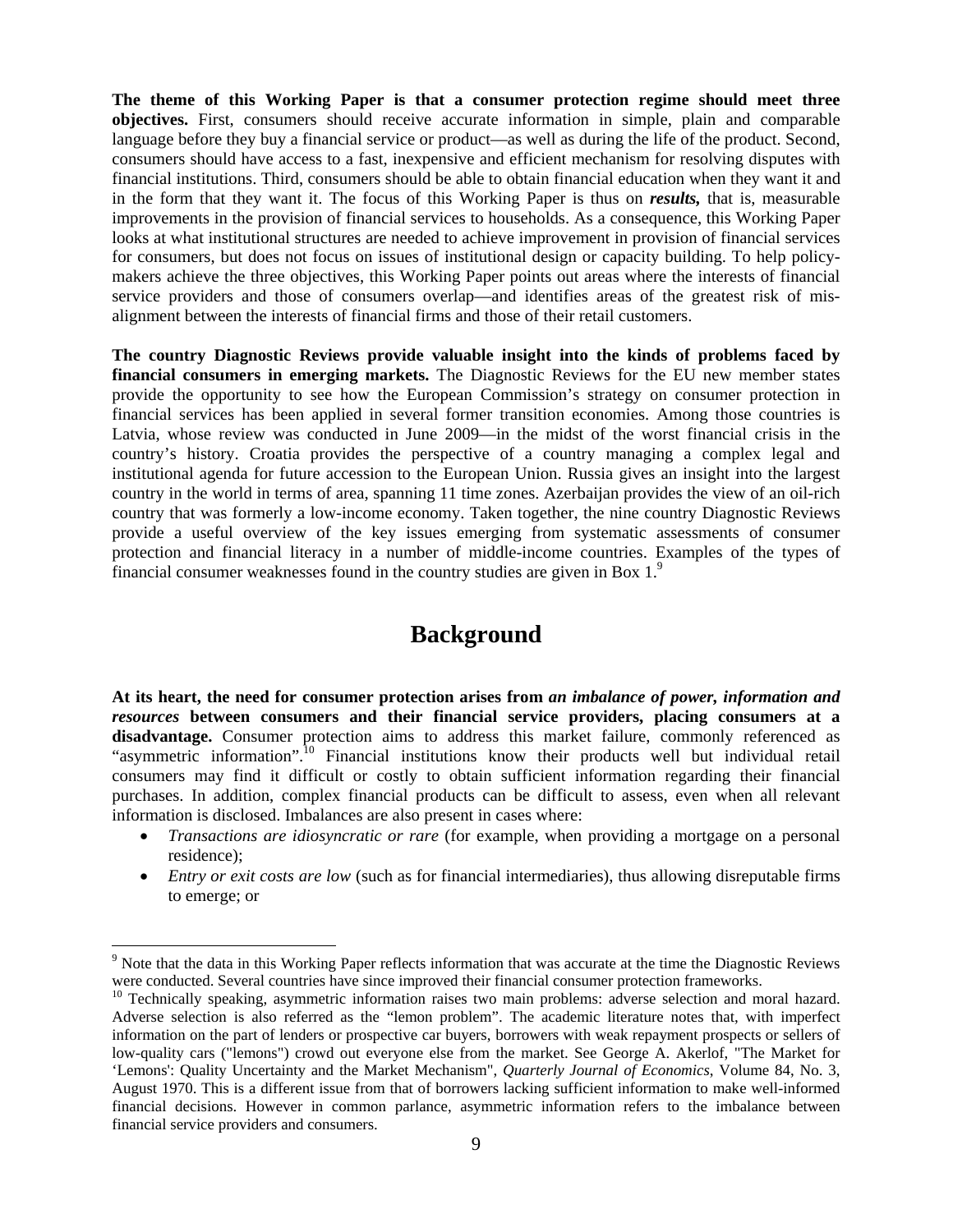**The theme of this Working Paper is that a consumer protection regime should meet three objectives.** First, consumers should receive accurate information in simple, plain and comparable language before they buy a financial service or product—as well as during the life of the product. Second, consumers should have access to a fast, inexpensive and efficient mechanism for resolving disputes with financial institutions. Third, consumers should be able to obtain financial education when they want it and in the form that they want it. The focus of this Working Paper is thus on ***results,*** that is, measurable improvements in the provision of financial services to households. As a consequence, this Working Paper looks at what institutional structures are needed to achieve improvement in provision of financial services for consumers, but does not focus on issues of institutional design or capacity building. To help policy-makers achieve the three objectives, this Working Paper points out areas where the interests of financial service providers and those of consumers overlap—and identifies areas of the greatest risk of mis-alignment between the interests of financial firms and those of their retail customers.

**The country Diagnostic Reviews provide valuable insight into the kinds of problems faced by financial consumers in emerging markets.** The Diagnostic Reviews for the EU new member states provide the opportunity to see how the European Commission's strategy on consumer protection in financial services has been applied in several former transition economies. Among those countries is Latvia, whose review was conducted in June 2009—in the midst of the worst financial crisis in the country's history. Croatia provides the perspective of a country managing a complex legal and institutional agenda for future accession to the European Union. Russia gives an insight into the largest country in the world in terms of area, spanning 11 time zones. Azerbaijan provides the view of an oil-rich country that was formerly a low-income economy. Taken together, the nine country Diagnostic Reviews provide a useful overview of the key issues emerging from systematic assessments of consumer protection and financial literacy in a number of middle-income countries. Examples of the types of financial consumer weaknesses found in the country studies are given in Box 1.[9]

# Background

**At its heart, the need for consumer protection arises from *an imbalance of power, information and resources* between consumers and their financial service providers, placing consumers at a disadvantage.** Consumer protection aims to address this market failure, commonly referenced as "asymmetric information".[10] Financial institutions know their products well but individual retail consumers may find it difficult or costly to obtain sufficient information regarding their financial purchases. In addition, complex financial products can be difficult to assess, even when all relevant information is disclosed. Imbalances are also present in cases where:

- *Transactions are idiosyncratic or rare* (for example, when providing a mortgage on a personal residence);
- *Entry or exit costs are low* (such as for financial intermediaries), thus allowing disreputable firms to emerge; or

---

[9] Note that the data in this Working Paper reflects information that was accurate at the time the Diagnostic Reviews were conducted. Several countries have since improved their financial consumer protection frameworks.

[10] Technically speaking, asymmetric information raises two main problems: adverse selection and moral hazard. Adverse selection is also referred as the "lemon problem". The academic literature notes that, with imperfect information on the part of lenders or prospective car buyers, borrowers with weak repayment prospects or sellers of low-quality cars ("lemons") crowd out everyone else from the market. See George A. Akerlof, "The Market for 'Lemons': Quality Uncertainty and the Market Mechanism", *Quarterly Journal of Economics*, Volume 84, No. 3, August 1970. This is a different issue from that of borrowers lacking sufficient information to make well-informed financial decisions. However in common parlance, asymmetric information refers to the imbalance between financial service providers and consumers.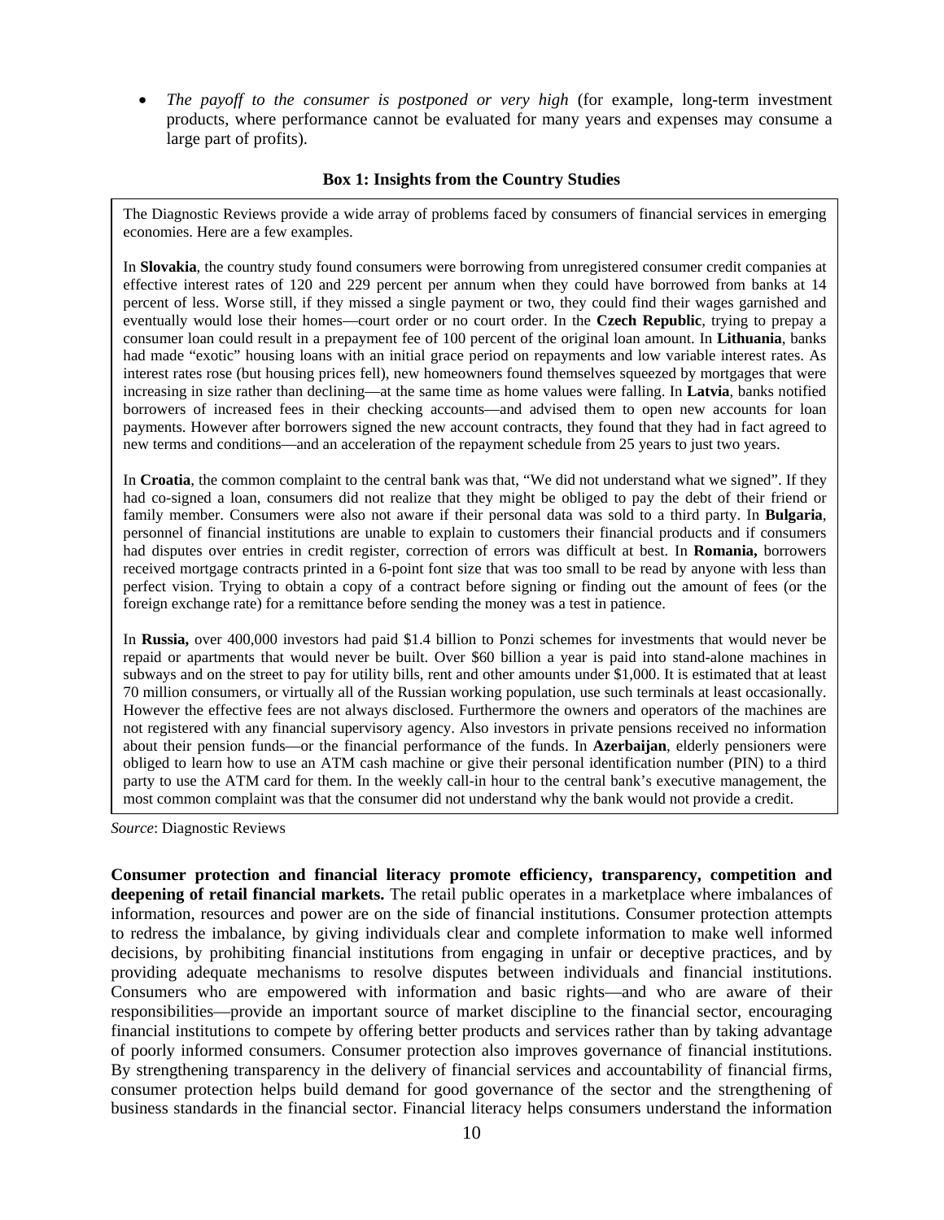- *The payoff to the consumer is postponed or very high* (for example, long-term investment products, where performance cannot be evaluated for many years and expenses may consume a large part of profits).

**Box 1: Insights from the Country Studies**

The Diagnostic Reviews provide a wide array of problems faced by consumers of financial services in emerging economies. Here are a few examples.

In **Slovakia**, the country study found consumers were borrowing from unregistered consumer credit companies at effective interest rates of 120 and 229 percent per annum when they could have borrowed from banks at 14 percent of less. Worse still, if they missed a single payment or two, they could find their wages garnished and eventually would lose their homes—court order or no court order. In the **Czech Republic**, trying to prepay a consumer loan could result in a prepayment fee of 100 percent of the original loan amount. In **Lithuania**, banks had made "exotic" housing loans with an initial grace period on repayments and low variable interest rates. As interest rates rose (but housing prices fell), new homeowners found themselves squeezed by mortgages that were increasing in size rather than declining—at the same time as home values were falling. In **Latvia**, banks notified borrowers of increased fees in their checking accounts—and advised them to open new accounts for loan payments. However after borrowers signed the new account contracts, they found that they had in fact agreed to new terms and conditions—and an acceleration of the repayment schedule from 25 years to just two years.

In **Croatia**, the common complaint to the central bank was that, "We did not understand what we signed". If they had co-signed a loan, consumers did not realize that they might be obliged to pay the debt of their friend or family member. Consumers were also not aware if their personal data was sold to a third party. In **Bulgaria**, personnel of financial institutions are unable to explain to customers their financial products and if consumers had disputes over entries in credit register, correction of errors was difficult at best. In **Romania,** borrowers received mortgage contracts printed in a 6-point font size that was too small to be read by anyone with less than perfect vision. Trying to obtain a copy of a contract before signing or finding out the amount of fees (or the foreign exchange rate) for a remittance before sending the money was a test in patience.

In **Russia,** over 400,000 investors had paid $1.4 billion to Ponzi schemes for investments that would never be repaid or apartments that would never be built. Over $60 billion a year is paid into stand-alone machines in subways and on the street to pay for utility bills, rent and other amounts under $1,000. It is estimated that at least 70 million consumers, or virtually all of the Russian working population, use such terminals at least occasionally. However the effective fees are not always disclosed. Furthermore the owners and operators of the machines are not registered with any financial supervisory agency. Also investors in private pensions received no information about their pension funds—or the financial performance of the funds. In **Azerbaijan**, elderly pensioners were obliged to learn how to use an ATM cash machine or give their personal identification number (PIN) to a third party to use the ATM card for them. In the weekly call-in hour to the central bank's executive management, the most common complaint was that the consumer did not understand why the bank would not provide a credit.

*Source*: Diagnostic Reviews

**Consumer protection and financial literacy promote efficiency, transparency, competition and deepening of retail financial markets.** The retail public operates in a marketplace where imbalances of information, resources and power are on the side of financial institutions. Consumer protection attempts to redress the imbalance, by giving individuals clear and complete information to make well informed decisions, by prohibiting financial institutions from engaging in unfair or deceptive practices, and by providing adequate mechanisms to resolve disputes between individuals and financial institutions. Consumers who are empowered with information and basic rights—and who are aware of their responsibilities—provide an important source of market discipline to the financial sector, encouraging financial institutions to compete by offering better products and services rather than by taking advantage of poorly informed consumers. Consumer protection also improves governance of financial institutions. By strengthening transparency in the delivery of financial services and accountability of financial firms, consumer protection helps build demand for good governance of the sector and the strengthening of business standards in the financial sector. Financial literacy helps consumers understand the information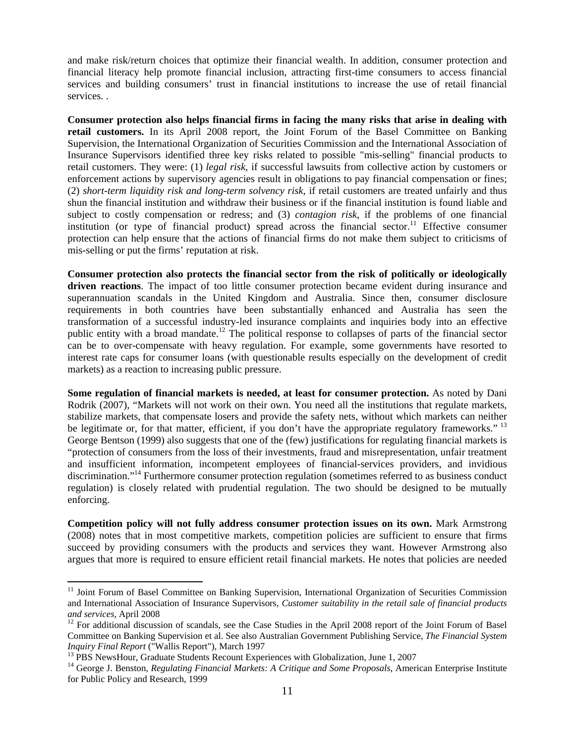and make risk/return choices that optimize their financial wealth. In addition, consumer protection and financial literacy help promote financial inclusion, attracting first-time consumers to access financial services and building consumers' trust in financial institutions to increase the use of retail financial services. .

**Consumer protection also helps financial firms in facing the many risks that arise in dealing with retail customers.** In its April 2008 report, the Joint Forum of the Basel Committee on Banking Supervision, the International Organization of Securities Commission and the International Association of Insurance Supervisors identified three key risks related to possible "mis-selling" financial products to retail customers. They were: (1) *legal risk*, if successful lawsuits from collective action by customers or enforcement actions by supervisory agencies result in obligations to pay financial compensation or fines; (2) *short-term liquidity risk and long-term solvency risk*, if retail customers are treated unfairly and thus shun the financial institution and withdraw their business or if the financial institution is found liable and subject to costly compensation or redress; and (3) *contagion risk*, if the problems of one financial institution (or type of financial product) spread across the financial sector.[11] Effective consumer protection can help ensure that the actions of financial firms do not make them subject to criticisms of mis-selling or put the firms' reputation at risk.

**Consumer protection also protects the financial sector from the risk of politically or ideologically driven reactions**. The impact of too little consumer protection became evident during insurance and superannuation scandals in the United Kingdom and Australia. Since then, consumer disclosure requirements in both countries have been substantially enhanced and Australia has seen the transformation of a successful industry-led insurance complaints and inquiries body into an effective public entity with a broad mandate.[12] The political response to collapses of parts of the financial sector can be to over-compensate with heavy regulation. For example, some governments have resorted to interest rate caps for consumer loans (with questionable results especially on the development of credit markets) as a reaction to increasing public pressure.

**Some regulation of financial markets is needed, at least for consumer protection.** As noted by Dani Rodrik (2007), "Markets will not work on their own. You need all the institutions that regulate markets, stabilize markets, that compensate losers and provide the safety nets, without which markets can neither be legitimate or, for that matter, efficient, if you don't have the appropriate regulatory frameworks." [13] George Bentson (1999) also suggests that one of the (few) justifications for regulating financial markets is "protection of consumers from the loss of their investments, fraud and misrepresentation, unfair treatment and insufficient information, incompetent employees of financial-services providers, and invidious discrimination."[14] Furthermore consumer protection regulation (sometimes referred to as business conduct regulation) is closely related with prudential regulation. The two should be designed to be mutually enforcing.

**Competition policy will not fully address consumer protection issues on its own.** Mark Armstrong (2008) notes that in most competitive markets, competition policies are sufficient to ensure that firms succeed by providing consumers with the products and services they want. However Armstrong also argues that more is required to ensure efficient retail financial markets. He notes that policies are needed

---

[11] Joint Forum of Basel Committee on Banking Supervision, International Organization of Securities Commission and International Association of Insurance Supervisors, *Customer suitability in the retail sale of financial products and services*, April 2008

[12] For additional discussion of scandals, see the Case Studies in the April 2008 report of the Joint Forum of Basel Committee on Banking Supervision et al. See also Australian Government Publishing Service, *The Financial System Inquiry Final Report* ("Wallis Report"), March 1997

[13] PBS NewsHour, Graduate Students Recount Experiences with Globalization, June 1, 2007

[14] George J. Benston, *Regulating Financial Markets: A Critique and Some Proposals*, American Enterprise Institute for Public Policy and Research, 1999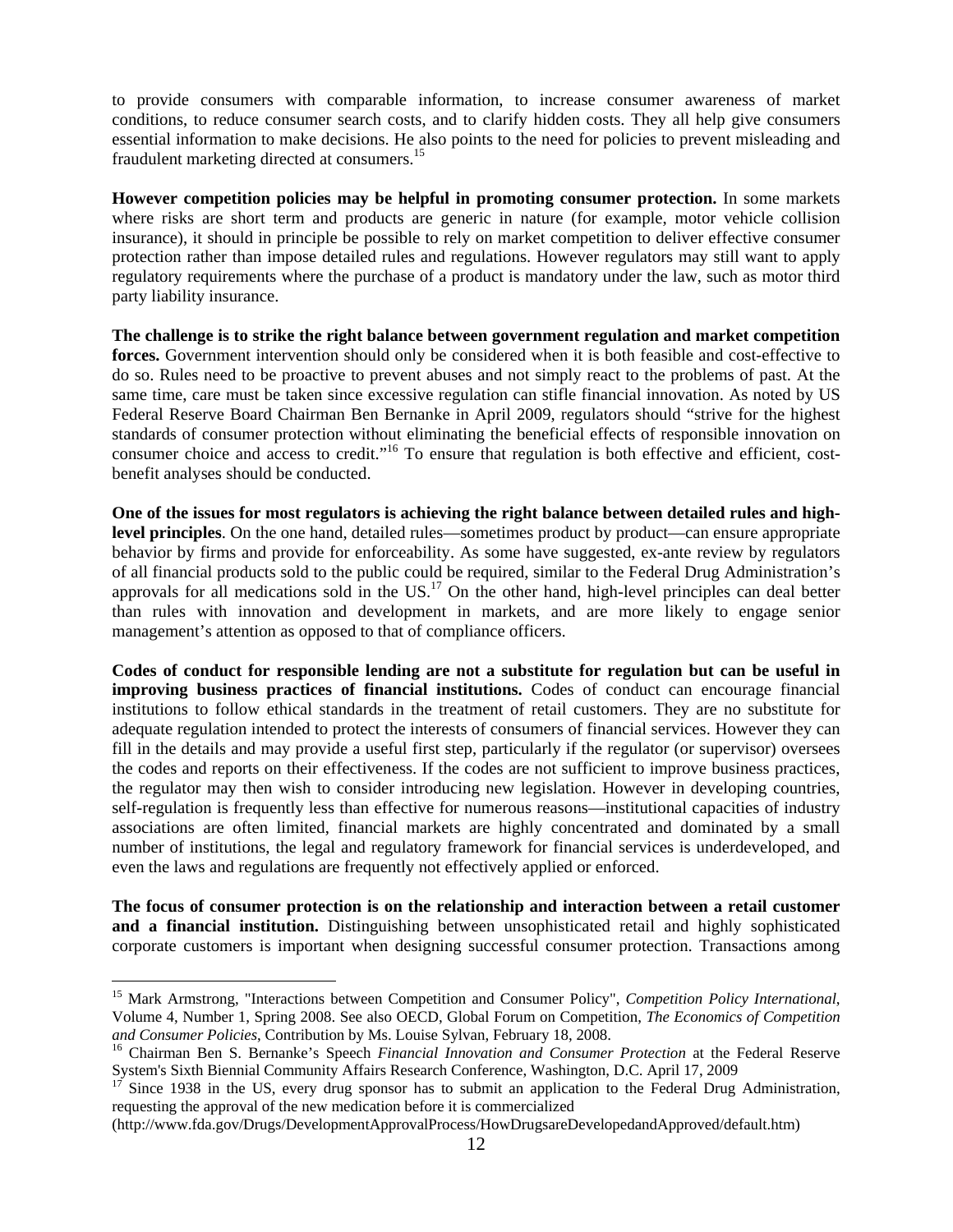to provide consumers with comparable information, to increase consumer awareness of market conditions, to reduce consumer search costs, and to clarify hidden costs. They all help give consumers essential information to make decisions. He also points to the need for policies to prevent misleading and fraudulent marketing directed at consumers.[15]

**However competition policies may be helpful in promoting consumer protection.** In some markets where risks are short term and products are generic in nature (for example, motor vehicle collision insurance), it should in principle be possible to rely on market competition to deliver effective consumer protection rather than impose detailed rules and regulations. However regulators may still want to apply regulatory requirements where the purchase of a product is mandatory under the law, such as motor third party liability insurance.

**The challenge is to strike the right balance between government regulation and market competition forces.** Government intervention should only be considered when it is both feasible and cost-effective to do so. Rules need to be proactive to prevent abuses and not simply react to the problems of past. At the same time, care must be taken since excessive regulation can stifle financial innovation. As noted by US Federal Reserve Board Chairman Ben Bernanke in April 2009, regulators should "strive for the highest standards of consumer protection without eliminating the beneficial effects of responsible innovation on consumer choice and access to credit."[16] To ensure that regulation is both effective and efficient, cost-benefit analyses should be conducted.

**One of the issues for most regulators is achieving the right balance between detailed rules and high-level principles**. On the one hand, detailed rules—sometimes product by product—can ensure appropriate behavior by firms and provide for enforceability. As some have suggested, ex-ante review by regulators of all financial products sold to the public could be required, similar to the Federal Drug Administration's approvals for all medications sold in the US.[17] On the other hand, high-level principles can deal better than rules with innovation and development in markets, and are more likely to engage senior management's attention as opposed to that of compliance officers.

**Codes of conduct for responsible lending are not a substitute for regulation but can be useful in improving business practices of financial institutions.** Codes of conduct can encourage financial institutions to follow ethical standards in the treatment of retail customers. They are no substitute for adequate regulation intended to protect the interests of consumers of financial services. However they can fill in the details and may provide a useful first step, particularly if the regulator (or supervisor) oversees the codes and reports on their effectiveness. If the codes are not sufficient to improve business practices, the regulator may then wish to consider introducing new legislation. However in developing countries, self-regulation is frequently less than effective for numerous reasons—institutional capacities of industry associations are often limited, financial markets are highly concentrated and dominated by a small number of institutions, the legal and regulatory framework for financial services is underdeveloped, and even the laws and regulations are frequently not effectively applied or enforced.

**The focus of consumer protection is on the relationship and interaction between a retail customer and a financial institution.** Distinguishing between unsophisticated retail and highly sophisticated corporate customers is important when designing successful consumer protection. Transactions among

---

[15] Mark Armstrong, "Interactions between Competition and Consumer Policy", *Competition Policy International*, Volume 4, Number 1, Spring 2008. See also OECD, Global Forum on Competition, *The Economics of Competition and Consumer Policies*, Contribution by Ms. Louise Sylvan, February 18, 2008.

[16] Chairman Ben S. Bernanke's Speech *Financial Innovation and Consumer Protection* at the Federal Reserve System's Sixth Biennial Community Affairs Research Conference, Washington, D.C. April 17, 2009

[17] Since 1938 in the US, every drug sponsor has to submit an application to the Federal Drug Administration, requesting the approval of the new medication before it is commercialized (http://www.fda.gov/Drugs/DevelopmentApprovalProcess/HowDrugsareDevelopedandApproved/default.htm)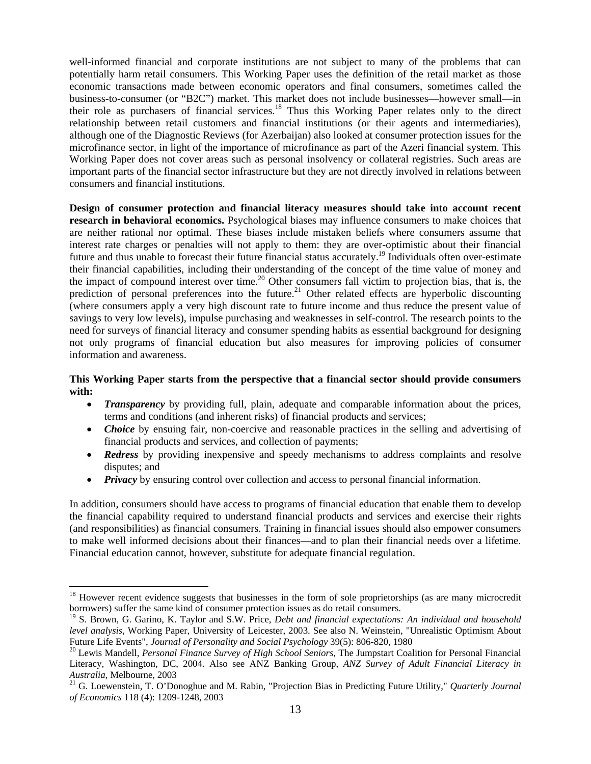well-informed financial and corporate institutions are not subject to many of the problems that can potentially harm retail consumers. This Working Paper uses the definition of the retail market as those economic transactions made between economic operators and final consumers, sometimes called the business-to-consumer (or "B2C") market. This market does not include businesses—however small—in their role as purchasers of financial services.[18] Thus this Working Paper relates only to the direct relationship between retail customers and financial institutions (or their agents and intermediaries), although one of the Diagnostic Reviews (for Azerbaijan) also looked at consumer protection issues for the microfinance sector, in light of the importance of microfinance as part of the Azeri financial system. This Working Paper does not cover areas such as personal insolvency or collateral registries. Such areas are important parts of the financial sector infrastructure but they are not directly involved in relations between consumers and financial institutions.

**Design of consumer protection and financial literacy measures should take into account recent research in behavioral economics.** Psychological biases may influence consumers to make choices that are neither rational nor optimal. These biases include mistaken beliefs where consumers assume that interest rate charges or penalties will not apply to them: they are over-optimistic about their financial future and thus unable to forecast their future financial status accurately.[19] Individuals often over-estimate their financial capabilities, including their understanding of the concept of the time value of money and the impact of compound interest over time.[20] Other consumers fall victim to projection bias, that is, the prediction of personal preferences into the future.[21] Other related effects are hyperbolic discounting (where consumers apply a very high discount rate to future income and thus reduce the present value of savings to very low levels), impulse purchasing and weaknesses in self-control. The research points to the need for surveys of financial literacy and consumer spending habits as essential background for designing not only programs of financial education but also measures for improving policies of consumer information and awareness.

**This Working Paper starts from the perspective that a financial sector should provide consumers with:**

- ***Transparency*** by providing full, plain, adequate and comparable information about the prices, terms and conditions (and inherent risks) of financial products and services;
- ***Choice*** by ensuing fair, non-coercive and reasonable practices in the selling and advertising of financial products and services, and collection of payments;
- ***Redress*** by providing inexpensive and speedy mechanisms to address complaints and resolve disputes; and
- ***Privacy*** by ensuring control over collection and access to personal financial information.

In addition, consumers should have access to programs of financial education that enable them to develop the financial capability required to understand financial products and services and exercise their rights (and responsibilities) as financial consumers. Training in financial issues should also empower consumers to make well informed decisions about their finances—and to plan their financial needs over a lifetime. Financial education cannot, however, substitute for adequate financial regulation.

---

[18] However recent evidence suggests that businesses in the form of sole proprietorships (as are many microcredit borrowers) suffer the same kind of consumer protection issues as do retail consumers.

[19] S. Brown, G. Garino, K. Taylor and S.W. Price, *Debt and financial expectations: An individual and household level analysis*, Working Paper, University of Leicester, 2003. See also N. Weinstein, "Unrealistic Optimism About Future Life Events", *Journal of Personality and Social Psychology* 39(5): 806-820, 1980

[20] Lewis Mandell, *Personal Finance Survey of High School Seniors*, The Jumpstart Coalition for Personal Financial Literacy, Washington, DC, 2004. Also see ANZ Banking Group, *ANZ Survey of Adult Financial Literacy in Australia*, Melbourne, 2003

[21] G. Loewenstein, T. O'Donoghue and M. Rabin, "Projection Bias in Predicting Future Utility," *Quarterly Journal of Economics* 118 (4): 1209-1248, 2003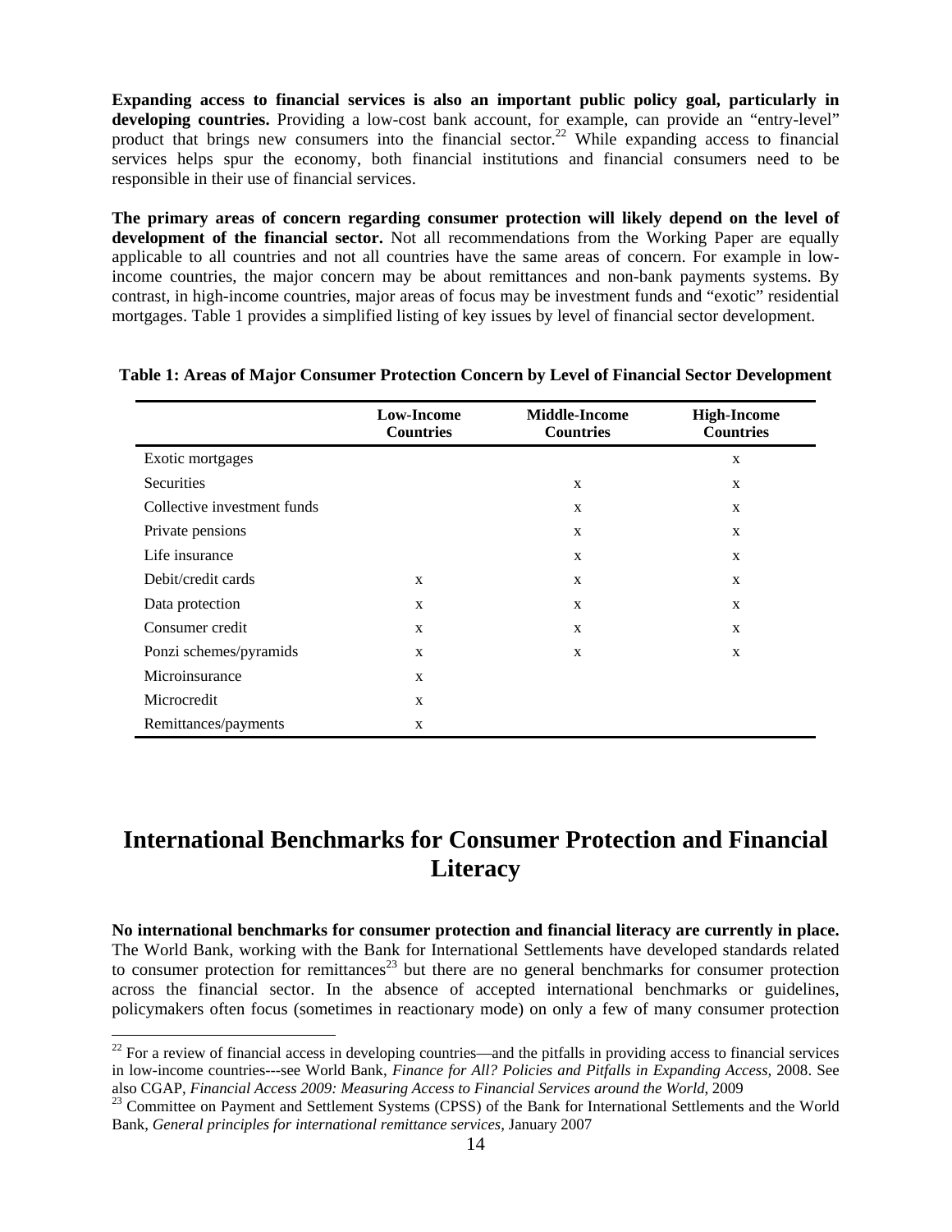**Expanding access to financial services is also an important public policy goal, particularly in developing countries.** Providing a low-cost bank account, for example, can provide an "entry-level" product that brings new consumers into the financial sector.[22] While expanding access to financial services helps spur the economy, both financial institutions and financial consumers need to be responsible in their use of financial services.

**The primary areas of concern regarding consumer protection will likely depend on the level of development of the financial sector.** Not all recommendations from the Working Paper are equally applicable to all countries and not all countries have the same areas of concern. For example in low-income countries, the major concern may be about remittances and non-bank payments systems. By contrast, in high-income countries, major areas of focus may be investment funds and "exotic" residential mortgages. Table 1 provides a simplified listing of key issues by level of financial sector development.

**Table 1: Areas of Major Consumer Protection Concern by Level of Financial Sector Development**

| | Low-Income Countries | Middle-Income Countries | High-Income Countries |
|---|---|---|---|
| Exotic mortgages | | | x |
| Securities | | x | x |
| Collective investment funds | | x | x |
| Private pensions | | x | x |
| Life insurance | | x | x |
| Debit/credit cards | x | x | x |
| Data protection | x | x | x |
| Consumer credit | x | x | x |
| Ponzi schemes/pyramids | x | x | x |
| Microinsurance | x | | |
| Microcredit | x | | |
| Remittances/payments | x | | |

# International Benchmarks for Consumer Protection and Financial Literacy

**No international benchmarks for consumer protection and financial literacy are currently in place.** The World Bank, working with the Bank for International Settlements have developed standards related to consumer protection for remittances[23] but there are no general benchmarks for consumer protection across the financial sector. In the absence of accepted international benchmarks or guidelines, policymakers often focus (sometimes in reactionary mode) on only a few of many consumer protection

---

[22] For a review of financial access in developing countries—and the pitfalls in providing access to financial services in low-income countries---see World Bank, *Finance for All? Policies and Pitfalls in Expanding Access*, 2008. See also CGAP, *Financial Access 2009: Measuring Access to Financial Services around the World*, 2009

[23] Committee on Payment and Settlement Systems (CPSS) of the Bank for International Settlements and the World Bank, *General principles for international remittance services*, January 2007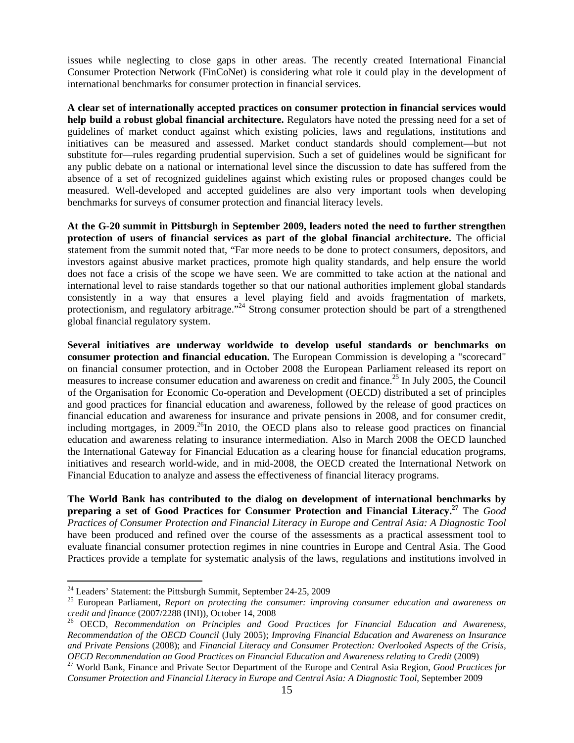issues while neglecting to close gaps in other areas. The recently created International Financial Consumer Protection Network (FinCoNet) is considering what role it could play in the development of international benchmarks for consumer protection in financial services.

**A clear set of internationally accepted practices on consumer protection in financial services would help build a robust global financial architecture.** Regulators have noted the pressing need for a set of guidelines of market conduct against which existing policies, laws and regulations, institutions and initiatives can be measured and assessed. Market conduct standards should complement—but not substitute for—rules regarding prudential supervision. Such a set of guidelines would be significant for any public debate on a national or international level since the discussion to date has suffered from the absence of a set of recognized guidelines against which existing rules or proposed changes could be measured. Well-developed and accepted guidelines are also very important tools when developing benchmarks for surveys of consumer protection and financial literacy levels.

**At the G-20 summit in Pittsburgh in September 2009, leaders noted the need to further strengthen protection of users of financial services as part of the global financial architecture.** The official statement from the summit noted that, "Far more needs to be done to protect consumers, depositors, and investors against abusive market practices, promote high quality standards, and help ensure the world does not face a crisis of the scope we have seen. We are committed to take action at the national and international level to raise standards together so that our national authorities implement global standards consistently in a way that ensures a level playing field and avoids fragmentation of markets, protectionism, and regulatory arbitrage."[24] Strong consumer protection should be part of a strengthened global financial regulatory system.

**Several initiatives are underway worldwide to develop useful standards or benchmarks on consumer protection and financial education.** The European Commission is developing a "scorecard" on financial consumer protection, and in October 2008 the European Parliament released its report on measures to increase consumer education and awareness on credit and finance.[25] In July 2005, the Council of the Organisation for Economic Co-operation and Development (OECD) distributed a set of principles and good practices for financial education and awareness, followed by the release of good practices on financial education and awareness for insurance and private pensions in 2008, and for consumer credit, including mortgages, in 2009.[26]In 2010, the OECD plans also to release good practices on financial education and awareness relating to insurance intermediation. Also in March 2008 the OECD launched the International Gateway for Financial Education as a clearing house for financial education programs, initiatives and research world-wide, and in mid-2008, the OECD created the International Network on Financial Education to analyze and assess the effectiveness of financial literacy programs.

**The World Bank has contributed to the dialog on development of international benchmarks by preparing a set of Good Practices for Consumer Protection and Financial Literacy.[27]** The *Good Practices of Consumer Protection and Financial Literacy in Europe and Central Asia: A Diagnostic Tool* have been produced and refined over the course of the assessments as a practical assessment tool to evaluate financial consumer protection regimes in nine countries in Europe and Central Asia. The Good Practices provide a template for systematic analysis of the laws, regulations and institutions involved in

---

[24] Leaders' Statement: the Pittsburgh Summit, September 24-25, 2009

[25] European Parliament, *Report on protecting the consumer: improving consumer education and awareness on credit and finance* (2007/2288 (INI)), October 14, 2008

[26] OECD, *Recommendation on Principles and Good Practices for Financial Education and Awareness, Recommendation of the OECD Council* (July 2005); *Improving Financial Education and Awareness on Insurance and Private Pensions* (2008); and *Financial Literacy and Consumer Protection: Overlooked Aspects of the Crisis, OECD Recommendation on Good Practices on Financial Education and Awareness relating to Credit* (2009)

[27] World Bank, Finance and Private Sector Department of the Europe and Central Asia Region, *Good Practices for Consumer Protection and Financial Literacy in Europe and Central Asia: A Diagnostic Tool*, September 2009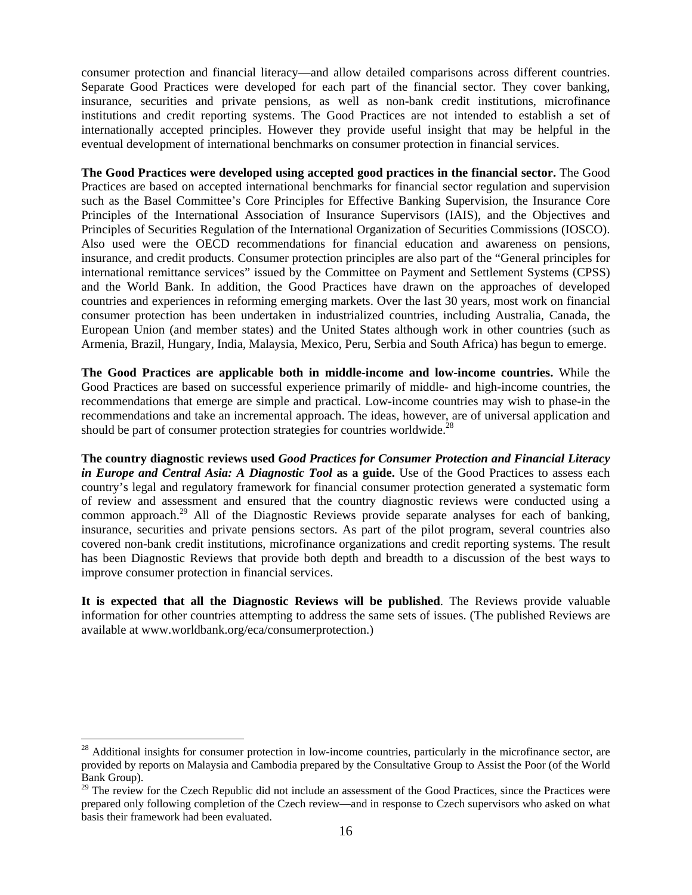consumer protection and financial literacy—and allow detailed comparisons across different countries. Separate Good Practices were developed for each part of the financial sector. They cover banking, insurance, securities and private pensions, as well as non-bank credit institutions, microfinance institutions and credit reporting systems. The Good Practices are not intended to establish a set of internationally accepted principles. However they provide useful insight that may be helpful in the eventual development of international benchmarks on consumer protection in financial services.

**The Good Practices were developed using accepted good practices in the financial sector.** The Good Practices are based on accepted international benchmarks for financial sector regulation and supervision such as the Basel Committee's Core Principles for Effective Banking Supervision, the Insurance Core Principles of the International Association of Insurance Supervisors (IAIS), and the Objectives and Principles of Securities Regulation of the International Organization of Securities Commissions (IOSCO). Also used were the OECD recommendations for financial education and awareness on pensions, insurance, and credit products. Consumer protection principles are also part of the "General principles for international remittance services" issued by the Committee on Payment and Settlement Systems (CPSS) and the World Bank. In addition, the Good Practices have drawn on the approaches of developed countries and experiences in reforming emerging markets. Over the last 30 years, most work on financial consumer protection has been undertaken in industrialized countries, including Australia, Canada, the European Union (and member states) and the United States although work in other countries (such as Armenia, Brazil, Hungary, India, Malaysia, Mexico, Peru, Serbia and South Africa) has begun to emerge.

**The Good Practices are applicable both in middle-income and low-income countries.** While the Good Practices are based on successful experience primarily of middle- and high-income countries, the recommendations that emerge are simple and practical. Low-income countries may wish to phase-in the recommendations and take an incremental approach. The ideas, however, are of universal application and should be part of consumer protection strategies for countries worldwide.[28]

**The country diagnostic reviews used *Good Practices for Consumer Protection and Financial Literacy in Europe and Central Asia: A Diagnostic Tool* as a guide.** Use of the Good Practices to assess each country's legal and regulatory framework for financial consumer protection generated a systematic form of review and assessment and ensured that the country diagnostic reviews were conducted using a common approach.[29] All of the Diagnostic Reviews provide separate analyses for each of banking, insurance, securities and private pensions sectors. As part of the pilot program, several countries also covered non-bank credit institutions, microfinance organizations and credit reporting systems. The result has been Diagnostic Reviews that provide both depth and breadth to a discussion of the best ways to improve consumer protection in financial services.

**It is expected that all the Diagnostic Reviews will be published**. The Reviews provide valuable information for other countries attempting to address the same sets of issues. (The published Reviews are available at www.worldbank.org/eca/consumerprotection.)

---

[28] Additional insights for consumer protection in low-income countries, particularly in the microfinance sector, are provided by reports on Malaysia and Cambodia prepared by the Consultative Group to Assist the Poor (of the World Bank Group).

[29] The review for the Czech Republic did not include an assessment of the Good Practices, since the Practices were prepared only following completion of the Czech review—and in response to Czech supervisors who asked on what basis their framework had been evaluated.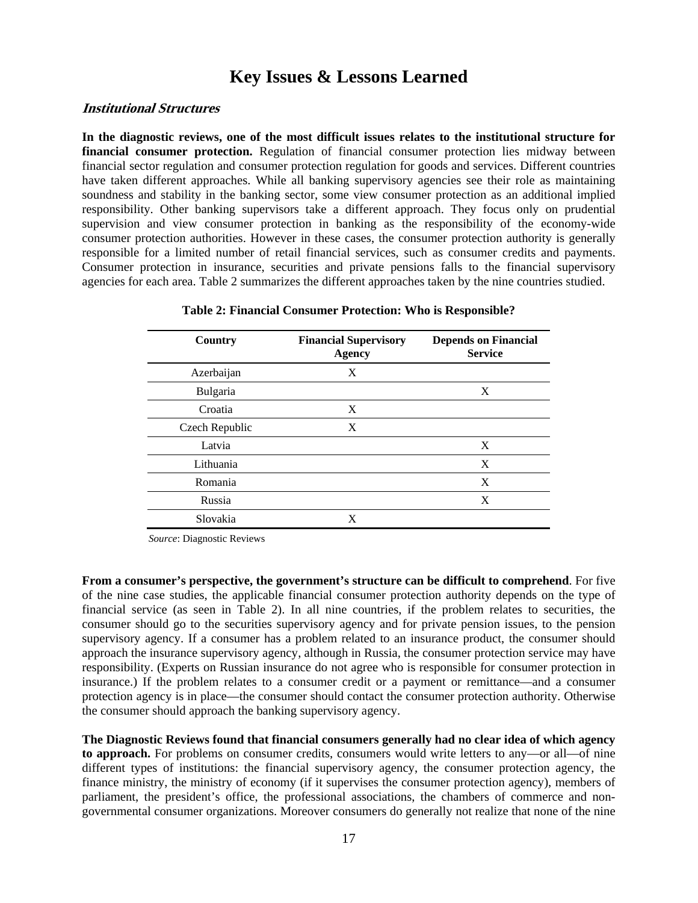# Key Issues & Lessons Learned

### *Institutional Structures*

**In the diagnostic reviews, one of the most difficult issues relates to the institutional structure for financial consumer protection.** Regulation of financial consumer protection lies midway between financial sector regulation and consumer protection regulation for goods and services. Different countries have taken different approaches. While all banking supervisory agencies see their role as maintaining soundness and stability in the banking sector, some view consumer protection as an additional implied responsibility. Other banking supervisors take a different approach. They focus only on prudential supervision and view consumer protection in banking as the responsibility of the economy-wide consumer protection authorities. However in these cases, the consumer protection authority is generally responsible for a limited number of retail financial services, such as consumer credits and payments. Consumer protection in insurance, securities and private pensions falls to the financial supervisory agencies for each area. Table 2 summarizes the different approaches taken by the nine countries studied.

**Table 2: Financial Consumer Protection: Who is Responsible?**

| Country | Financial Supervisory Agency | Depends on Financial Service |
|---|---|---|
| Azerbaijan | X | |
| Bulgaria | | X |
| Croatia | X | |
| Czech Republic | X | |
| Latvia | | X |
| Lithuania | | X |
| Romania | | X |
| Russia | | X |
| Slovakia | X | |

*Source*: Diagnostic Reviews

**From a consumer's perspective, the government's structure can be difficult to comprehend**. For five of the nine case studies, the applicable financial consumer protection authority depends on the type of financial service (as seen in Table 2). In all nine countries, if the problem relates to securities, the consumer should go to the securities supervisory agency and for private pension issues, to the pension supervisory agency. If a consumer has a problem related to an insurance product, the consumer should approach the insurance supervisory agency, although in Russia, the consumer protection service may have responsibility. (Experts on Russian insurance do not agree who is responsible for consumer protection in insurance.) If the problem relates to a consumer credit or a payment or remittance—and a consumer protection agency is in place—the consumer should contact the consumer protection authority. Otherwise the consumer should approach the banking supervisory agency.

**The Diagnostic Reviews found that financial consumers generally had no clear idea of which agency to approach.** For problems on consumer credits, consumers would write letters to any—or all—of nine different types of institutions: the financial supervisory agency, the consumer protection agency, the finance ministry, the ministry of economy (if it supervises the consumer protection agency), members of parliament, the president's office, the professional associations, the chambers of commerce and non-governmental consumer organizations. Moreover consumers do generally not realize that none of the nine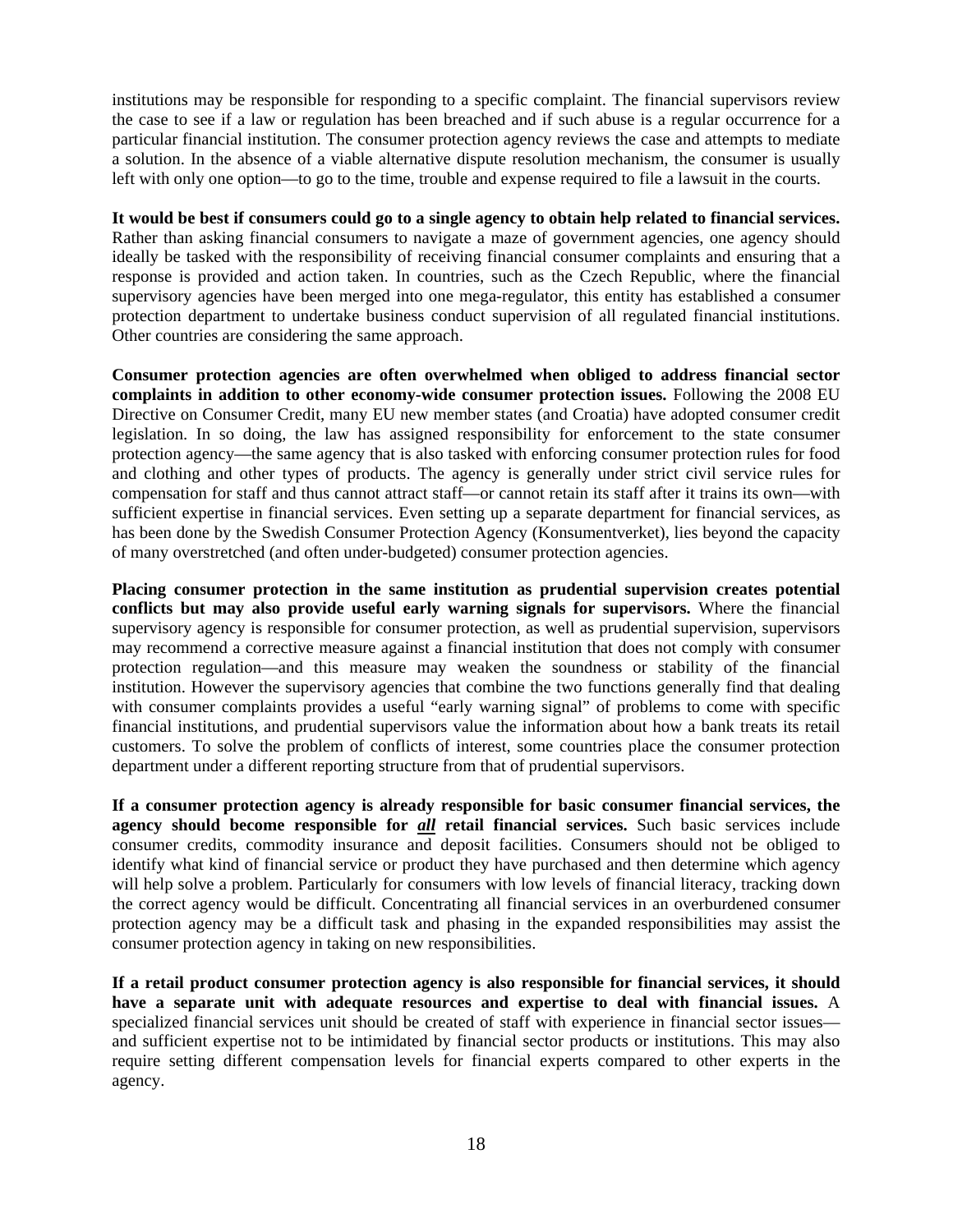institutions may be responsible for responding to a specific complaint. The financial supervisors review the case to see if a law or regulation has been breached and if such abuse is a regular occurrence for a particular financial institution. The consumer protection agency reviews the case and attempts to mediate a solution. In the absence of a viable alternative dispute resolution mechanism, the consumer is usually left with only one option—to go to the time, trouble and expense required to file a lawsuit in the courts.

**It would be best if consumers could go to a single agency to obtain help related to financial services.** Rather than asking financial consumers to navigate a maze of government agencies, one agency should ideally be tasked with the responsibility of receiving financial consumer complaints and ensuring that a response is provided and action taken. In countries, such as the Czech Republic, where the financial supervisory agencies have been merged into one mega-regulator, this entity has established a consumer protection department to undertake business conduct supervision of all regulated financial institutions. Other countries are considering the same approach.

**Consumer protection agencies are often overwhelmed when obliged to address financial sector complaints in addition to other economy-wide consumer protection issues.** Following the 2008 EU Directive on Consumer Credit, many EU new member states (and Croatia) have adopted consumer credit legislation. In so doing, the law has assigned responsibility for enforcement to the state consumer protection agency—the same agency that is also tasked with enforcing consumer protection rules for food and clothing and other types of products. The agency is generally under strict civil service rules for compensation for staff and thus cannot attract staff—or cannot retain its staff after it trains its own—with sufficient expertise in financial services. Even setting up a separate department for financial services, as has been done by the Swedish Consumer Protection Agency (Konsumentverket), lies beyond the capacity of many overstretched (and often under-budgeted) consumer protection agencies.

**Placing consumer protection in the same institution as prudential supervision creates potential conflicts but may also provide useful early warning signals for supervisors.** Where the financial supervisory agency is responsible for consumer protection, as well as prudential supervision, supervisors may recommend a corrective measure against a financial institution that does not comply with consumer protection regulation—and this measure may weaken the soundness or stability of the financial institution. However the supervisory agencies that combine the two functions generally find that dealing with consumer complaints provides a useful "early warning signal" of problems to come with specific financial institutions, and prudential supervisors value the information about how a bank treats its retail customers. To solve the problem of conflicts of interest, some countries place the consumer protection department under a different reporting structure from that of prudential supervisors.

**If a consumer protection agency is already responsible for basic consumer financial services, the agency should become responsible for _all_ retail financial services.** Such basic services include consumer credits, commodity insurance and deposit facilities. Consumers should not be obliged to identify what kind of financial service or product they have purchased and then determine which agency will help solve a problem. Particularly for consumers with low levels of financial literacy, tracking down the correct agency would be difficult. Concentrating all financial services in an overburdened consumer protection agency may be a difficult task and phasing in the expanded responsibilities may assist the consumer protection agency in taking on new responsibilities.

**If a retail product consumer protection agency is also responsible for financial services, it should have a separate unit with adequate resources and expertise to deal with financial issues.** A specialized financial services unit should be created of staff with experience in financial sector issues—and sufficient expertise not to be intimidated by financial sector products or institutions. This may also require setting different compensation levels for financial experts compared to other experts in the agency.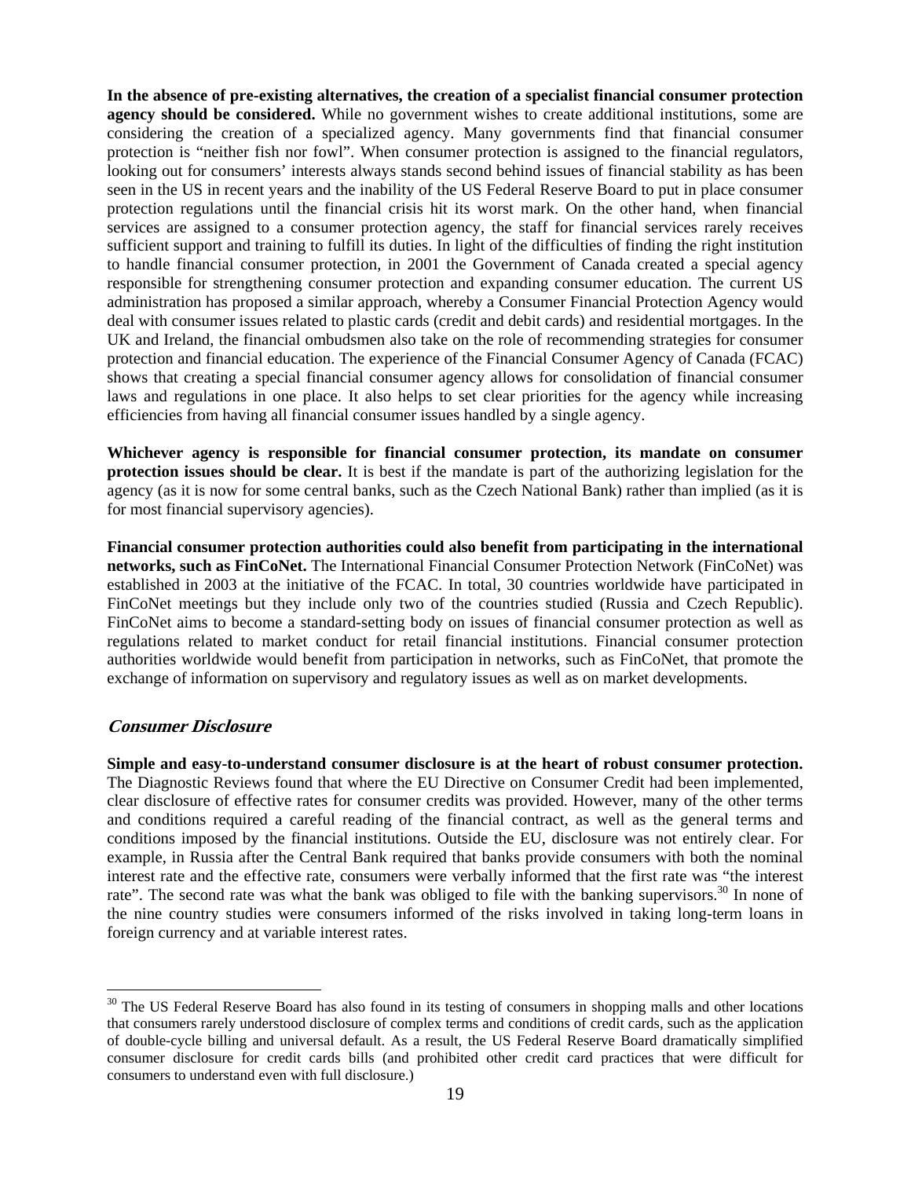**In the absence of pre-existing alternatives, the creation of a specialist financial consumer protection agency should be considered.** While no government wishes to create additional institutions, some are considering the creation of a specialized agency. Many governments find that financial consumer protection is "neither fish nor fowl". When consumer protection is assigned to the financial regulators, looking out for consumers' interests always stands second behind issues of financial stability as has been seen in the US in recent years and the inability of the US Federal Reserve Board to put in place consumer protection regulations until the financial crisis hit its worst mark. On the other hand, when financial services are assigned to a consumer protection agency, the staff for financial services rarely receives sufficient support and training to fulfill its duties. In light of the difficulties of finding the right institution to handle financial consumer protection, in 2001 the Government of Canada created a special agency responsible for strengthening consumer protection and expanding consumer education. The current US administration has proposed a similar approach, whereby a Consumer Financial Protection Agency would deal with consumer issues related to plastic cards (credit and debit cards) and residential mortgages. In the UK and Ireland, the financial ombudsmen also take on the role of recommending strategies for consumer protection and financial education. The experience of the Financial Consumer Agency of Canada (FCAC) shows that creating a special financial consumer agency allows for consolidation of financial consumer laws and regulations in one place. It also helps to set clear priorities for the agency while increasing efficiencies from having all financial consumer issues handled by a single agency.

**Whichever agency is responsible for financial consumer protection, its mandate on consumer protection issues should be clear.** It is best if the mandate is part of the authorizing legislation for the agency (as it is now for some central banks, such as the Czech National Bank) rather than implied (as it is for most financial supervisory agencies).

**Financial consumer protection authorities could also benefit from participating in the international networks, such as FinCoNet.** The International Financial Consumer Protection Network (FinCoNet) was established in 2003 at the initiative of the FCAC. In total, 30 countries worldwide have participated in FinCoNet meetings but they include only two of the countries studied (Russia and Czech Republic). FinCoNet aims to become a standard-setting body on issues of financial consumer protection as well as regulations related to market conduct for retail financial institutions. Financial consumer protection authorities worldwide would benefit from participation in networks, such as FinCoNet, that promote the exchange of information on supervisory and regulatory issues as well as on market developments.

### *Consumer Disclosure*

**Simple and easy-to-understand consumer disclosure is at the heart of robust consumer protection.** The Diagnostic Reviews found that where the EU Directive on Consumer Credit had been implemented, clear disclosure of effective rates for consumer credits was provided. However, many of the other terms and conditions required a careful reading of the financial contract, as well as the general terms and conditions imposed by the financial institutions. Outside the EU, disclosure was not entirely clear. For example, in Russia after the Central Bank required that banks provide consumers with both the nominal interest rate and the effective rate, consumers were verbally informed that the first rate was "the interest rate". The second rate was what the bank was obliged to file with the banking supervisors.[30] In none of the nine country studies were consumers informed of the risks involved in taking long-term loans in foreign currency and at variable interest rates.

[30] The US Federal Reserve Board has also found in its testing of consumers in shopping malls and other locations that consumers rarely understood disclosure of complex terms and conditions of credit cards, such as the application of double-cycle billing and universal default. As a result, the US Federal Reserve Board dramatically simplified consumer disclosure for credit cards bills (and prohibited other credit card practices that were difficult for consumers to understand even with full disclosure.)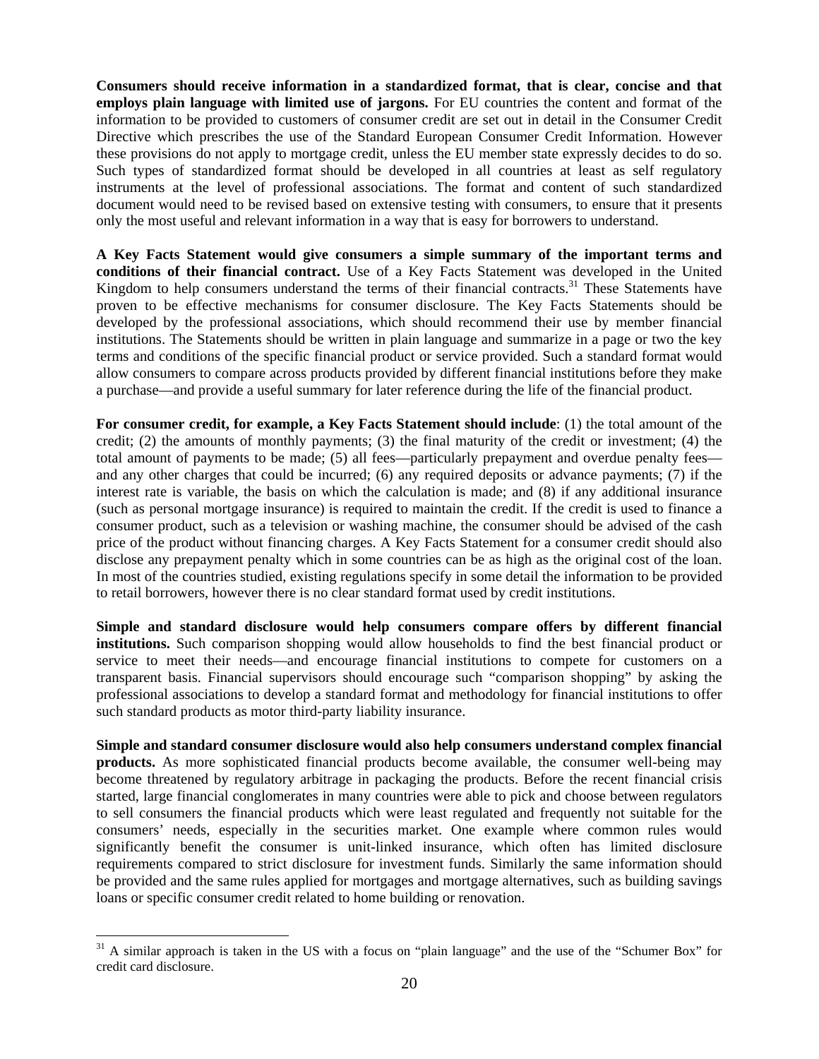**Consumers should receive information in a standardized format, that is clear, concise and that employs plain language with limited use of jargons.** For EU countries the content and format of the information to be provided to customers of consumer credit are set out in detail in the Consumer Credit Directive which prescribes the use of the Standard European Consumer Credit Information. However these provisions do not apply to mortgage credit, unless the EU member state expressly decides to do so. Such types of standardized format should be developed in all countries at least as self regulatory instruments at the level of professional associations. The format and content of such standardized document would need to be revised based on extensive testing with consumers, to ensure that it presents only the most useful and relevant information in a way that is easy for borrowers to understand.

**A Key Facts Statement would give consumers a simple summary of the important terms and conditions of their financial contract.** Use of a Key Facts Statement was developed in the United Kingdom to help consumers understand the terms of their financial contracts.[31] These Statements have proven to be effective mechanisms for consumer disclosure. The Key Facts Statements should be developed by the professional associations, which should recommend their use by member financial institutions. The Statements should be written in plain language and summarize in a page or two the key terms and conditions of the specific financial product or service provided. Such a standard format would allow consumers to compare across products provided by different financial institutions before they make a purchase—and provide a useful summary for later reference during the life of the financial product.

**For consumer credit, for example, a Key Facts Statement should include**: (1) the total amount of the credit; (2) the amounts of monthly payments; (3) the final maturity of the credit or investment; (4) the total amount of payments to be made; (5) all fees—particularly prepayment and overdue penalty fees—and any other charges that could be incurred; (6) any required deposits or advance payments; (7) if the interest rate is variable, the basis on which the calculation is made; and (8) if any additional insurance (such as personal mortgage insurance) is required to maintain the credit. If the credit is used to finance a consumer product, such as a television or washing machine, the consumer should be advised of the cash price of the product without financing charges. A Key Facts Statement for a consumer credit should also disclose any prepayment penalty which in some countries can be as high as the original cost of the loan. In most of the countries studied, existing regulations specify in some detail the information to be provided to retail borrowers, however there is no clear standard format used by credit institutions.

**Simple and standard disclosure would help consumers compare offers by different financial institutions.** Such comparison shopping would allow households to find the best financial product or service to meet their needs—and encourage financial institutions to compete for customers on a transparent basis. Financial supervisors should encourage such "comparison shopping" by asking the professional associations to develop a standard format and methodology for financial institutions to offer such standard products as motor third-party liability insurance.

**Simple and standard consumer disclosure would also help consumers understand complex financial products.** As more sophisticated financial products become available, the consumer well-being may become threatened by regulatory arbitrage in packaging the products. Before the recent financial crisis started, large financial conglomerates in many countries were able to pick and choose between regulators to sell consumers the financial products which were least regulated and frequently not suitable for the consumers' needs, especially in the securities market. One example where common rules would significantly benefit the consumer is unit-linked insurance, which often has limited disclosure requirements compared to strict disclosure for investment funds. Similarly the same information should be provided and the same rules applied for mortgages and mortgage alternatives, such as building savings loans or specific consumer credit related to home building or renovation.

---

[31] A similar approach is taken in the US with a focus on "plain language" and the use of the "Schumer Box" for credit card disclosure.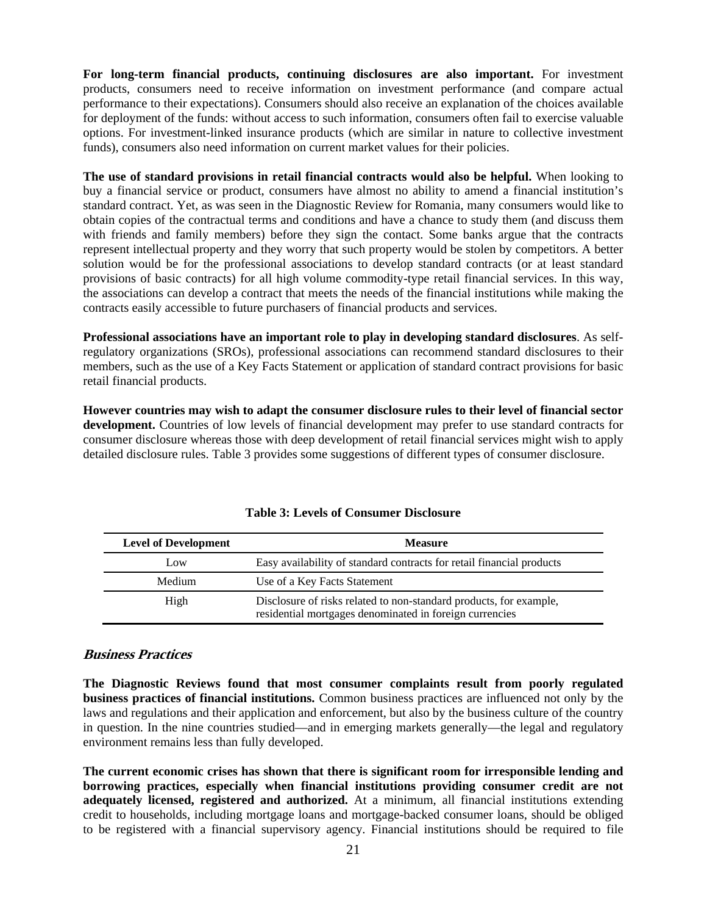**For long-term financial products, continuing disclosures are also important.** For investment products, consumers need to receive information on investment performance (and compare actual performance to their expectations). Consumers should also receive an explanation of the choices available for deployment of the funds: without access to such information, consumers often fail to exercise valuable options. For investment-linked insurance products (which are similar in nature to collective investment funds), consumers also need information on current market values for their policies.

**The use of standard provisions in retail financial contracts would also be helpful.** When looking to buy a financial service or product, consumers have almost no ability to amend a financial institution's standard contract. Yet, as was seen in the Diagnostic Review for Romania, many consumers would like to obtain copies of the contractual terms and conditions and have a chance to study them (and discuss them with friends and family members) before they sign the contact. Some banks argue that the contracts represent intellectual property and they worry that such property would be stolen by competitors. A better solution would be for the professional associations to develop standard contracts (or at least standard provisions of basic contracts) for all high volume commodity-type retail financial services. In this way, the associations can develop a contract that meets the needs of the financial institutions while making the contracts easily accessible to future purchasers of financial products and services.

**Professional associations have an important role to play in developing standard disclosures**. As self-regulatory organizations (SROs), professional associations can recommend standard disclosures to their members, such as the use of a Key Facts Statement or application of standard contract provisions for basic retail financial products.

**However countries may wish to adapt the consumer disclosure rules to their level of financial sector development.** Countries of low levels of financial development may prefer to use standard contracts for consumer disclosure whereas those with deep development of retail financial services might wish to apply detailed disclosure rules. Table 3 provides some suggestions of different types of consumer disclosure.

**Table 3: Levels of Consumer Disclosure**

| Level of Development | Measure |
| --- | --- |
| Low | Easy availability of standard contracts for retail financial products |
| Medium | Use of a Key Facts Statement |
| High | Disclosure of risks related to non-standard products, for example, residential mortgages denominated in foreign currencies |

### *Business Practices*

**The Diagnostic Reviews found that most consumer complaints result from poorly regulated business practices of financial institutions.** Common business practices are influenced not only by the laws and regulations and their application and enforcement, but also by the business culture of the country in question. In the nine countries studied—and in emerging markets generally—the legal and regulatory environment remains less than fully developed.

**The current economic crises has shown that there is significant room for irresponsible lending and borrowing practices, especially when financial institutions providing consumer credit are not adequately licensed, registered and authorized.** At a minimum, all financial institutions extending credit to households, including mortgage loans and mortgage-backed consumer loans, should be obliged to be registered with a financial supervisory agency. Financial institutions should be required to file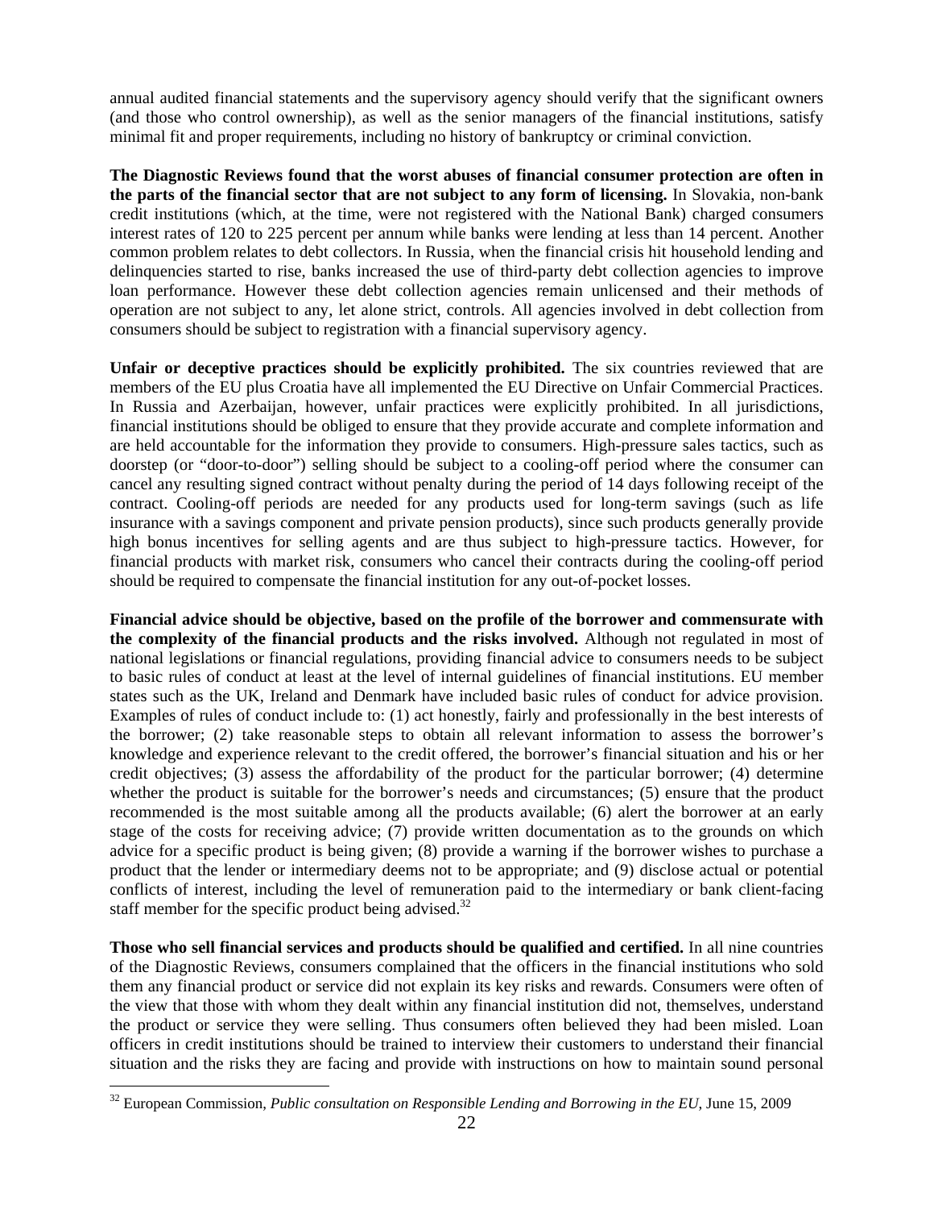annual audited financial statements and the supervisory agency should verify that the significant owners (and those who control ownership), as well as the senior managers of the financial institutions, satisfy minimal fit and proper requirements, including no history of bankruptcy or criminal conviction.

**The Diagnostic Reviews found that the worst abuses of financial consumer protection are often in the parts of the financial sector that are not subject to any form of licensing.** In Slovakia, non-bank credit institutions (which, at the time, were not registered with the National Bank) charged consumers interest rates of 120 to 225 percent per annum while banks were lending at less than 14 percent. Another common problem relates to debt collectors. In Russia, when the financial crisis hit household lending and delinquencies started to rise, banks increased the use of third-party debt collection agencies to improve loan performance. However these debt collection agencies remain unlicensed and their methods of operation are not subject to any, let alone strict, controls. All agencies involved in debt collection from consumers should be subject to registration with a financial supervisory agency.

**Unfair or deceptive practices should be explicitly prohibited.** The six countries reviewed that are members of the EU plus Croatia have all implemented the EU Directive on Unfair Commercial Practices. In Russia and Azerbaijan, however, unfair practices were explicitly prohibited. In all jurisdictions, financial institutions should be obliged to ensure that they provide accurate and complete information and are held accountable for the information they provide to consumers. High-pressure sales tactics, such as doorstep (or "door-to-door") selling should be subject to a cooling-off period where the consumer can cancel any resulting signed contract without penalty during the period of 14 days following receipt of the contract. Cooling-off periods are needed for any products used for long-term savings (such as life insurance with a savings component and private pension products), since such products generally provide high bonus incentives for selling agents and are thus subject to high-pressure tactics. However, for financial products with market risk, consumers who cancel their contracts during the cooling-off period should be required to compensate the financial institution for any out-of-pocket losses.

**Financial advice should be objective, based on the profile of the borrower and commensurate with the complexity of the financial products and the risks involved.** Although not regulated in most of national legislations or financial regulations, providing financial advice to consumers needs to be subject to basic rules of conduct at least at the level of internal guidelines of financial institutions. EU member states such as the UK, Ireland and Denmark have included basic rules of conduct for advice provision. Examples of rules of conduct include to: (1) act honestly, fairly and professionally in the best interests of the borrower; (2) take reasonable steps to obtain all relevant information to assess the borrower's knowledge and experience relevant to the credit offered, the borrower's financial situation and his or her credit objectives; (3) assess the affordability of the product for the particular borrower; (4) determine whether the product is suitable for the borrower's needs and circumstances; (5) ensure that the product recommended is the most suitable among all the products available; (6) alert the borrower at an early stage of the costs for receiving advice; (7) provide written documentation as to the grounds on which advice for a specific product is being given; (8) provide a warning if the borrower wishes to purchase a product that the lender or intermediary deems not to be appropriate; and (9) disclose actual or potential conflicts of interest, including the level of remuneration paid to the intermediary or bank client-facing staff member for the specific product being advised.[32]

**Those who sell financial services and products should be qualified and certified.** In all nine countries of the Diagnostic Reviews, consumers complained that the officers in the financial institutions who sold them any financial product or service did not explain its key risks and rewards. Consumers were often of the view that those with whom they dealt within any financial institution did not, themselves, understand the product or service they were selling. Thus consumers often believed they had been misled. Loan officers in credit institutions should be trained to interview their customers to understand their financial situation and the risks they are facing and provide with instructions on how to maintain sound personal

[32] European Commission, *Public consultation on Responsible Lending and Borrowing in the EU*, June 15, 2009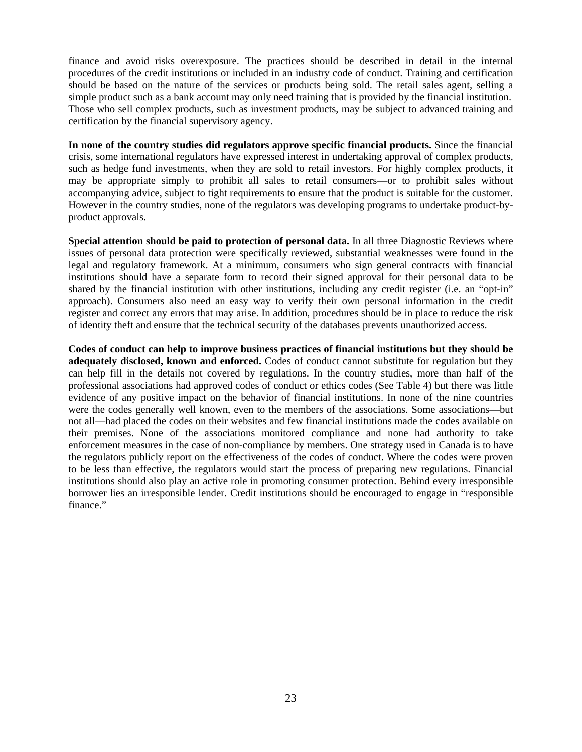finance and avoid risks overexposure. The practices should be described in detail in the internal procedures of the credit institutions or included in an industry code of conduct. Training and certification should be based on the nature of the services or products being sold. The retail sales agent, selling a simple product such as a bank account may only need training that is provided by the financial institution. Those who sell complex products, such as investment products, may be subject to advanced training and certification by the financial supervisory agency.

**In none of the country studies did regulators approve specific financial products.** Since the financial crisis, some international regulators have expressed interest in undertaking approval of complex products, such as hedge fund investments, when they are sold to retail investors. For highly complex products, it may be appropriate simply to prohibit all sales to retail consumers—or to prohibit sales without accompanying advice, subject to tight requirements to ensure that the product is suitable for the customer. However in the country studies, none of the regulators was developing programs to undertake product-by-product approvals.

**Special attention should be paid to protection of personal data.** In all three Diagnostic Reviews where issues of personal data protection were specifically reviewed, substantial weaknesses were found in the legal and regulatory framework. At a minimum, consumers who sign general contracts with financial institutions should have a separate form to record their signed approval for their personal data to be shared by the financial institution with other institutions, including any credit register (i.e. an "opt-in" approach). Consumers also need an easy way to verify their own personal information in the credit register and correct any errors that may arise. In addition, procedures should be in place to reduce the risk of identity theft and ensure that the technical security of the databases prevents unauthorized access.

**Codes of conduct can help to improve business practices of financial institutions but they should be adequately disclosed, known and enforced.** Codes of conduct cannot substitute for regulation but they can help fill in the details not covered by regulations. In the country studies, more than half of the professional associations had approved codes of conduct or ethics codes (See Table 4) but there was little evidence of any positive impact on the behavior of financial institutions. In none of the nine countries were the codes generally well known, even to the members of the associations. Some associations—but not all—had placed the codes on their websites and few financial institutions made the codes available on their premises. None of the associations monitored compliance and none had authority to take enforcement measures in the case of non-compliance by members. One strategy used in Canada is to have the regulators publicly report on the effectiveness of the codes of conduct. Where the codes were proven to be less than effective, the regulators would start the process of preparing new regulations. Financial institutions should also play an active role in promoting consumer protection. Behind every irresponsible borrower lies an irresponsible lender. Credit institutions should be encouraged to engage in "responsible finance."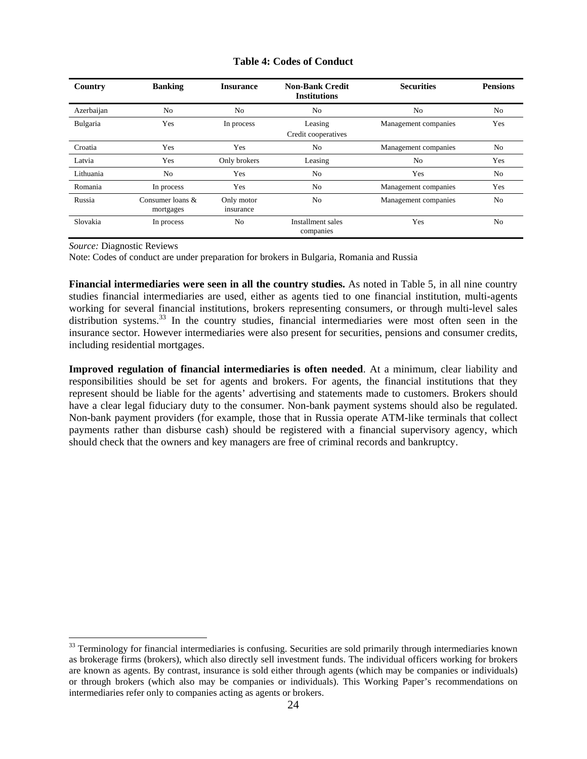**Table 4: Codes of Conduct**

| Country | Banking | Insurance | Non-Bank Credit Institutions | Securities | Pensions |
|---|---|---|---|---|---|
| Azerbaijan | No | No | No | No | No |
| Bulgaria | Yes | In process | Leasing<br>Credit cooperatives | Management companies | Yes |
| Croatia | Yes | Yes | No | Management companies | No |
| Latvia | Yes | Only brokers | Leasing | No | Yes |
| Lithuania | No | Yes | No | Yes | No |
| Romania | In process | Yes | No | Management companies | Yes |
| Russia | Consumer loans & mortgages | Only motor insurance | No | Management companies | No |
| Slovakia | In process | No | Installment sales companies | Yes | No |

*Source:* Diagnostic Reviews

Note: Codes of conduct are under preparation for brokers in Bulgaria, Romania and Russia

**Financial intermediaries were seen in all the country studies.** As noted in Table 5, in all nine country studies financial intermediaries are used, either as agents tied to one financial institution, multi-agents working for several financial institutions, brokers representing consumers, or through multi-level sales distribution systems.[33] In the country studies, financial intermediaries were most often seen in the insurance sector. However intermediaries were also present for securities, pensions and consumer credits, including residential mortgages.

**Improved regulation of financial intermediaries is often needed**. At a minimum, clear liability and responsibilities should be set for agents and brokers. For agents, the financial institutions that they represent should be liable for the agents' advertising and statements made to customers. Brokers should have a clear legal fiduciary duty to the consumer. Non-bank payment systems should also be regulated. Non-bank payment providers (for example, those that in Russia operate ATM-like terminals that collect payments rather than disburse cash) should be registered with a financial supervisory agency, which should check that the owners and key managers are free of criminal records and bankruptcy.

[33] Terminology for financial intermediaries is confusing. Securities are sold primarily through intermediaries known as brokerage firms (brokers), which also directly sell investment funds. The individual officers working for brokers are known as agents. By contrast, insurance is sold either through agents (which may be companies or individuals) or through brokers (which also may be companies or individuals). This Working Paper's recommendations on intermediaries refer only to companies acting as agents or brokers.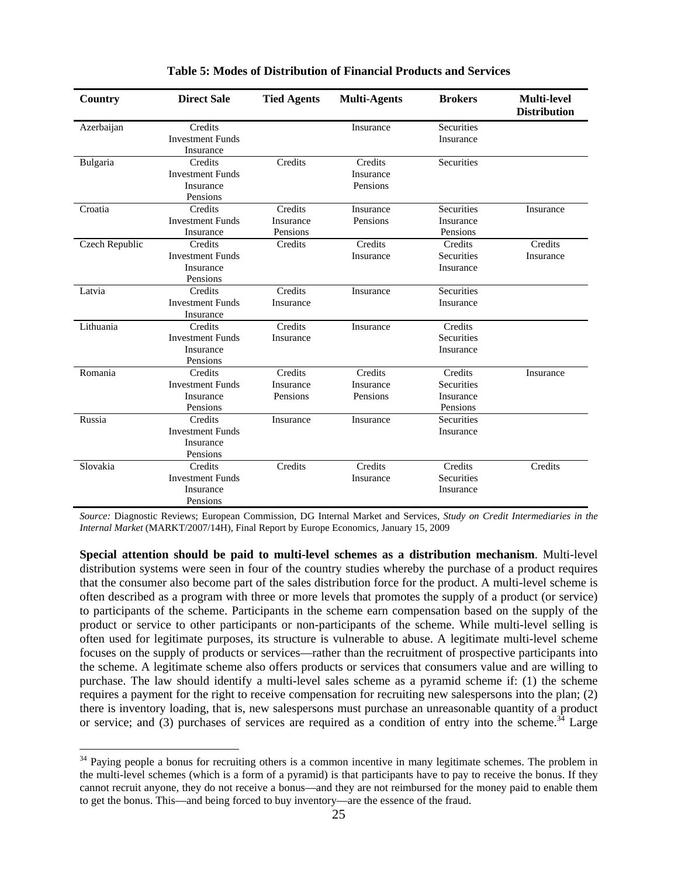**Table 5: Modes of Distribution of Financial Products and Services**

| Country | Direct Sale | Tied Agents | Multi-Agents | Brokers | Multi-level Distribution |
|---|---|---|---|---|---|
| Azerbaijan | Credits<br>Investment Funds<br>Insurance | | Insurance | Securities<br>Insurance | |
| Bulgaria | Credits<br>Investment Funds<br>Insurance<br>Pensions | Credits | Credits<br>Insurance<br>Pensions | Securities | |
| Croatia | Credits<br>Investment Funds<br>Insurance | Credits<br>Insurance<br>Pensions | Insurance<br>Pensions | Securities<br>Insurance<br>Pensions | Insurance |
| Czech Republic | Credits<br>Investment Funds<br>Insurance<br>Pensions | Credits | Credits<br>Insurance | Credits<br>Securities<br>Insurance | Credits<br>Insurance |
| Latvia | Credits<br>Investment Funds<br>Insurance | Credits<br>Insurance | Insurance | Securities<br>Insurance | |
| Lithuania | Credits<br>Investment Funds<br>Insurance<br>Pensions | Credits<br>Insurance | Insurance | Credits<br>Securities<br>Insurance | |
| Romania | Credits<br>Investment Funds<br>Insurance<br>Pensions | Credits<br>Insurance<br>Pensions | Credits<br>Insurance<br>Pensions | Credits<br>Securities<br>Insurance<br>Pensions | Insurance |
| Russia | Credits<br>Investment Funds<br>Insurance<br>Pensions | Insurance | Insurance | Securities<br>Insurance | |
| Slovakia | Credits<br>Investment Funds<br>Insurance<br>Pensions | Credits | Credits<br>Insurance | Credits<br>Securities<br>Insurance | Credits |

*Source:* Diagnostic Reviews; European Commission, DG Internal Market and Services, *Study on Credit Intermediaries in the Internal Market* (MARKT/2007/14H), Final Report by Europe Economics, January 15, 2009

**Special attention should be paid to multi-level schemes as a distribution mechanism**. Multi-level distribution systems were seen in four of the country studies whereby the purchase of a product requires that the consumer also become part of the sales distribution force for the product. A multi-level scheme is often described as a program with three or more levels that promotes the supply of a product (or service) to participants of the scheme. Participants in the scheme earn compensation based on the supply of the product or service to other participants or non-participants of the scheme. While multi-level selling is often used for legitimate purposes, its structure is vulnerable to abuse. A legitimate multi-level scheme focuses on the supply of products or services—rather than the recruitment of prospective participants into the scheme. A legitimate scheme also offers products or services that consumers value and are willing to purchase. The law should identify a multi-level sales scheme as a pyramid scheme if: (1) the scheme requires a payment for the right to receive compensation for recruiting new salespersons into the plan; (2) there is inventory loading, that is, new salespersons must purchase an unreasonable quantity of a product or service; and (3) purchases of services are required as a condition of entry into the scheme.[34] Large

[34] Paying people a bonus for recruiting others is a common incentive in many legitimate schemes. The problem in the multi-level schemes (which is a form of a pyramid) is that participants have to pay to receive the bonus. If they cannot recruit anyone, they do not receive a bonus—and they are not reimbursed for the money paid to enable them to get the bonus. This—and being forced to buy inventory—are the essence of the fraud.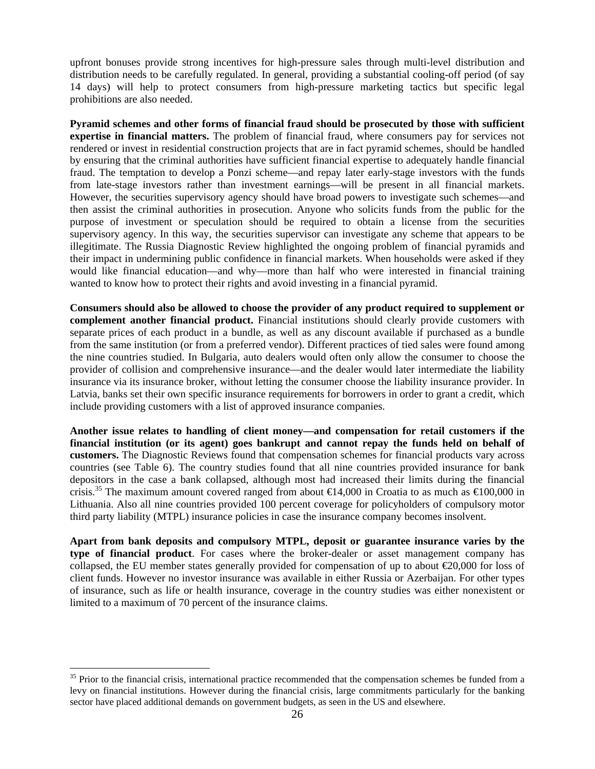upfront bonuses provide strong incentives for high-pressure sales through multi-level distribution and distribution needs to be carefully regulated. In general, providing a substantial cooling-off period (of say 14 days) will help to protect consumers from high-pressure marketing tactics but specific legal prohibitions are also needed.

**Pyramid schemes and other forms of financial fraud should be prosecuted by those with sufficient expertise in financial matters.** The problem of financial fraud, where consumers pay for services not rendered or invest in residential construction projects that are in fact pyramid schemes, should be handled by ensuring that the criminal authorities have sufficient financial expertise to adequately handle financial fraud. The temptation to develop a Ponzi scheme—and repay later early-stage investors with the funds from late-stage investors rather than investment earnings—will be present in all financial markets. However, the securities supervisory agency should have broad powers to investigate such schemes—and then assist the criminal authorities in prosecution. Anyone who solicits funds from the public for the purpose of investment or speculation should be required to obtain a license from the securities supervisory agency. In this way, the securities supervisor can investigate any scheme that appears to be illegitimate. The Russia Diagnostic Review highlighted the ongoing problem of financial pyramids and their impact in undermining public confidence in financial markets. When households were asked if they would like financial education—and why—more than half who were interested in financial training wanted to know how to protect their rights and avoid investing in a financial pyramid.

**Consumers should also be allowed to choose the provider of any product required to supplement or complement another financial product.** Financial institutions should clearly provide customers with separate prices of each product in a bundle, as well as any discount available if purchased as a bundle from the same institution (or from a preferred vendor). Different practices of tied sales were found among the nine countries studied. In Bulgaria, auto dealers would often only allow the consumer to choose the provider of collision and comprehensive insurance—and the dealer would later intermediate the liability insurance via its insurance broker, without letting the consumer choose the liability insurance provider. In Latvia, banks set their own specific insurance requirements for borrowers in order to grant a credit, which include providing customers with a list of approved insurance companies.

**Another issue relates to handling of client money—and compensation for retail customers if the financial institution (or its agent) goes bankrupt and cannot repay the funds held on behalf of customers.** The Diagnostic Reviews found that compensation schemes for financial products vary across countries (see Table 6). The country studies found that all nine countries provided insurance for bank depositors in the case a bank collapsed, although most had increased their limits during the financial crisis.[35] The maximum amount covered ranged from about €14,000 in Croatia to as much as €100,000 in Lithuania. Also all nine countries provided 100 percent coverage for policyholders of compulsory motor third party liability (MTPL) insurance policies in case the insurance company becomes insolvent.

**Apart from bank deposits and compulsory MTPL, deposit or guarantee insurance varies by the type of financial product**. For cases where the broker-dealer or asset management company has collapsed, the EU member states generally provided for compensation of up to about €20,000 for loss of client funds. However no investor insurance was available in either Russia or Azerbaijan. For other types of insurance, such as life or health insurance, coverage in the country studies was either nonexistent or limited to a maximum of 70 percent of the insurance claims.

---

[35] Prior to the financial crisis, international practice recommended that the compensation schemes be funded from a levy on financial institutions. However during the financial crisis, large commitments particularly for the banking sector have placed additional demands on government budgets, as seen in the US and elsewhere.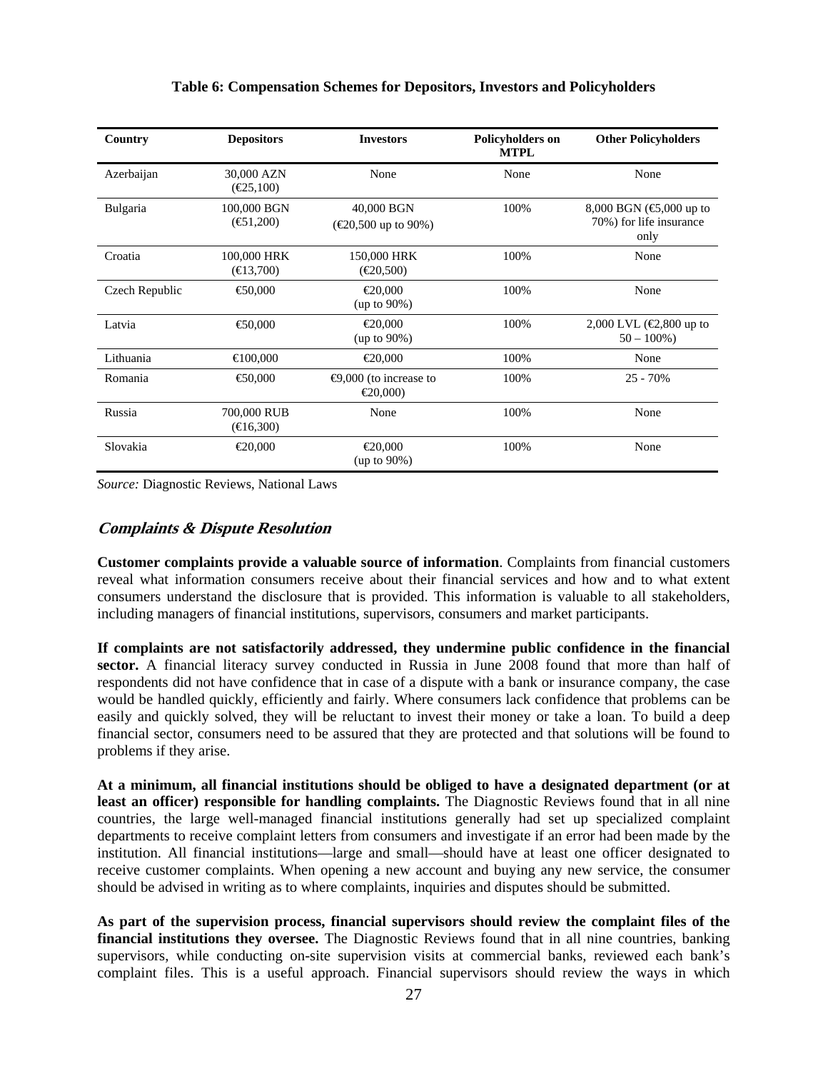**Table 6: Compensation Schemes for Depositors, Investors and Policyholders**

| Country | Depositors | Investors | Policyholders on MTPL | Other Policyholders |
|---|---|---|---|---|
| Azerbaijan | 30,000 AZN (€25,100) | None | None | None |
| Bulgaria | 100,000 BGN (€51,200) | 40,000 BGN (€20,500 up to 90%) | 100% | 8,000 BGN (€5,000 up to 70%) for life insurance only |
| Croatia | 100,000 HRK (€13,700) | 150,000 HRK (€20,500) | 100% | None |
| Czech Republic | €50,000 | €20,000 (up to 90%) | 100% | None |
| Latvia | €50,000 | €20,000 (up to 90%) | 100% | 2,000 LVL (€2,800 up to 50 – 100%) |
| Lithuania | €100,000 | €20,000 | 100% | None |
| Romania | €50,000 | €9,000 (to increase to €20,000) | 100% | 25 - 70% |
| Russia | 700,000 RUB (€16,300) | None | 100% | None |
| Slovakia | €20,000 | €20,000 (up to 90%) | 100% | None |

*Source:* Diagnostic Reviews, National Laws

## *Complaints & Dispute Resolution*

**Customer complaints provide a valuable source of information**. Complaints from financial customers reveal what information consumers receive about their financial services and how and to what extent consumers understand the disclosure that is provided. This information is valuable to all stakeholders, including managers of financial institutions, supervisors, consumers and market participants.

**If complaints are not satisfactorily addressed, they undermine public confidence in the financial sector.** A financial literacy survey conducted in Russia in June 2008 found that more than half of respondents did not have confidence that in case of a dispute with a bank or insurance company, the case would be handled quickly, efficiently and fairly. Where consumers lack confidence that problems can be easily and quickly solved, they will be reluctant to invest their money or take a loan. To build a deep financial sector, consumers need to be assured that they are protected and that solutions will be found to problems if they arise.

**At a minimum, all financial institutions should be obliged to have a designated department (or at least an officer) responsible for handling complaints.** The Diagnostic Reviews found that in all nine countries, the large well-managed financial institutions generally had set up specialized complaint departments to receive complaint letters from consumers and investigate if an error had been made by the institution. All financial institutions—large and small—should have at least one officer designated to receive customer complaints. When opening a new account and buying any new service, the consumer should be advised in writing as to where complaints, inquiries and disputes should be submitted.

**As part of the supervision process, financial supervisors should review the complaint files of the financial institutions they oversee.** The Diagnostic Reviews found that in all nine countries, banking supervisors, while conducting on-site supervision visits at commercial banks, reviewed each bank's complaint files. This is a useful approach. Financial supervisors should review the ways in which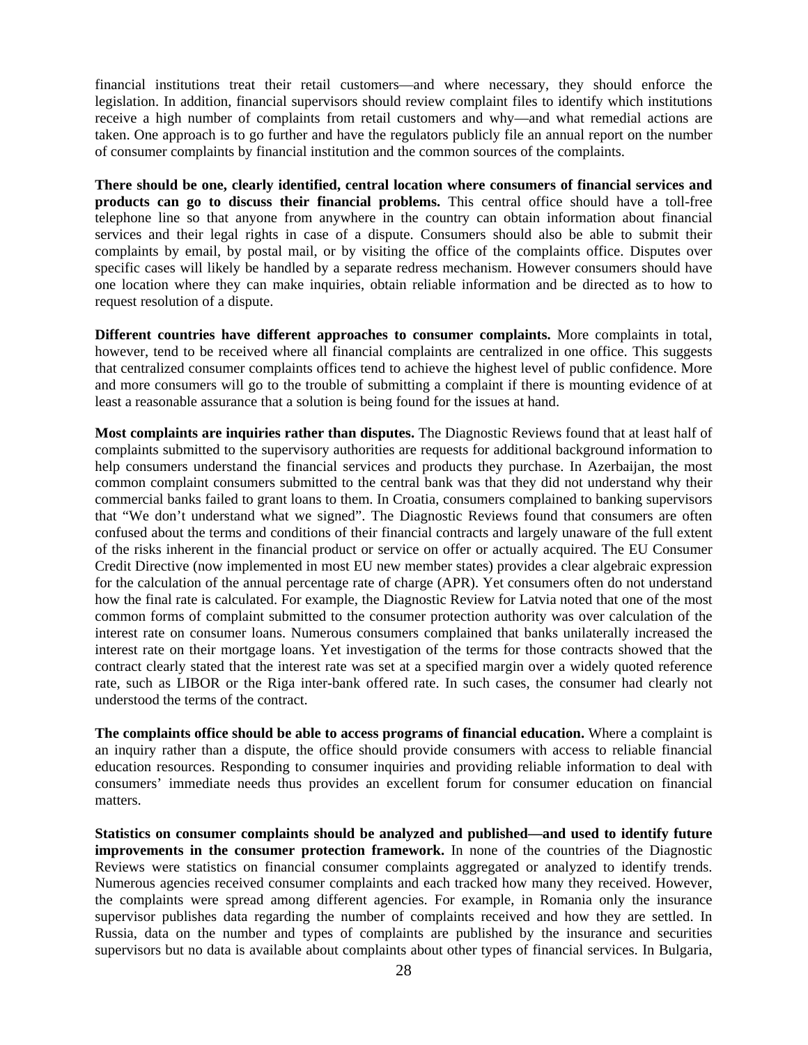financial institutions treat their retail customers—and where necessary, they should enforce the legislation. In addition, financial supervisors should review complaint files to identify which institutions receive a high number of complaints from retail customers and why—and what remedial actions are taken. One approach is to go further and have the regulators publicly file an annual report on the number of consumer complaints by financial institution and the common sources of the complaints.

**There should be one, clearly identified, central location where consumers of financial services and products can go to discuss their financial problems.** This central office should have a toll-free telephone line so that anyone from anywhere in the country can obtain information about financial services and their legal rights in case of a dispute. Consumers should also be able to submit their complaints by email, by postal mail, or by visiting the office of the complaints office. Disputes over specific cases will likely be handled by a separate redress mechanism. However consumers should have one location where they can make inquiries, obtain reliable information and be directed as to how to request resolution of a dispute.

**Different countries have different approaches to consumer complaints.** More complaints in total, however, tend to be received where all financial complaints are centralized in one office. This suggests that centralized consumer complaints offices tend to achieve the highest level of public confidence. More and more consumers will go to the trouble of submitting a complaint if there is mounting evidence of at least a reasonable assurance that a solution is being found for the issues at hand.

**Most complaints are inquiries rather than disputes.** The Diagnostic Reviews found that at least half of complaints submitted to the supervisory authorities are requests for additional background information to help consumers understand the financial services and products they purchase. In Azerbaijan, the most common complaint consumers submitted to the central bank was that they did not understand why their commercial banks failed to grant loans to them. In Croatia, consumers complained to banking supervisors that "We don't understand what we signed". The Diagnostic Reviews found that consumers are often confused about the terms and conditions of their financial contracts and largely unaware of the full extent of the risks inherent in the financial product or service on offer or actually acquired. The EU Consumer Credit Directive (now implemented in most EU new member states) provides a clear algebraic expression for the calculation of the annual percentage rate of charge (APR). Yet consumers often do not understand how the final rate is calculated. For example, the Diagnostic Review for Latvia noted that one of the most common forms of complaint submitted to the consumer protection authority was over calculation of the interest rate on consumer loans. Numerous consumers complained that banks unilaterally increased the interest rate on their mortgage loans. Yet investigation of the terms for those contracts showed that the contract clearly stated that the interest rate was set at a specified margin over a widely quoted reference rate, such as LIBOR or the Riga inter-bank offered rate. In such cases, the consumer had clearly not understood the terms of the contract.

**The complaints office should be able to access programs of financial education.** Where a complaint is an inquiry rather than a dispute, the office should provide consumers with access to reliable financial education resources. Responding to consumer inquiries and providing reliable information to deal with consumers' immediate needs thus provides an excellent forum for consumer education on financial matters.

**Statistics on consumer complaints should be analyzed and published—and used to identify future improvements in the consumer protection framework.** In none of the countries of the Diagnostic Reviews were statistics on financial consumer complaints aggregated or analyzed to identify trends. Numerous agencies received consumer complaints and each tracked how many they received. However, the complaints were spread among different agencies. For example, in Romania only the insurance supervisor publishes data regarding the number of complaints received and how they are settled. In Russia, data on the number and types of complaints are published by the insurance and securities supervisors but no data is available about complaints about other types of financial services. In Bulgaria,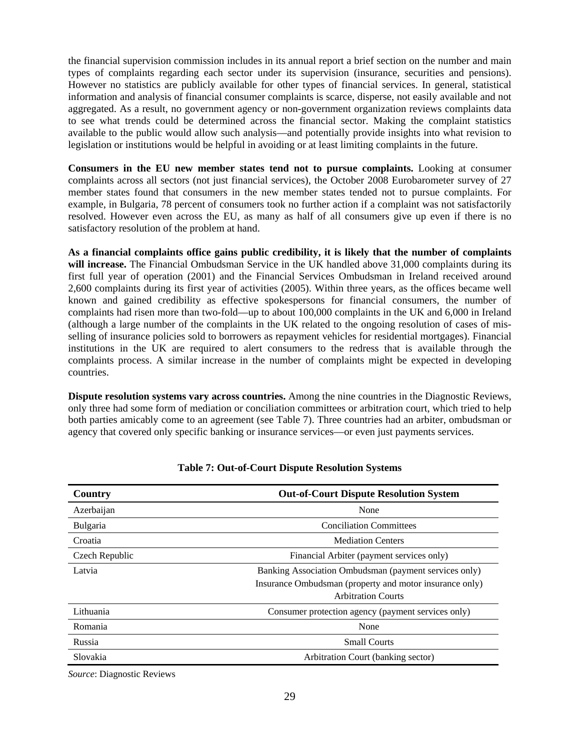the financial supervision commission includes in its annual report a brief section on the number and main types of complaints regarding each sector under its supervision (insurance, securities and pensions). However no statistics are publicly available for other types of financial services. In general, statistical information and analysis of financial consumer complaints is scarce, disperse, not easily available and not aggregated. As a result, no government agency or non-government organization reviews complaints data to see what trends could be determined across the financial sector. Making the complaint statistics available to the public would allow such analysis—and potentially provide insights into what revision to legislation or institutions would be helpful in avoiding or at least limiting complaints in the future.

**Consumers in the EU new member states tend not to pursue complaints.** Looking at consumer complaints across all sectors (not just financial services), the October 2008 Eurobarometer survey of 27 member states found that consumers in the new member states tended not to pursue complaints. For example, in Bulgaria, 78 percent of consumers took no further action if a complaint was not satisfactorily resolved. However even across the EU, as many as half of all consumers give up even if there is no satisfactory resolution of the problem at hand.

**As a financial complaints office gains public credibility, it is likely that the number of complaints will increase.** The Financial Ombudsman Service in the UK handled above 31,000 complaints during its first full year of operation (2001) and the Financial Services Ombudsman in Ireland received around 2,600 complaints during its first year of activities (2005). Within three years, as the offices became well known and gained credibility as effective spokespersons for financial consumers, the number of complaints had risen more than two-fold—up to about 100,000 complaints in the UK and 6,000 in Ireland (although a large number of the complaints in the UK related to the ongoing resolution of cases of mis-selling of insurance policies sold to borrowers as repayment vehicles for residential mortgages). Financial institutions in the UK are required to alert consumers to the redress that is available through the complaints process. A similar increase in the number of complaints might be expected in developing countries.

**Dispute resolution systems vary across countries.** Among the nine countries in the Diagnostic Reviews, only three had some form of mediation or conciliation committees or arbitration court, which tried to help both parties amicably come to an agreement (see Table 7). Three countries had an arbiter, ombudsman or agency that covered only specific banking or insurance services—or even just payments services.

**Table 7: Out-of-Court Dispute Resolution Systems**

| Country | Out-of-Court Dispute Resolution System |
|---|---|
| Azerbaijan | None |
| Bulgaria | Conciliation Committees |
| Croatia | Mediation Centers |
| Czech Republic | Financial Arbiter (payment services only) |
| Latvia | Banking Association Ombudsman (payment services only)<br>Insurance Ombudsman (property and motor insurance only)<br>Arbitration Courts |
| Lithuania | Consumer protection agency (payment services only) |
| Romania | None |
| Russia | Small Courts |
| Slovakia | Arbitration Court (banking sector) |

*Source*: Diagnostic Reviews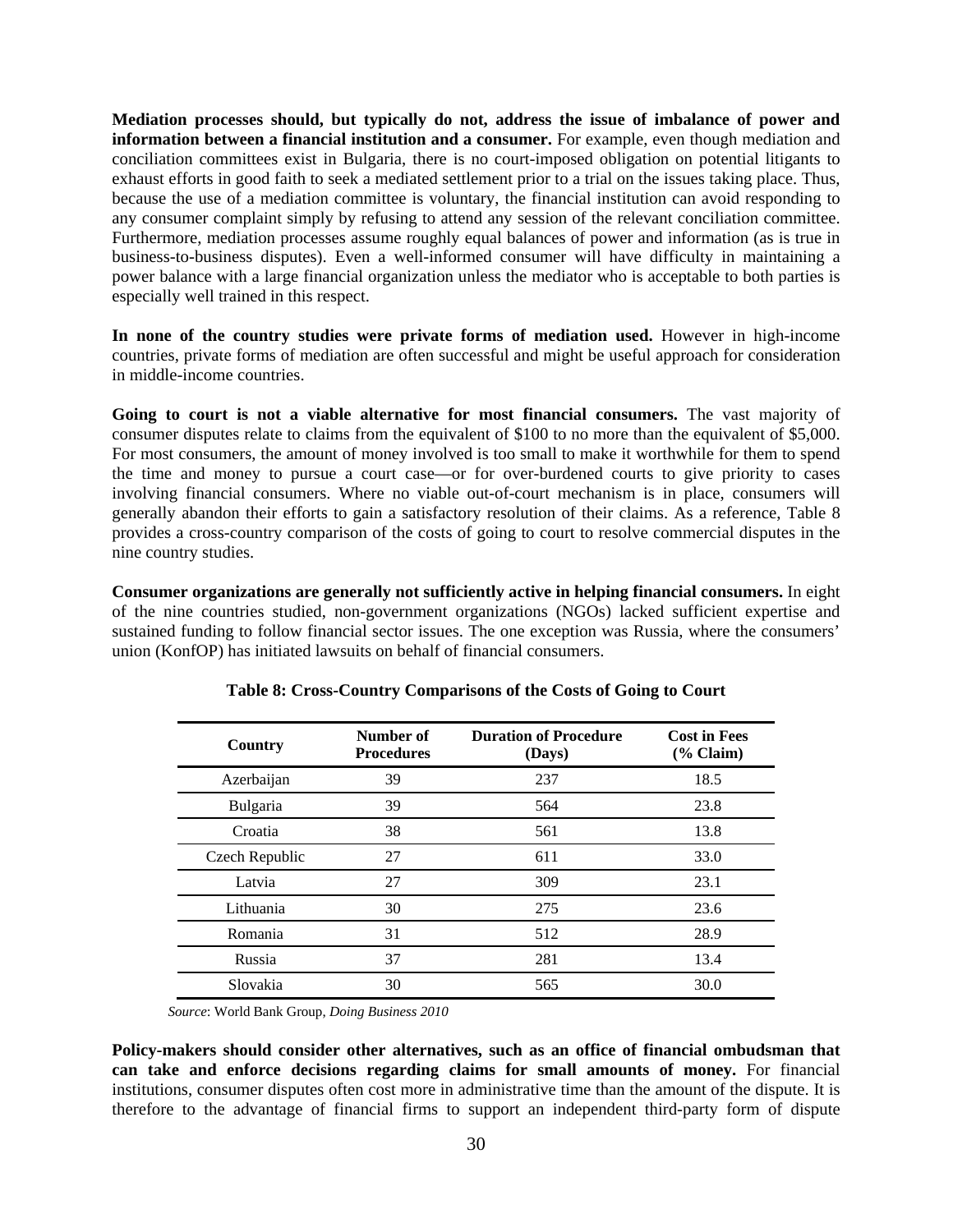**Mediation processes should, but typically do not, address the issue of imbalance of power and information between a financial institution and a consumer.** For example, even though mediation and conciliation committees exist in Bulgaria, there is no court-imposed obligation on potential litigants to exhaust efforts in good faith to seek a mediated settlement prior to a trial on the issues taking place. Thus, because the use of a mediation committee is voluntary, the financial institution can avoid responding to any consumer complaint simply by refusing to attend any session of the relevant conciliation committee. Furthermore, mediation processes assume roughly equal balances of power and information (as is true in business-to-business disputes). Even a well-informed consumer will have difficulty in maintaining a power balance with a large financial organization unless the mediator who is acceptable to both parties is especially well trained in this respect.

**In none of the country studies were private forms of mediation used.** However in high-income countries, private forms of mediation are often successful and might be useful approach for consideration in middle-income countries.

**Going to court is not a viable alternative for most financial consumers.** The vast majority of consumer disputes relate to claims from the equivalent of $100 to no more than the equivalent of $5,000. For most consumers, the amount of money involved is too small to make it worthwhile for them to spend the time and money to pursue a court case—or for over-burdened courts to give priority to cases involving financial consumers. Where no viable out-of-court mechanism is in place, consumers will generally abandon their efforts to gain a satisfactory resolution of their claims. As a reference, Table 8 provides a cross-country comparison of the costs of going to court to resolve commercial disputes in the nine country studies.

**Consumer organizations are generally not sufficiently active in helping financial consumers.** In eight of the nine countries studied, non-government organizations (NGOs) lacked sufficient expertise and sustained funding to follow financial sector issues. The one exception was Russia, where the consumers' union (KonfOP) has initiated lawsuits on behalf of financial consumers.

**Table 8: Cross-Country Comparisons of the Costs of Going to Court**

| Country | Number of Procedures | Duration of Procedure (Days) | Cost in Fees (% Claim) |
|---|---|---|---|
| Azerbaijan | 39 | 237 | 18.5 |
| Bulgaria | 39 | 564 | 23.8 |
| Croatia | 38 | 561 | 13.8 |
| Czech Republic | 27 | 611 | 33.0 |
| Latvia | 27 | 309 | 23.1 |
| Lithuania | 30 | 275 | 23.6 |
| Romania | 31 | 512 | 28.9 |
| Russia | 37 | 281 | 13.4 |
| Slovakia | 30 | 565 | 30.0 |

*Source*: World Bank Group, *Doing Business 2010*

**Policy-makers should consider other alternatives, such as an office of financial ombudsman that can take and enforce decisions regarding claims for small amounts of money.** For financial institutions, consumer disputes often cost more in administrative time than the amount of the dispute. It is therefore to the advantage of financial firms to support an independent third-party form of dispute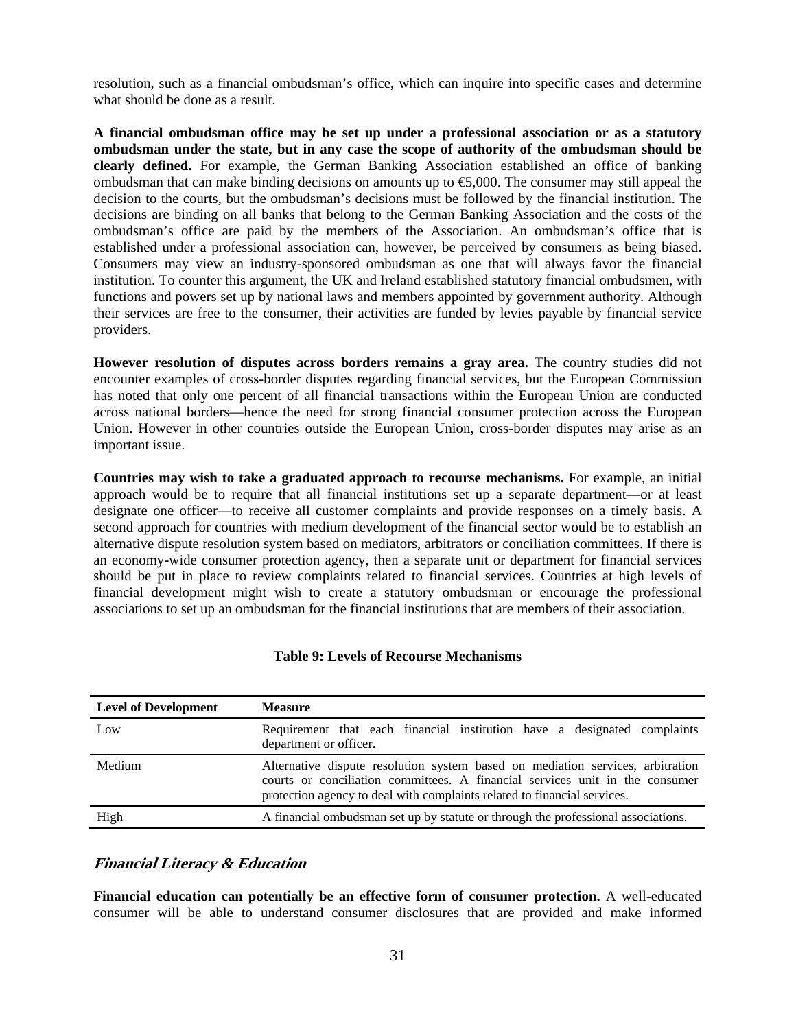resolution, such as a financial ombudsman's office, which can inquire into specific cases and determine what should be done as a result.

**A financial ombudsman office may be set up under a professional association or as a statutory ombudsman under the state, but in any case the scope of authority of the ombudsman should be clearly defined.** For example, the German Banking Association established an office of banking ombudsman that can make binding decisions on amounts up to €5,000. The consumer may still appeal the decision to the courts, but the ombudsman's decisions must be followed by the financial institution. The decisions are binding on all banks that belong to the German Banking Association and the costs of the ombudsman's office are paid by the members of the Association. An ombudsman's office that is established under a professional association can, however, be perceived by consumers as being biased. Consumers may view an industry-sponsored ombudsman as one that will always favor the financial institution. To counter this argument, the UK and Ireland established statutory financial ombudsmen, with functions and powers set up by national laws and members appointed by government authority. Although their services are free to the consumer, their activities are funded by levies payable by financial service providers.

**However resolution of disputes across borders remains a gray area.** The country studies did not encounter examples of cross-border disputes regarding financial services, but the European Commission has noted that only one percent of all financial transactions within the European Union are conducted across national borders—hence the need for strong financial consumer protection across the European Union. However in other countries outside the European Union, cross-border disputes may arise as an important issue.

**Countries may wish to take a graduated approach to recourse mechanisms.** For example, an initial approach would be to require that all financial institutions set up a separate department—or at least designate one officer—to receive all customer complaints and provide responses on a timely basis. A second approach for countries with medium development of the financial sector would be to establish an alternative dispute resolution system based on mediators, arbitrators or conciliation committees. If there is an economy-wide consumer protection agency, then a separate unit or department for financial services should be put in place to review complaints related to financial services. Countries at high levels of financial development might wish to create a statutory ombudsman or encourage the professional associations to set up an ombudsman for the financial institutions that are members of their association.

**Table 9: Levels of Recourse Mechanisms**

| Level of Development | Measure |
|---|---|
| Low | Requirement that each financial institution have a designated complaints department or officer. |
| Medium | Alternative dispute resolution system based on mediation services, arbitration courts or conciliation committees. A financial services unit in the consumer protection agency to deal with complaints related to financial services. |
| High | A financial ombudsman set up by statute or through the professional associations. |

### *Financial Literacy & Education*

**Financial education can potentially be an effective form of consumer protection.** A well-educated consumer will be able to understand consumer disclosures that are provided and make informed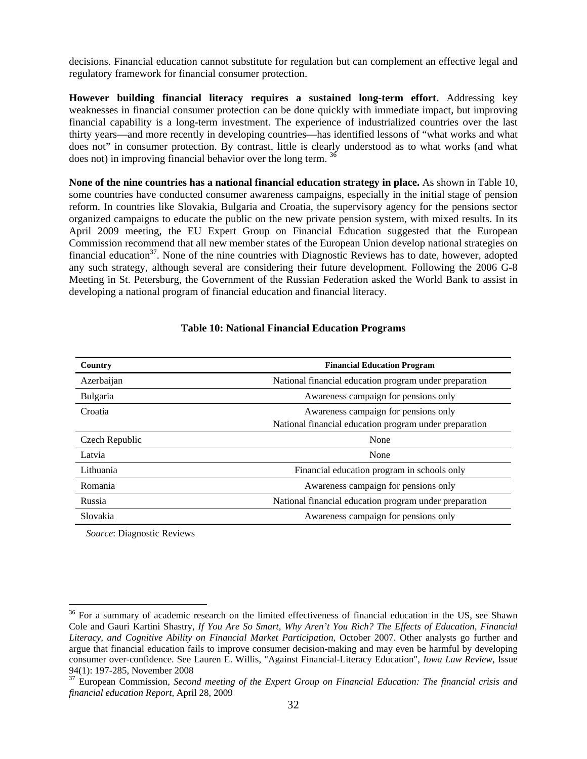decisions. Financial education cannot substitute for regulation but can complement an effective legal and regulatory framework for financial consumer protection.

**However building financial literacy requires a sustained long-term effort.** Addressing key weaknesses in financial consumer protection can be done quickly with immediate impact, but improving financial capability is a long-term investment. The experience of industrialized countries over the last thirty years—and more recently in developing countries—has identified lessons of "what works and what does not" in consumer protection. By contrast, little is clearly understood as to what works (and what does not) in improving financial behavior over the long term. [36]

**None of the nine countries has a national financial education strategy in place.** As shown in Table 10, some countries have conducted consumer awareness campaigns, especially in the initial stage of pension reform. In countries like Slovakia, Bulgaria and Croatia, the supervisory agency for the pensions sector organized campaigns to educate the public on the new private pension system, with mixed results. In its April 2009 meeting, the EU Expert Group on Financial Education suggested that the European Commission recommend that all new member states of the European Union develop national strategies on financial education[37]. None of the nine countries with Diagnostic Reviews has to date, however, adopted any such strategy, although several are considering their future development. Following the 2006 G-8 Meeting in St. Petersburg, the Government of the Russian Federation asked the World Bank to assist in developing a national program of financial education and financial literacy.

**Table 10: National Financial Education Programs**

| Country | Financial Education Program |
|---|---|
| Azerbaijan | National financial education program under preparation |
| Bulgaria | Awareness campaign for pensions only |
| Croatia | Awareness campaign for pensions only<br>National financial education program under preparation |
| Czech Republic | None |
| Latvia | None |
| Lithuania | Financial education program in schools only |
| Romania | Awareness campaign for pensions only |
| Russia | National financial education program under preparation |
| Slovakia | Awareness campaign for pensions only |

*Source*: Diagnostic Reviews

[36] For a summary of academic research on the limited effectiveness of financial education in the US, see Shawn Cole and Gauri Kartini Shastry, *If You Are So Smart, Why Aren't You Rich? The Effects of Education, Financial Literacy, and Cognitive Ability on Financial Market Participation,* October 2007. Other analysts go further and argue that financial education fails to improve consumer decision-making and may even be harmful by developing consumer over-confidence. See Lauren E. Willis, "Against Financial-Literacy Education", *Iowa Law Review*, Issue 94(1): 197-285, November 2008

[37] European Commission, *Second meeting of the Expert Group on Financial Education: The financial crisis and financial education Report*, April 28, 2009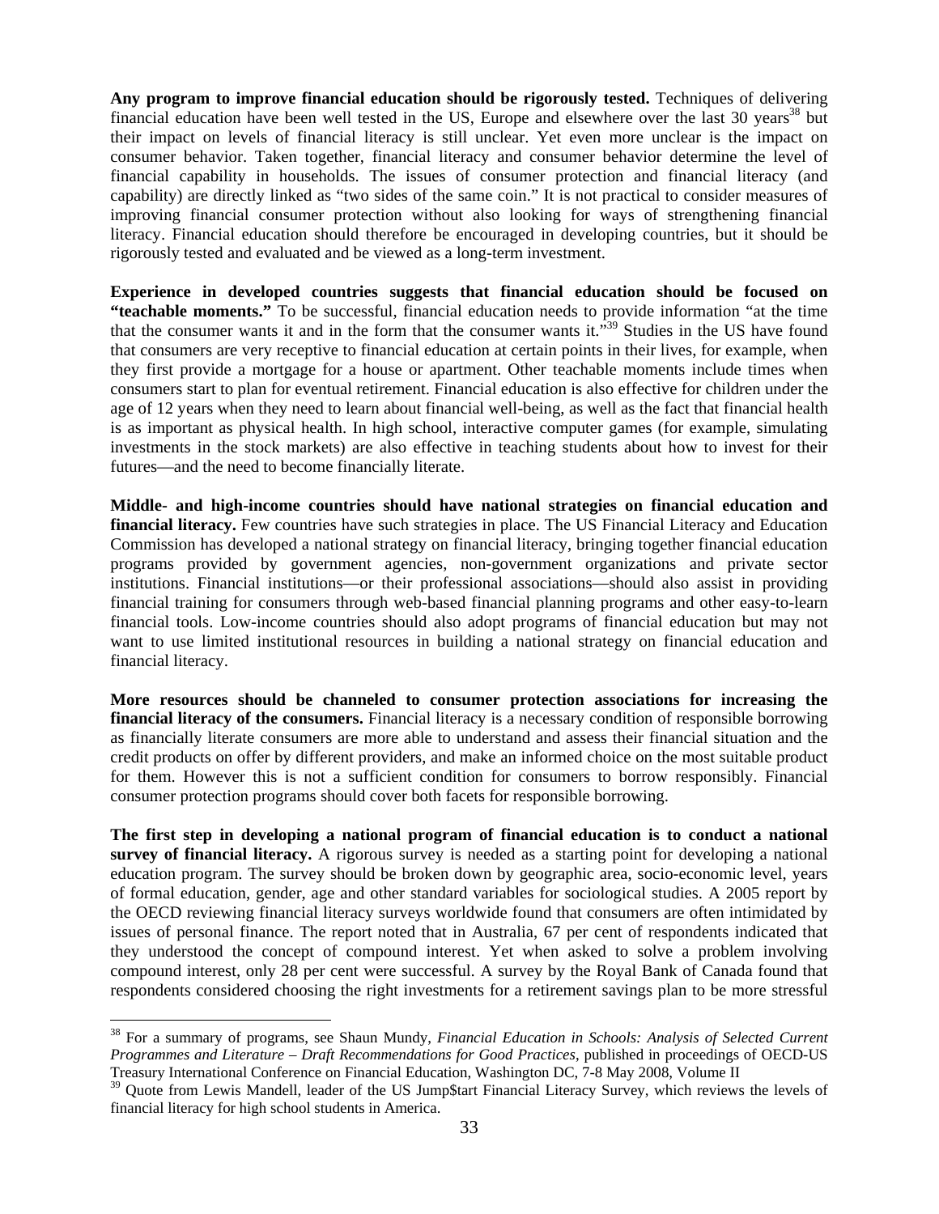**Any program to improve financial education should be rigorously tested.** Techniques of delivering financial education have been well tested in the US, Europe and elsewhere over the last 30 years[38] but their impact on levels of financial literacy is still unclear. Yet even more unclear is the impact on consumer behavior. Taken together, financial literacy and consumer behavior determine the level of financial capability in households. The issues of consumer protection and financial literacy (and capability) are directly linked as "two sides of the same coin." It is not practical to consider measures of improving financial consumer protection without also looking for ways of strengthening financial literacy. Financial education should therefore be encouraged in developing countries, but it should be rigorously tested and evaluated and be viewed as a long-term investment.

**Experience in developed countries suggests that financial education should be focused on "teachable moments."** To be successful, financial education needs to provide information "at the time that the consumer wants it and in the form that the consumer wants it."[39] Studies in the US have found that consumers are very receptive to financial education at certain points in their lives, for example, when they first provide a mortgage for a house or apartment. Other teachable moments include times when consumers start to plan for eventual retirement. Financial education is also effective for children under the age of 12 years when they need to learn about financial well-being, as well as the fact that financial health is as important as physical health. In high school, interactive computer games (for example, simulating investments in the stock markets) are also effective in teaching students about how to invest for their futures—and the need to become financially literate.

**Middle- and high-income countries should have national strategies on financial education and financial literacy.** Few countries have such strategies in place. The US Financial Literacy and Education Commission has developed a national strategy on financial literacy, bringing together financial education programs provided by government agencies, non-government organizations and private sector institutions. Financial institutions—or their professional associations—should also assist in providing financial training for consumers through web-based financial planning programs and other easy-to-learn financial tools. Low-income countries should also adopt programs of financial education but may not want to use limited institutional resources in building a national strategy on financial education and financial literacy.

**More resources should be channeled to consumer protection associations for increasing the financial literacy of the consumers.** Financial literacy is a necessary condition of responsible borrowing as financially literate consumers are more able to understand and assess their financial situation and the credit products on offer by different providers, and make an informed choice on the most suitable product for them. However this is not a sufficient condition for consumers to borrow responsibly. Financial consumer protection programs should cover both facets for responsible borrowing.

**The first step in developing a national program of financial education is to conduct a national survey of financial literacy.** A rigorous survey is needed as a starting point for developing a national education program. The survey should be broken down by geographic area, socio-economic level, years of formal education, gender, age and other standard variables for sociological studies. A 2005 report by the OECD reviewing financial literacy surveys worldwide found that consumers are often intimidated by issues of personal finance. The report noted that in Australia, 67 per cent of respondents indicated that they understood the concept of compound interest. Yet when asked to solve a problem involving compound interest, only 28 per cent were successful. A survey by the Royal Bank of Canada found that respondents considered choosing the right investments for a retirement savings plan to be more stressful

---

[38] For a summary of programs, see Shaun Mundy, *Financial Education in Schools: Analysis of Selected Current Programmes and Literature – Draft Recommendations for Good Practices*, published in proceedings of OECD-US Treasury International Conference on Financial Education, Washington DC, 7-8 May 2008, Volume II

[39] Quote from Lewis Mandell, leader of the US Jump$tart Financial Literacy Survey, which reviews the levels of financial literacy for high school students in America.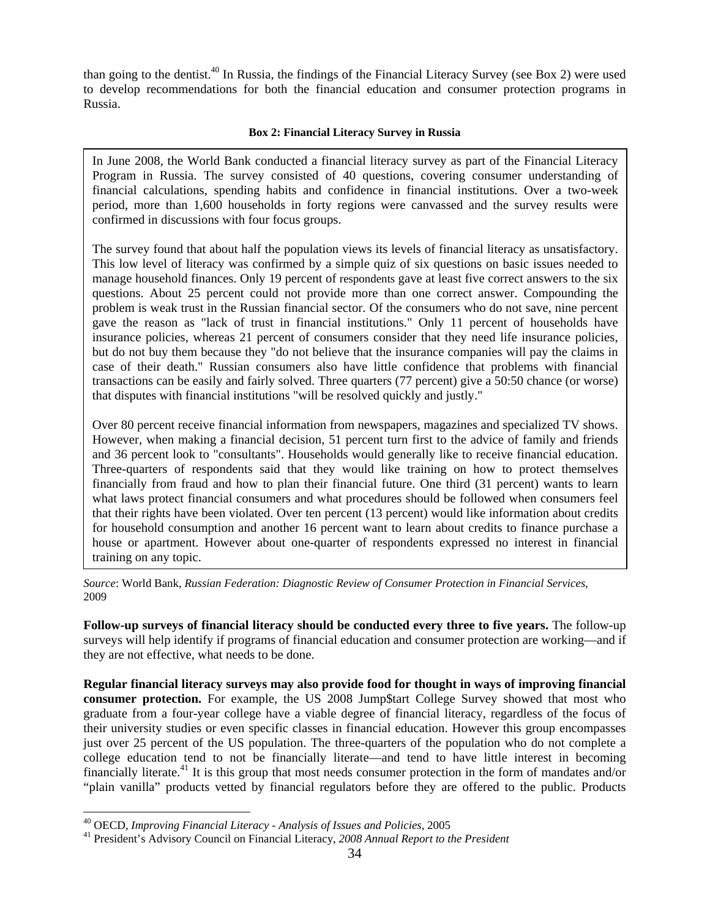than going to the dentist.[40] In Russia, the findings of the Financial Literacy Survey (see Box 2) were used to develop recommendations for both the financial education and consumer protection programs in Russia.

**Box 2: Financial Literacy Survey in Russia**

In June 2008, the World Bank conducted a financial literacy survey as part of the Financial Literacy Program in Russia. The survey consisted of 40 questions, covering consumer understanding of financial calculations, spending habits and confidence in financial institutions. Over a two-week period, more than 1,600 households in forty regions were canvassed and the survey results were confirmed in discussions with four focus groups.

The survey found that about half the population views its levels of financial literacy as unsatisfactory. This low level of literacy was confirmed by a simple quiz of six questions on basic issues needed to manage household finances. Only 19 percent of respondents gave at least five correct answers to the six questions. About 25 percent could not provide more than one correct answer. Compounding the problem is weak trust in the Russian financial sector. Of the consumers who do not save, nine percent gave the reason as "lack of trust in financial institutions." Only 11 percent of households have insurance policies, whereas 21 percent of consumers consider that they need life insurance policies, but do not buy them because they "do not believe that the insurance companies will pay the claims in case of their death." Russian consumers also have little confidence that problems with financial transactions can be easily and fairly solved. Three quarters (77 percent) give a 50:50 chance (or worse) that disputes with financial institutions "will be resolved quickly and justly."

Over 80 percent receive financial information from newspapers, magazines and specialized TV shows. However, when making a financial decision, 51 percent turn first to the advice of family and friends and 36 percent look to "consultants". Households would generally like to receive financial education. Three-quarters of respondents said that they would like training on how to protect themselves financially from fraud and how to plan their financial future. One third (31 percent) wants to learn what laws protect financial consumers and what procedures should be followed when consumers feel that their rights have been violated. Over ten percent (13 percent) would like information about credits for household consumption and another 16 percent want to learn about credits to finance purchase a house or apartment. However about one-quarter of respondents expressed no interest in financial training on any topic.

*Source*: World Bank, *Russian Federation: Diagnostic Review of Consumer Protection in Financial Services*, 2009

**Follow-up surveys of financial literacy should be conducted every three to five years.** The follow-up surveys will help identify if programs of financial education and consumer protection are working—and if they are not effective, what needs to be done.

**Regular financial literacy surveys may also provide food for thought in ways of improving financial consumer protection.** For example, the US 2008 Jump$tart College Survey showed that most who graduate from a four-year college have a viable degree of financial literacy, regardless of the focus of their university studies or even specific classes in financial education. However this group encompasses just over 25 percent of the US population. The three-quarters of the population who do not complete a college education tend to not be financially literate—and tend to have little interest in becoming financially literate.[41] It is this group that most needs consumer protection in the form of mandates and/or "plain vanilla" products vetted by financial regulators before they are offered to the public. Products

[40] OECD, *Improving Financial Literacy - Analysis of Issues and Policies*, 2005

[41] President's Advisory Council on Financial Literacy, *2008 Annual Report to the President*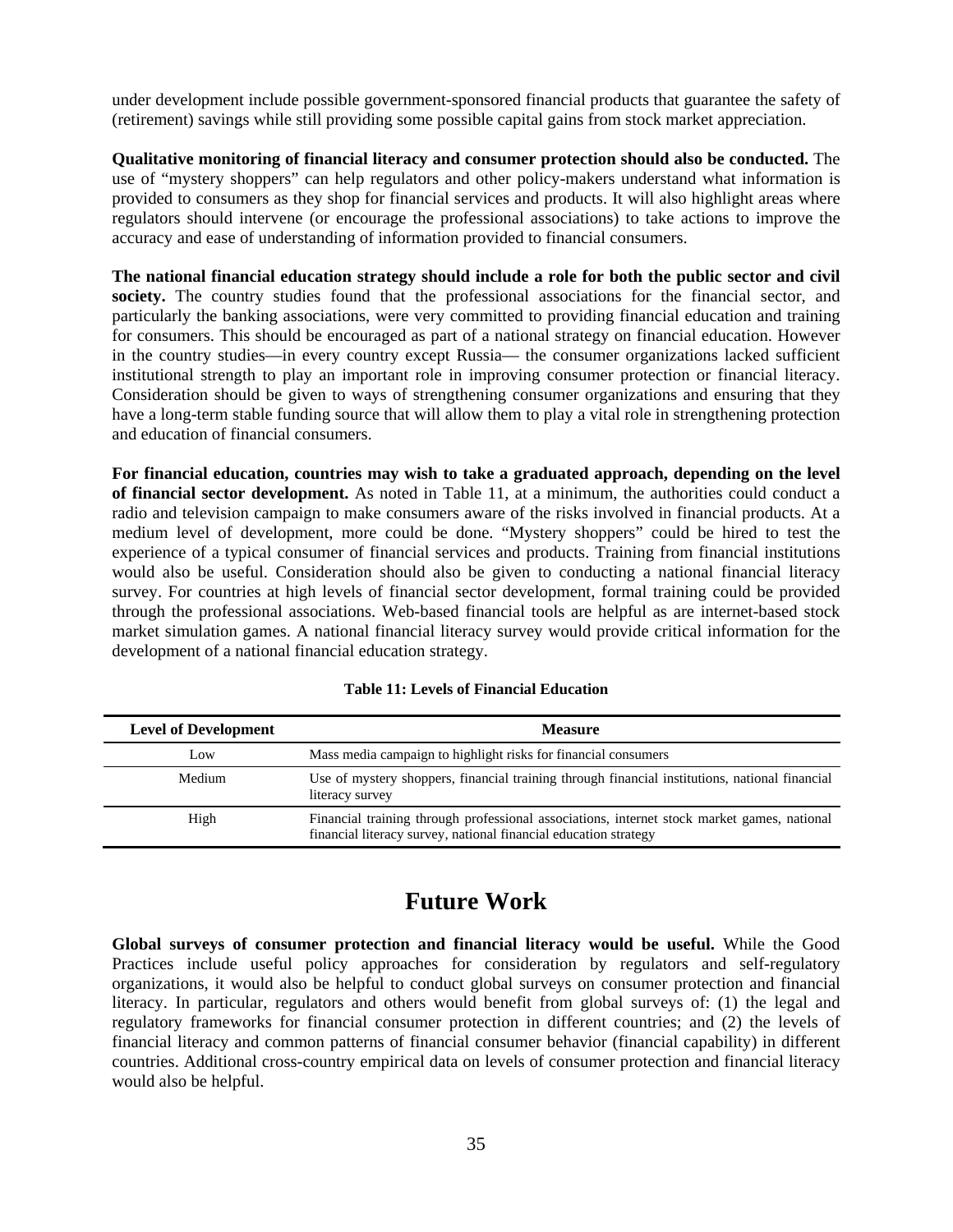under development include possible government-sponsored financial products that guarantee the safety of (retirement) savings while still providing some possible capital gains from stock market appreciation.

**Qualitative monitoring of financial literacy and consumer protection should also be conducted.** The use of "mystery shoppers" can help regulators and other policy-makers understand what information is provided to consumers as they shop for financial services and products. It will also highlight areas where regulators should intervene (or encourage the professional associations) to take actions to improve the accuracy and ease of understanding of information provided to financial consumers.

**The national financial education strategy should include a role for both the public sector and civil society.** The country studies found that the professional associations for the financial sector, and particularly the banking associations, were very committed to providing financial education and training for consumers. This should be encouraged as part of a national strategy on financial education. However in the country studies—in every country except Russia— the consumer organizations lacked sufficient institutional strength to play an important role in improving consumer protection or financial literacy. Consideration should be given to ways of strengthening consumer organizations and ensuring that they have a long-term stable funding source that will allow them to play a vital role in strengthening protection and education of financial consumers.

**For financial education, countries may wish to take a graduated approach, depending on the level of financial sector development.** As noted in Table 11, at a minimum, the authorities could conduct a radio and television campaign to make consumers aware of the risks involved in financial products. At a medium level of development, more could be done. "Mystery shoppers" could be hired to test the experience of a typical consumer of financial services and products. Training from financial institutions would also be useful. Consideration should also be given to conducting a national financial literacy survey. For countries at high levels of financial sector development, formal training could be provided through the professional associations. Web-based financial tools are helpful as are internet-based stock market simulation games. A national financial literacy survey would provide critical information for the development of a national financial education strategy.

**Table 11: Levels of Financial Education**

| Level of Development | Measure |
|---|---|
| Low | Mass media campaign to highlight risks for financial consumers |
| Medium | Use of mystery shoppers, financial training through financial institutions, national financial literacy survey |
| High | Financial training through professional associations, internet stock market games, national financial literacy survey, national financial education strategy |

# Future Work

**Global surveys of consumer protection and financial literacy would be useful.** While the Good Practices include useful policy approaches for consideration by regulators and self-regulatory organizations, it would also be helpful to conduct global surveys on consumer protection and financial literacy. In particular, regulators and others would benefit from global surveys of: (1) the legal and regulatory frameworks for financial consumer protection in different countries; and (2) the levels of financial literacy and common patterns of financial consumer behavior (financial capability) in different countries. Additional cross-country empirical data on levels of consumer protection and financial literacy would also be helpful.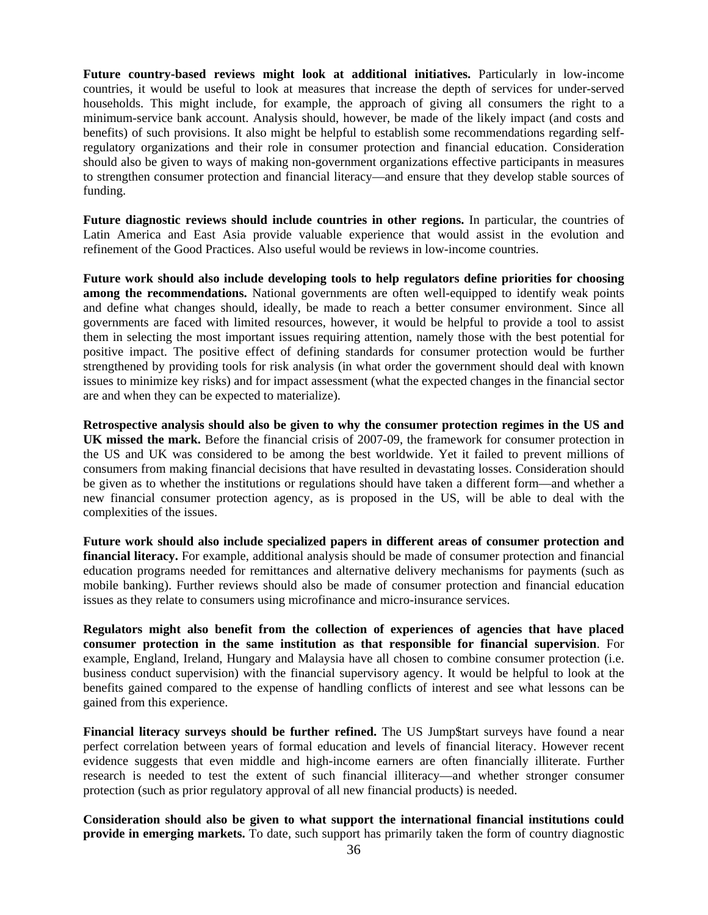**Future country-based reviews might look at additional initiatives.** Particularly in low-income countries, it would be useful to look at measures that increase the depth of services for under-served households. This might include, for example, the approach of giving all consumers the right to a minimum-service bank account. Analysis should, however, be made of the likely impact (and costs and benefits) of such provisions. It also might be helpful to establish some recommendations regarding self-regulatory organizations and their role in consumer protection and financial education. Consideration should also be given to ways of making non-government organizations effective participants in measures to strengthen consumer protection and financial literacy—and ensure that they develop stable sources of funding.

**Future diagnostic reviews should include countries in other regions.** In particular, the countries of Latin America and East Asia provide valuable experience that would assist in the evolution and refinement of the Good Practices. Also useful would be reviews in low-income countries.

**Future work should also include developing tools to help regulators define priorities for choosing among the recommendations.** National governments are often well-equipped to identify weak points and define what changes should, ideally, be made to reach a better consumer environment. Since all governments are faced with limited resources, however, it would be helpful to provide a tool to assist them in selecting the most important issues requiring attention, namely those with the best potential for positive impact. The positive effect of defining standards for consumer protection would be further strengthened by providing tools for risk analysis (in what order the government should deal with known issues to minimize key risks) and for impact assessment (what the expected changes in the financial sector are and when they can be expected to materialize).

**Retrospective analysis should also be given to why the consumer protection regimes in the US and UK missed the mark.** Before the financial crisis of 2007-09, the framework for consumer protection in the US and UK was considered to be among the best worldwide. Yet it failed to prevent millions of consumers from making financial decisions that have resulted in devastating losses. Consideration should be given as to whether the institutions or regulations should have taken a different form—and whether a new financial consumer protection agency, as is proposed in the US, will be able to deal with the complexities of the issues.

**Future work should also include specialized papers in different areas of consumer protection and financial literacy.** For example, additional analysis should be made of consumer protection and financial education programs needed for remittances and alternative delivery mechanisms for payments (such as mobile banking). Further reviews should also be made of consumer protection and financial education issues as they relate to consumers using microfinance and micro-insurance services.

**Regulators might also benefit from the collection of experiences of agencies that have placed consumer protection in the same institution as that responsible for financial supervision**. For example, England, Ireland, Hungary and Malaysia have all chosen to combine consumer protection (i.e. business conduct supervision) with the financial supervisory agency. It would be helpful to look at the benefits gained compared to the expense of handling conflicts of interest and see what lessons can be gained from this experience.

**Financial literacy surveys should be further refined.** The US Jump$tart surveys have found a near perfect correlation between years of formal education and levels of financial literacy. However recent evidence suggests that even middle and high-income earners are often financially illiterate. Further research is needed to test the extent of such financial illiteracy—and whether stronger consumer protection (such as prior regulatory approval of all new financial products) is needed.

**Consideration should also be given to what support the international financial institutions could provide in emerging markets.** To date, such support has primarily taken the form of country diagnostic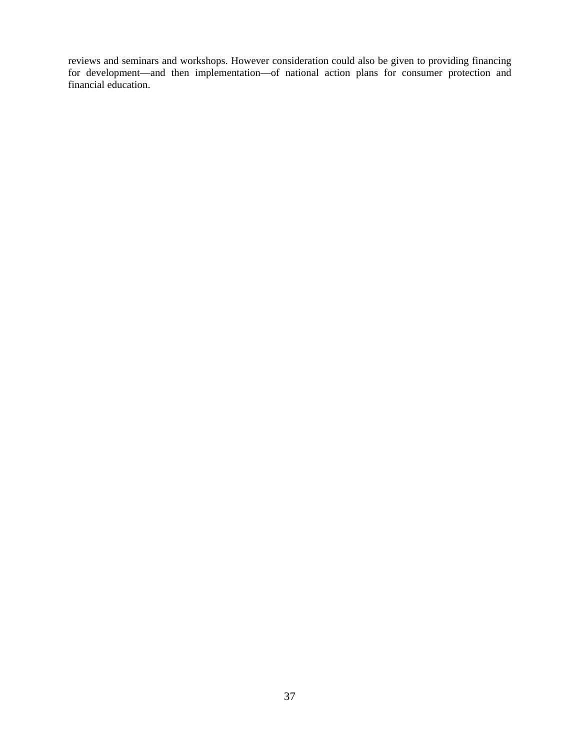reviews and seminars and workshops. However consideration could also be given to providing financing for development—and then implementation—of national action plans for consumer protection and financial education.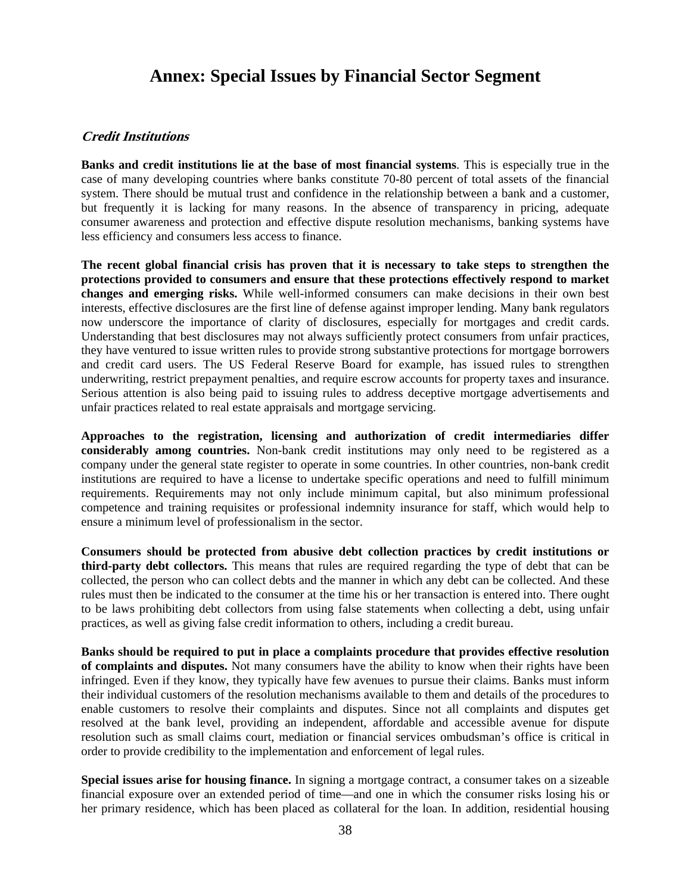# Annex: Special Issues by Financial Sector Segment

## *Credit Institutions*

**Banks and credit institutions lie at the base of most financial systems**. This is especially true in the case of many developing countries where banks constitute 70-80 percent of total assets of the financial system. There should be mutual trust and confidence in the relationship between a bank and a customer, but frequently it is lacking for many reasons. In the absence of transparency in pricing, adequate consumer awareness and protection and effective dispute resolution mechanisms, banking systems have less efficiency and consumers less access to finance.

**The recent global financial crisis has proven that it is necessary to take steps to strengthen the protections provided to consumers and ensure that these protections effectively respond to market changes and emerging risks.** While well-informed consumers can make decisions in their own best interests, effective disclosures are the first line of defense against improper lending. Many bank regulators now underscore the importance of clarity of disclosures, especially for mortgages and credit cards. Understanding that best disclosures may not always sufficiently protect consumers from unfair practices, they have ventured to issue written rules to provide strong substantive protections for mortgage borrowers and credit card users. The US Federal Reserve Board for example, has issued rules to strengthen underwriting, restrict prepayment penalties, and require escrow accounts for property taxes and insurance. Serious attention is also being paid to issuing rules to address deceptive mortgage advertisements and unfair practices related to real estate appraisals and mortgage servicing.

**Approaches to the registration, licensing and authorization of credit intermediaries differ considerably among countries.** Non-bank credit institutions may only need to be registered as a company under the general state register to operate in some countries. In other countries, non-bank credit institutions are required to have a license to undertake specific operations and need to fulfill minimum requirements. Requirements may not only include minimum capital, but also minimum professional competence and training requisites or professional indemnity insurance for staff, which would help to ensure a minimum level of professionalism in the sector.

**Consumers should be protected from abusive debt collection practices by credit institutions or third-party debt collectors.** This means that rules are required regarding the type of debt that can be collected, the person who can collect debts and the manner in which any debt can be collected. And these rules must then be indicated to the consumer at the time his or her transaction is entered into. There ought to be laws prohibiting debt collectors from using false statements when collecting a debt, using unfair practices, as well as giving false credit information to others, including a credit bureau.

**Banks should be required to put in place a complaints procedure that provides effective resolution of complaints and disputes.** Not many consumers have the ability to know when their rights have been infringed. Even if they know, they typically have few avenues to pursue their claims. Banks must inform their individual customers of the resolution mechanisms available to them and details of the procedures to enable customers to resolve their complaints and disputes. Since not all complaints and disputes get resolved at the bank level, providing an independent, affordable and accessible avenue for dispute resolution such as small claims court, mediation or financial services ombudsman's office is critical in order to provide credibility to the implementation and enforcement of legal rules.

**Special issues arise for housing finance.** In signing a mortgage contract, a consumer takes on a sizeable financial exposure over an extended period of time—and one in which the consumer risks losing his or her primary residence, which has been placed as collateral for the loan. In addition, residential housing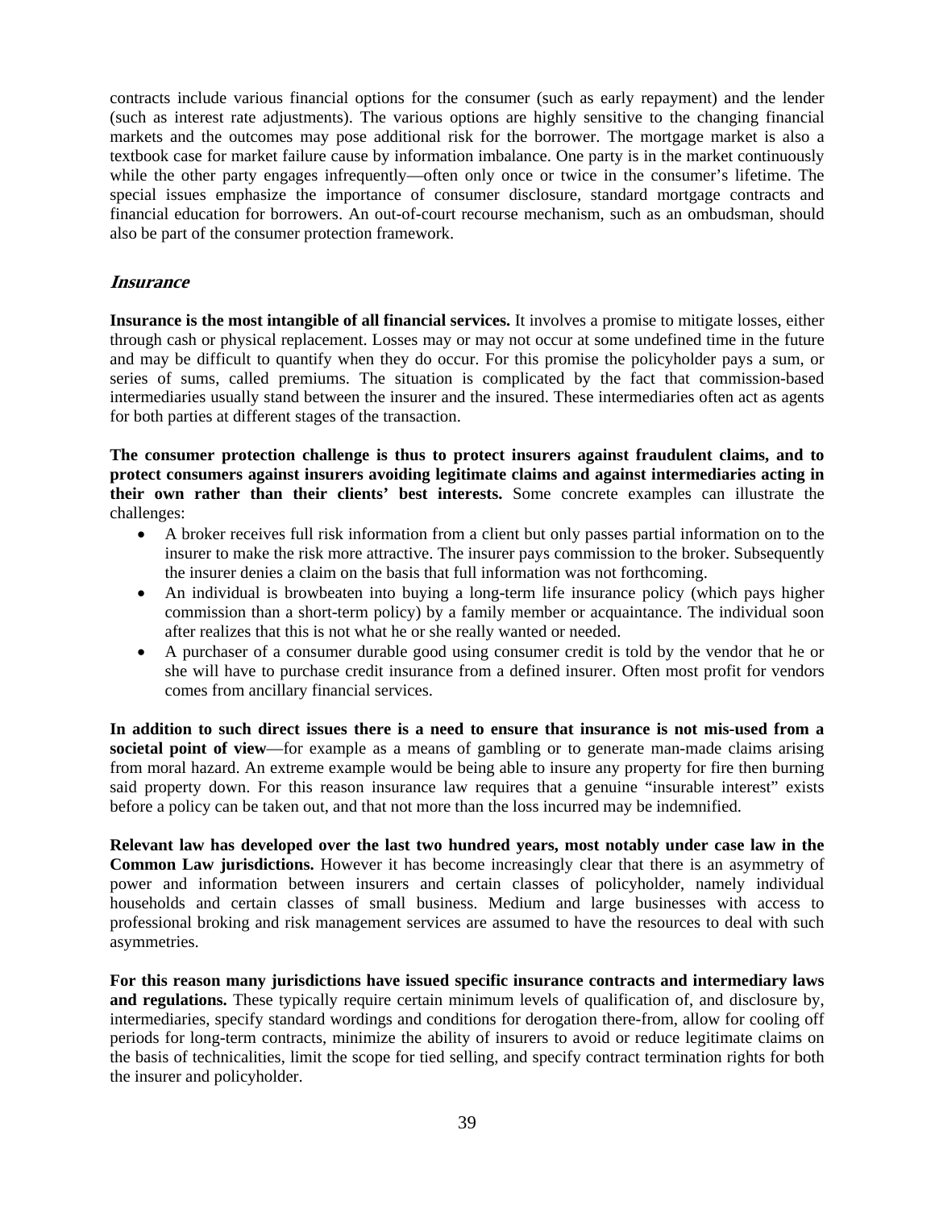contracts include various financial options for the consumer (such as early repayment) and the lender (such as interest rate adjustments). The various options are highly sensitive to the changing financial markets and the outcomes may pose additional risk for the borrower. The mortgage market is also a textbook case for market failure cause by information imbalance. One party is in the market continuously while the other party engages infrequently—often only once or twice in the consumer's lifetime. The special issues emphasize the importance of consumer disclosure, standard mortgage contracts and financial education for borrowers. An out-of-court recourse mechanism, such as an ombudsman, should also be part of the consumer protection framework.

### *Insurance*

**Insurance is the most intangible of all financial services.** It involves a promise to mitigate losses, either through cash or physical replacement. Losses may or may not occur at some undefined time in the future and may be difficult to quantify when they do occur. For this promise the policyholder pays a sum, or series of sums, called premiums. The situation is complicated by the fact that commission-based intermediaries usually stand between the insurer and the insured. These intermediaries often act as agents for both parties at different stages of the transaction.

**The consumer protection challenge is thus to protect insurers against fraudulent claims, and to protect consumers against insurers avoiding legitimate claims and against intermediaries acting in their own rather than their clients' best interests.** Some concrete examples can illustrate the challenges:

- A broker receives full risk information from a client but only passes partial information on to the insurer to make the risk more attractive. The insurer pays commission to the broker. Subsequently the insurer denies a claim on the basis that full information was not forthcoming.
- An individual is browbeaten into buying a long-term life insurance policy (which pays higher commission than a short-term policy) by a family member or acquaintance. The individual soon after realizes that this is not what he or she really wanted or needed.
- A purchaser of a consumer durable good using consumer credit is told by the vendor that he or she will have to purchase credit insurance from a defined insurer. Often most profit for vendors comes from ancillary financial services.

**In addition to such direct issues there is a need to ensure that insurance is not mis-used from a societal point of view**—for example as a means of gambling or to generate man-made claims arising from moral hazard. An extreme example would be being able to insure any property for fire then burning said property down. For this reason insurance law requires that a genuine "insurable interest" exists before a policy can be taken out, and that not more than the loss incurred may be indemnified.

**Relevant law has developed over the last two hundred years, most notably under case law in the Common Law jurisdictions.** However it has become increasingly clear that there is an asymmetry of power and information between insurers and certain classes of policyholder, namely individual households and certain classes of small business. Medium and large businesses with access to professional broking and risk management services are assumed to have the resources to deal with such asymmetries.

**For this reason many jurisdictions have issued specific insurance contracts and intermediary laws and regulations.** These typically require certain minimum levels of qualification of, and disclosure by, intermediaries, specify standard wordings and conditions for derogation there-from, allow for cooling off periods for long-term contracts, minimize the ability of insurers to avoid or reduce legitimate claims on the basis of technicalities, limit the scope for tied selling, and specify contract termination rights for both the insurer and policyholder.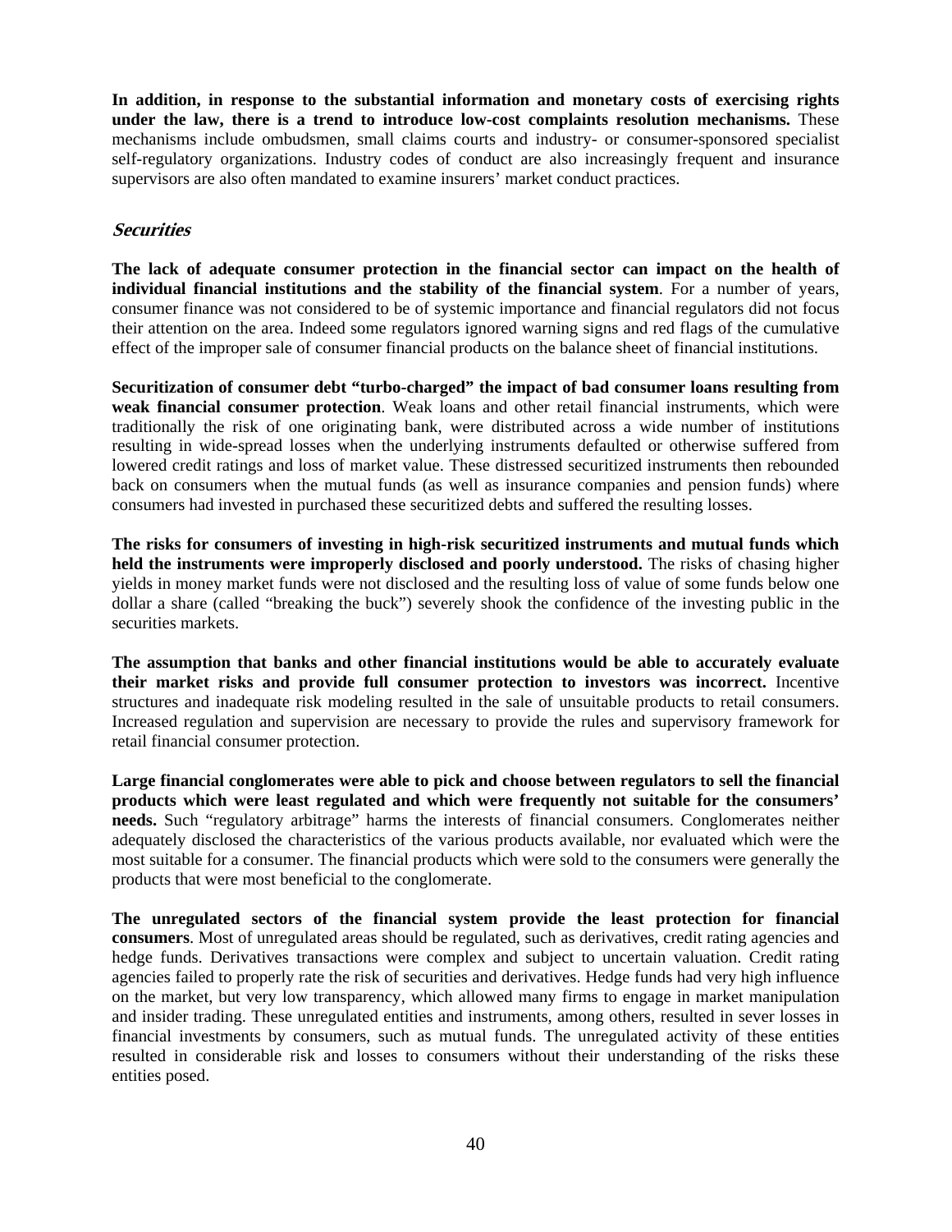**In addition, in response to the substantial information and monetary costs of exercising rights under the law, there is a trend to introduce low-cost complaints resolution mechanisms.** These mechanisms include ombudsmen, small claims courts and industry- or consumer-sponsored specialist self-regulatory organizations. Industry codes of conduct are also increasingly frequent and insurance supervisors are also often mandated to examine insurers' market conduct practices.

### *Securities*

**The lack of adequate consumer protection in the financial sector can impact on the health of individual financial institutions and the stability of the financial system**. For a number of years, consumer finance was not considered to be of systemic importance and financial regulators did not focus their attention on the area. Indeed some regulators ignored warning signs and red flags of the cumulative effect of the improper sale of consumer financial products on the balance sheet of financial institutions.

**Securitization of consumer debt "turbo-charged" the impact of bad consumer loans resulting from weak financial consumer protection**. Weak loans and other retail financial instruments, which were traditionally the risk of one originating bank, were distributed across a wide number of institutions resulting in wide-spread losses when the underlying instruments defaulted or otherwise suffered from lowered credit ratings and loss of market value. These distressed securitized instruments then rebounded back on consumers when the mutual funds (as well as insurance companies and pension funds) where consumers had invested in purchased these securitized debts and suffered the resulting losses.

**The risks for consumers of investing in high-risk securitized instruments and mutual funds which held the instruments were improperly disclosed and poorly understood.** The risks of chasing higher yields in money market funds were not disclosed and the resulting loss of value of some funds below one dollar a share (called "breaking the buck") severely shook the confidence of the investing public in the securities markets.

**The assumption that banks and other financial institutions would be able to accurately evaluate their market risks and provide full consumer protection to investors was incorrect.** Incentive structures and inadequate risk modeling resulted in the sale of unsuitable products to retail consumers. Increased regulation and supervision are necessary to provide the rules and supervisory framework for retail financial consumer protection.

**Large financial conglomerates were able to pick and choose between regulators to sell the financial products which were least regulated and which were frequently not suitable for the consumers' needs.** Such "regulatory arbitrage" harms the interests of financial consumers. Conglomerates neither adequately disclosed the characteristics of the various products available, nor evaluated which were the most suitable for a consumer. The financial products which were sold to the consumers were generally the products that were most beneficial to the conglomerate.

**The unregulated sectors of the financial system provide the least protection for financial consumers**. Most of unregulated areas should be regulated, such as derivatives, credit rating agencies and hedge funds. Derivatives transactions were complex and subject to uncertain valuation. Credit rating agencies failed to properly rate the risk of securities and derivatives. Hedge funds had very high influence on the market, but very low transparency, which allowed many firms to engage in market manipulation and insider trading. These unregulated entities and instruments, among others, resulted in sever losses in financial investments by consumers, such as mutual funds. The unregulated activity of these entities resulted in considerable risk and losses to consumers without their understanding of the risks these entities posed.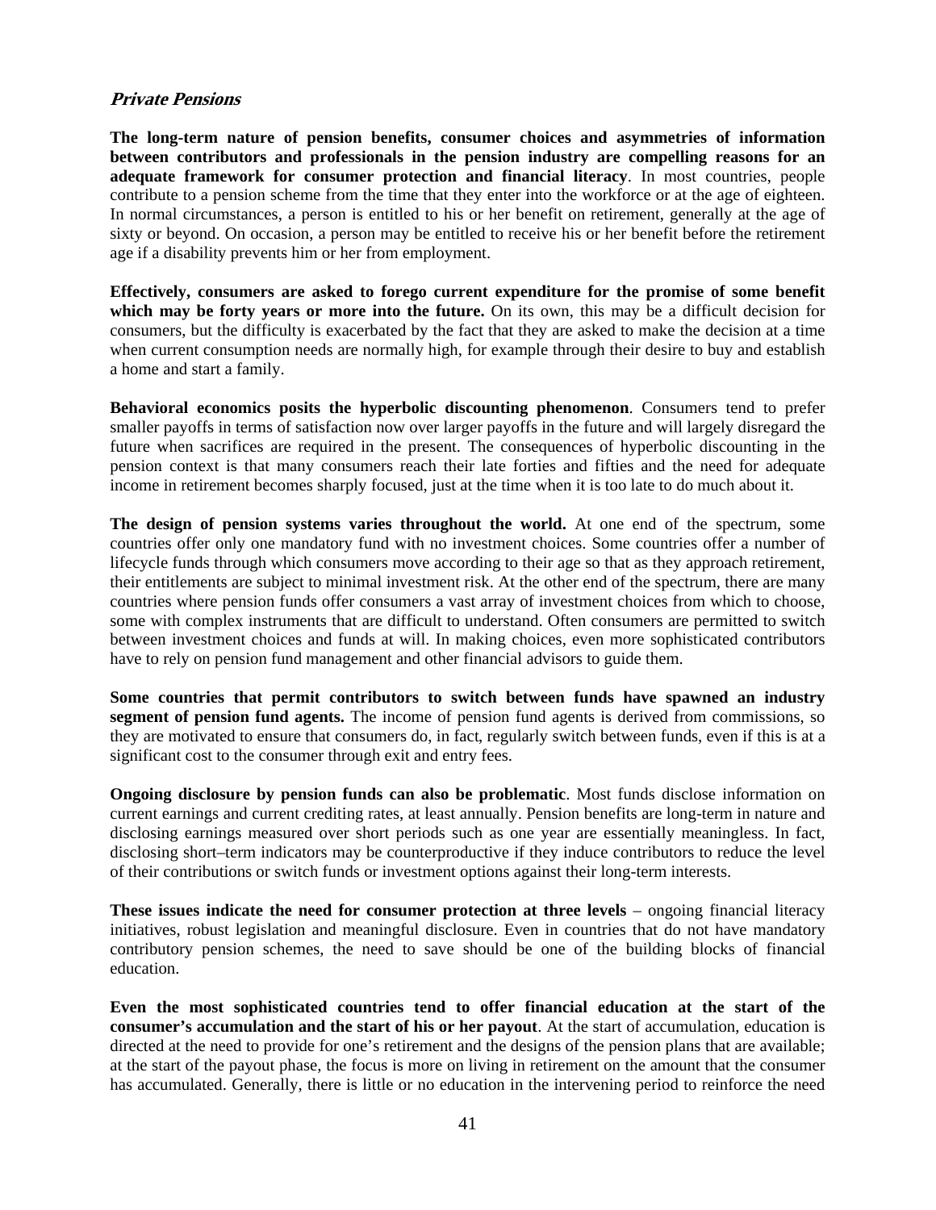### *Private Pensions*

**The long-term nature of pension benefits, consumer choices and asymmetries of information between contributors and professionals in the pension industry are compelling reasons for an adequate framework for consumer protection and financial literacy**. In most countries, people contribute to a pension scheme from the time that they enter into the workforce or at the age of eighteen. In normal circumstances, a person is entitled to his or her benefit on retirement, generally at the age of sixty or beyond. On occasion, a person may be entitled to receive his or her benefit before the retirement age if a disability prevents him or her from employment.

**Effectively, consumers are asked to forego current expenditure for the promise of some benefit which may be forty years or more into the future.** On its own, this may be a difficult decision for consumers, but the difficulty is exacerbated by the fact that they are asked to make the decision at a time when current consumption needs are normally high, for example through their desire to buy and establish a home and start a family.

**Behavioral economics posits the hyperbolic discounting phenomenon**. Consumers tend to prefer smaller payoffs in terms of satisfaction now over larger payoffs in the future and will largely disregard the future when sacrifices are required in the present. The consequences of hyperbolic discounting in the pension context is that many consumers reach their late forties and fifties and the need for adequate income in retirement becomes sharply focused, just at the time when it is too late to do much about it.

**The design of pension systems varies throughout the world.** At one end of the spectrum, some countries offer only one mandatory fund with no investment choices. Some countries offer a number of lifecycle funds through which consumers move according to their age so that as they approach retirement, their entitlements are subject to minimal investment risk. At the other end of the spectrum, there are many countries where pension funds offer consumers a vast array of investment choices from which to choose, some with complex instruments that are difficult to understand. Often consumers are permitted to switch between investment choices and funds at will. In making choices, even more sophisticated contributors have to rely on pension fund management and other financial advisors to guide them.

**Some countries that permit contributors to switch between funds have spawned an industry segment of pension fund agents.** The income of pension fund agents is derived from commissions, so they are motivated to ensure that consumers do, in fact, regularly switch between funds, even if this is at a significant cost to the consumer through exit and entry fees.

**Ongoing disclosure by pension funds can also be problematic**. Most funds disclose information on current earnings and current crediting rates, at least annually. Pension benefits are long-term in nature and disclosing earnings measured over short periods such as one year are essentially meaningless. In fact, disclosing short–term indicators may be counterproductive if they induce contributors to reduce the level of their contributions or switch funds or investment options against their long-term interests.

**These issues indicate the need for consumer protection at three levels** – ongoing financial literacy initiatives, robust legislation and meaningful disclosure. Even in countries that do not have mandatory contributory pension schemes, the need to save should be one of the building blocks of financial education.

**Even the most sophisticated countries tend to offer financial education at the start of the consumer's accumulation and the start of his or her payout**. At the start of accumulation, education is directed at the need to provide for one's retirement and the designs of the pension plans that are available; at the start of the payout phase, the focus is more on living in retirement on the amount that the consumer has accumulated. Generally, there is little or no education in the intervening period to reinforce the need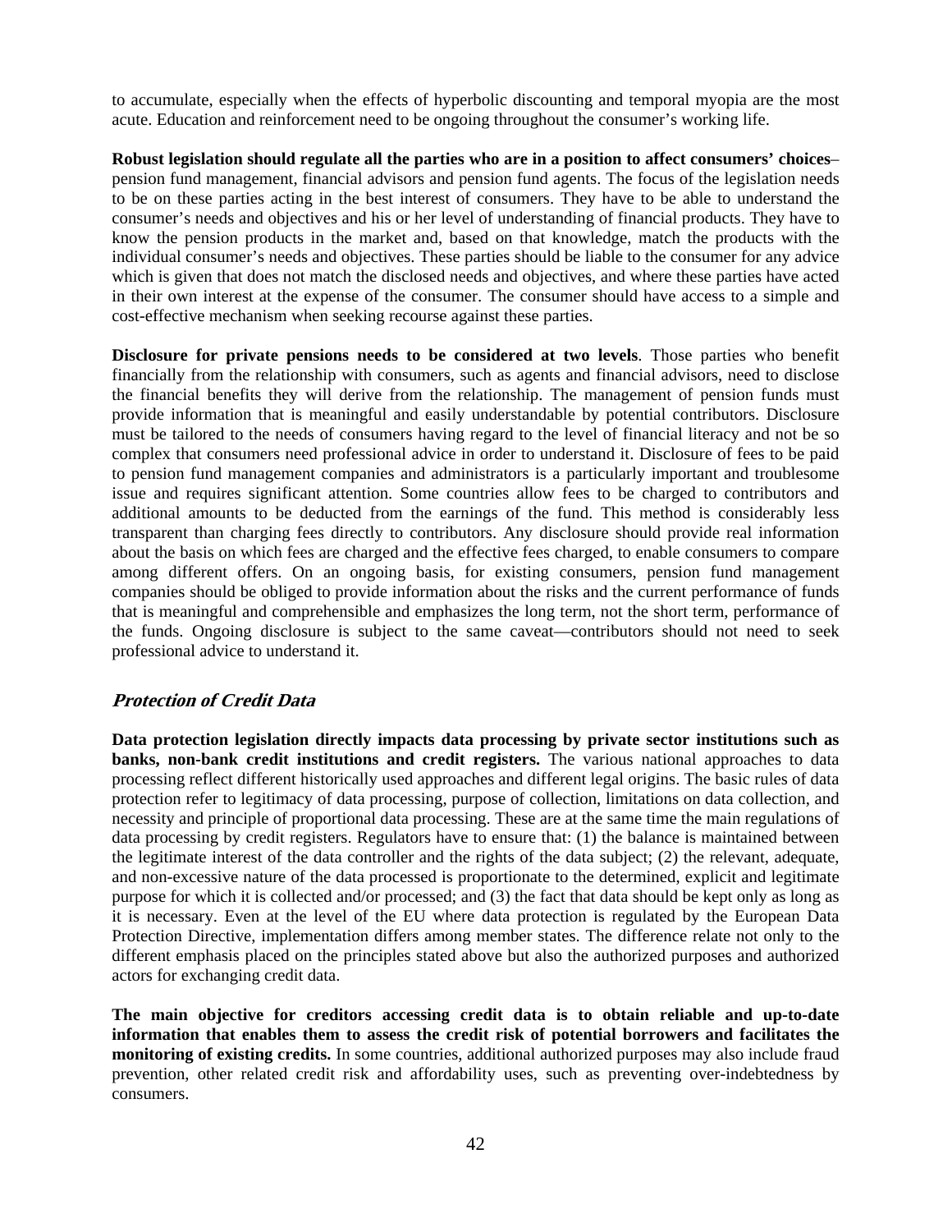to accumulate, especially when the effects of hyperbolic discounting and temporal myopia are the most acute. Education and reinforcement need to be ongoing throughout the consumer's working life.

**Robust legislation should regulate all the parties who are in a position to affect consumers' choices**– pension fund management, financial advisors and pension fund agents. The focus of the legislation needs to be on these parties acting in the best interest of consumers. They have to be able to understand the consumer's needs and objectives and his or her level of understanding of financial products. They have to know the pension products in the market and, based on that knowledge, match the products with the individual consumer's needs and objectives. These parties should be liable to the consumer for any advice which is given that does not match the disclosed needs and objectives, and where these parties have acted in their own interest at the expense of the consumer. The consumer should have access to a simple and cost-effective mechanism when seeking recourse against these parties.

**Disclosure for private pensions needs to be considered at two levels**. Those parties who benefit financially from the relationship with consumers, such as agents and financial advisors, need to disclose the financial benefits they will derive from the relationship. The management of pension funds must provide information that is meaningful and easily understandable by potential contributors. Disclosure must be tailored to the needs of consumers having regard to the level of financial literacy and not be so complex that consumers need professional advice in order to understand it. Disclosure of fees to be paid to pension fund management companies and administrators is a particularly important and troublesome issue and requires significant attention. Some countries allow fees to be charged to contributors and additional amounts to be deducted from the earnings of the fund. This method is considerably less transparent than charging fees directly to contributors. Any disclosure should provide real information about the basis on which fees are charged and the effective fees charged, to enable consumers to compare among different offers. On an ongoing basis, for existing consumers, pension fund management companies should be obliged to provide information about the risks and the current performance of funds that is meaningful and comprehensible and emphasizes the long term, not the short term, performance of the funds. Ongoing disclosure is subject to the same caveat—contributors should not need to seek professional advice to understand it.

### *Protection of Credit Data*

**Data protection legislation directly impacts data processing by private sector institutions such as banks, non-bank credit institutions and credit registers.** The various national approaches to data processing reflect different historically used approaches and different legal origins. The basic rules of data protection refer to legitimacy of data processing, purpose of collection, limitations on data collection, and necessity and principle of proportional data processing. These are at the same time the main regulations of data processing by credit registers. Regulators have to ensure that: (1) the balance is maintained between the legitimate interest of the data controller and the rights of the data subject; (2) the relevant, adequate, and non-excessive nature of the data processed is proportionate to the determined, explicit and legitimate purpose for which it is collected and/or processed; and (3) the fact that data should be kept only as long as it is necessary. Even at the level of the EU where data protection is regulated by the European Data Protection Directive, implementation differs among member states. The difference relate not only to the different emphasis placed on the principles stated above but also the authorized purposes and authorized actors for exchanging credit data.

**The main objective for creditors accessing credit data is to obtain reliable and up-to-date information that enables them to assess the credit risk of potential borrowers and facilitates the monitoring of existing credits.** In some countries, additional authorized purposes may also include fraud prevention, other related credit risk and affordability uses, such as preventing over-indebtedness by consumers.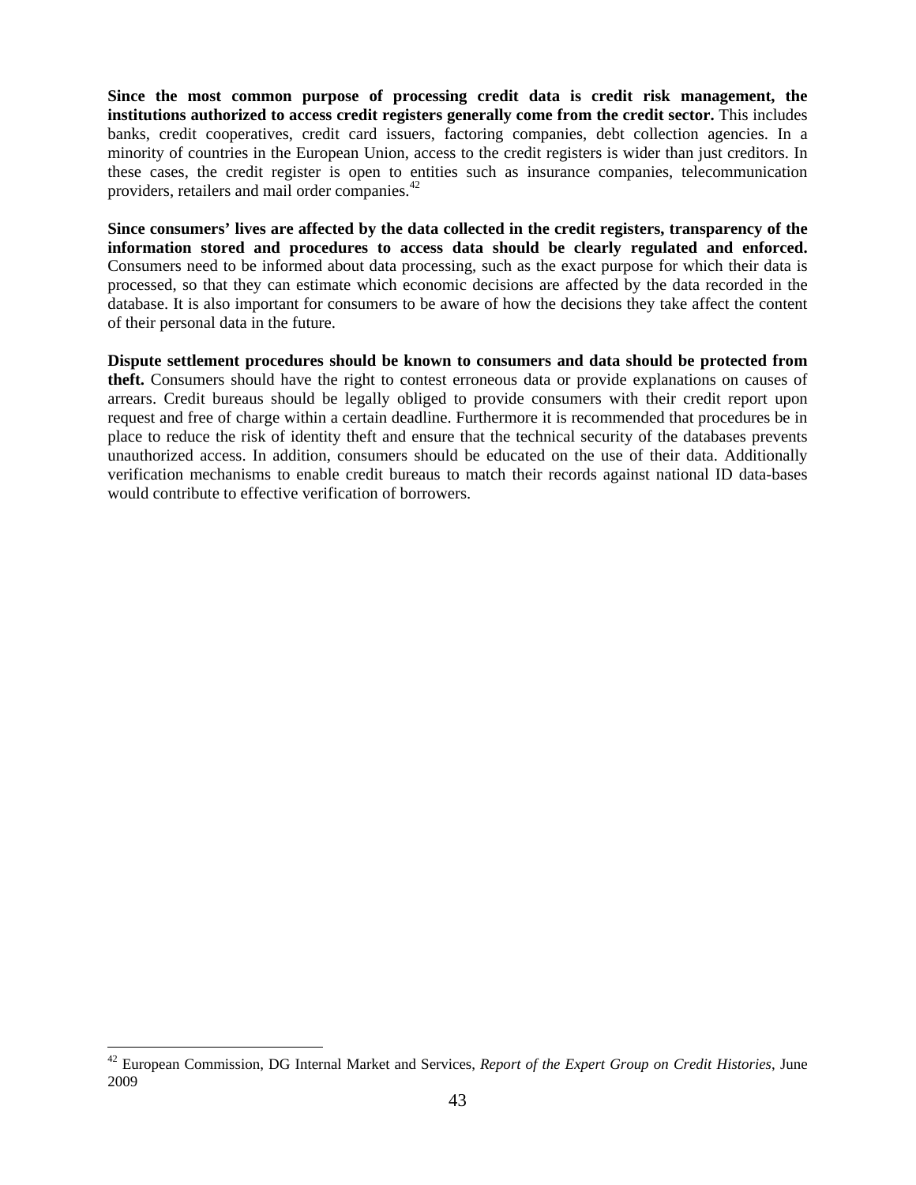**Since the most common purpose of processing credit data is credit risk management, the institutions authorized to access credit registers generally come from the credit sector.** This includes banks, credit cooperatives, credit card issuers, factoring companies, debt collection agencies. In a minority of countries in the European Union, access to the credit registers is wider than just creditors. In these cases, the credit register is open to entities such as insurance companies, telecommunication providers, retailers and mail order companies.[42]

**Since consumers' lives are affected by the data collected in the credit registers, transparency of the information stored and procedures to access data should be clearly regulated and enforced.** Consumers need to be informed about data processing, such as the exact purpose for which their data is processed, so that they can estimate which economic decisions are affected by the data recorded in the database. It is also important for consumers to be aware of how the decisions they take affect the content of their personal data in the future.

**Dispute settlement procedures should be known to consumers and data should be protected from theft.** Consumers should have the right to contest erroneous data or provide explanations on causes of arrears. Credit bureaus should be legally obliged to provide consumers with their credit report upon request and free of charge within a certain deadline. Furthermore it is recommended that procedures be in place to reduce the risk of identity theft and ensure that the technical security of the databases prevents unauthorized access. In addition, consumers should be educated on the use of their data. Additionally verification mechanisms to enable credit bureaus to match their records against national ID data-bases would contribute to effective verification of borrowers.

---

[42] European Commission, DG Internal Market and Services, *Report of the Expert Group on Credit Histories*, June 2009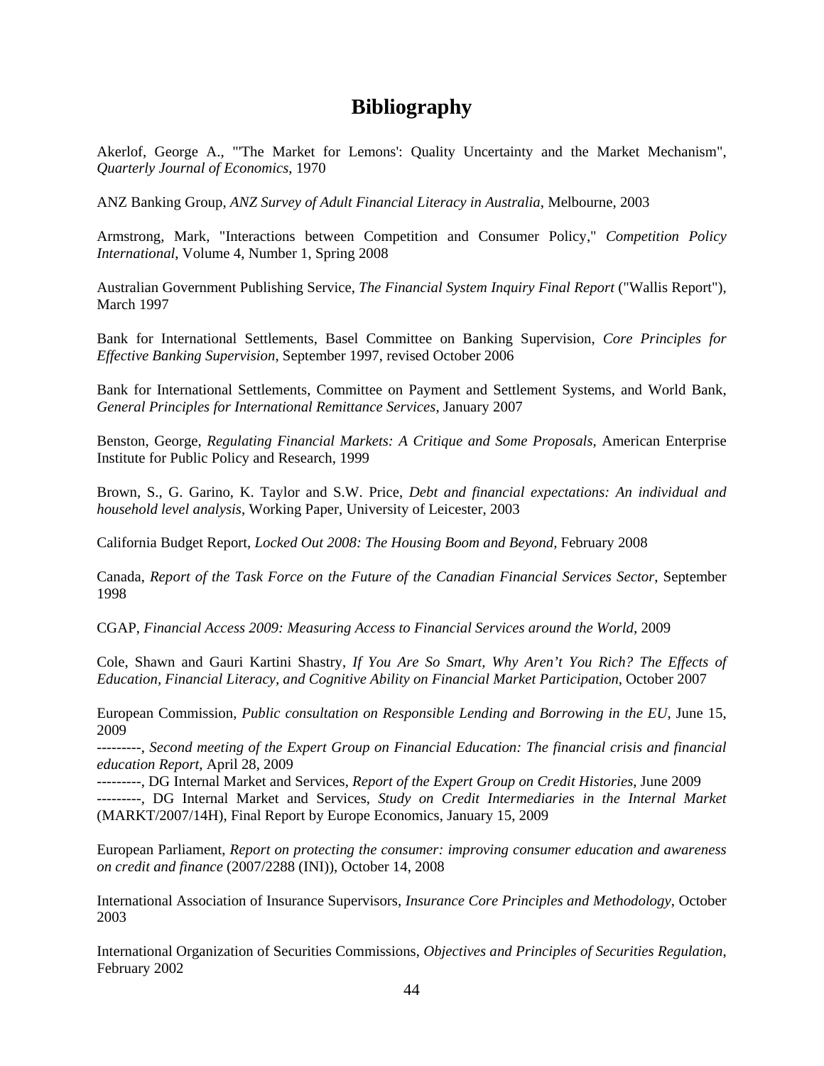# Bibliography

Akerlof, George A., "'The Market for Lemons': Quality Uncertainty and the Market Mechanism", *Quarterly Journal of Economics*, 1970

ANZ Banking Group, *ANZ Survey of Adult Financial Literacy in Australia*, Melbourne, 2003

Armstrong, Mark, "Interactions between Competition and Consumer Policy," *Competition Policy International*, Volume 4, Number 1, Spring 2008

Australian Government Publishing Service, *The Financial System Inquiry Final Report* ("Wallis Report"), March 1997

Bank for International Settlements, Basel Committee on Banking Supervision, *Core Principles for Effective Banking Supervision*, September 1997, revised October 2006

Bank for International Settlements, Committee on Payment and Settlement Systems, and World Bank, *General Principles for International Remittance Services*, January 2007

Benston, George, *Regulating Financial Markets: A Critique and Some Proposals*, American Enterprise Institute for Public Policy and Research, 1999

Brown, S., G. Garino, K. Taylor and S.W. Price, *Debt and financial expectations: An individual and household level analysis*, Working Paper, University of Leicester, 2003

California Budget Report, *Locked Out 2008: The Housing Boom and Beyond*, February 2008

Canada, *Report of the Task Force on the Future of the Canadian Financial Services Sector*, September 1998

CGAP, *Financial Access 2009: Measuring Access to Financial Services around the World*, 2009

Cole, Shawn and Gauri Kartini Shastry, *If You Are So Smart, Why Aren't You Rich? The Effects of Education, Financial Literacy, and Cognitive Ability on Financial Market Participation*, October 2007

European Commission, *Public consultation on Responsible Lending and Borrowing in the EU*, June 15, 2009

---------, *Second meeting of the Expert Group on Financial Education: The financial crisis and financial education Report*, April 28, 2009

---------, DG Internal Market and Services, *Report of the Expert Group on Credit Histories*, June 2009

---------, DG Internal Market and Services, *Study on Credit Intermediaries in the Internal Market* (MARKT/2007/14H), Final Report by Europe Economics, January 15, 2009

European Parliament, *Report on protecting the consumer: improving consumer education and awareness on credit and finance* (2007/2288 (INI)), October 14, 2008

International Association of Insurance Supervisors, *Insurance Core Principles and Methodology*, October 2003

International Organization of Securities Commissions, *Objectives and Principles of Securities Regulation*, February 2002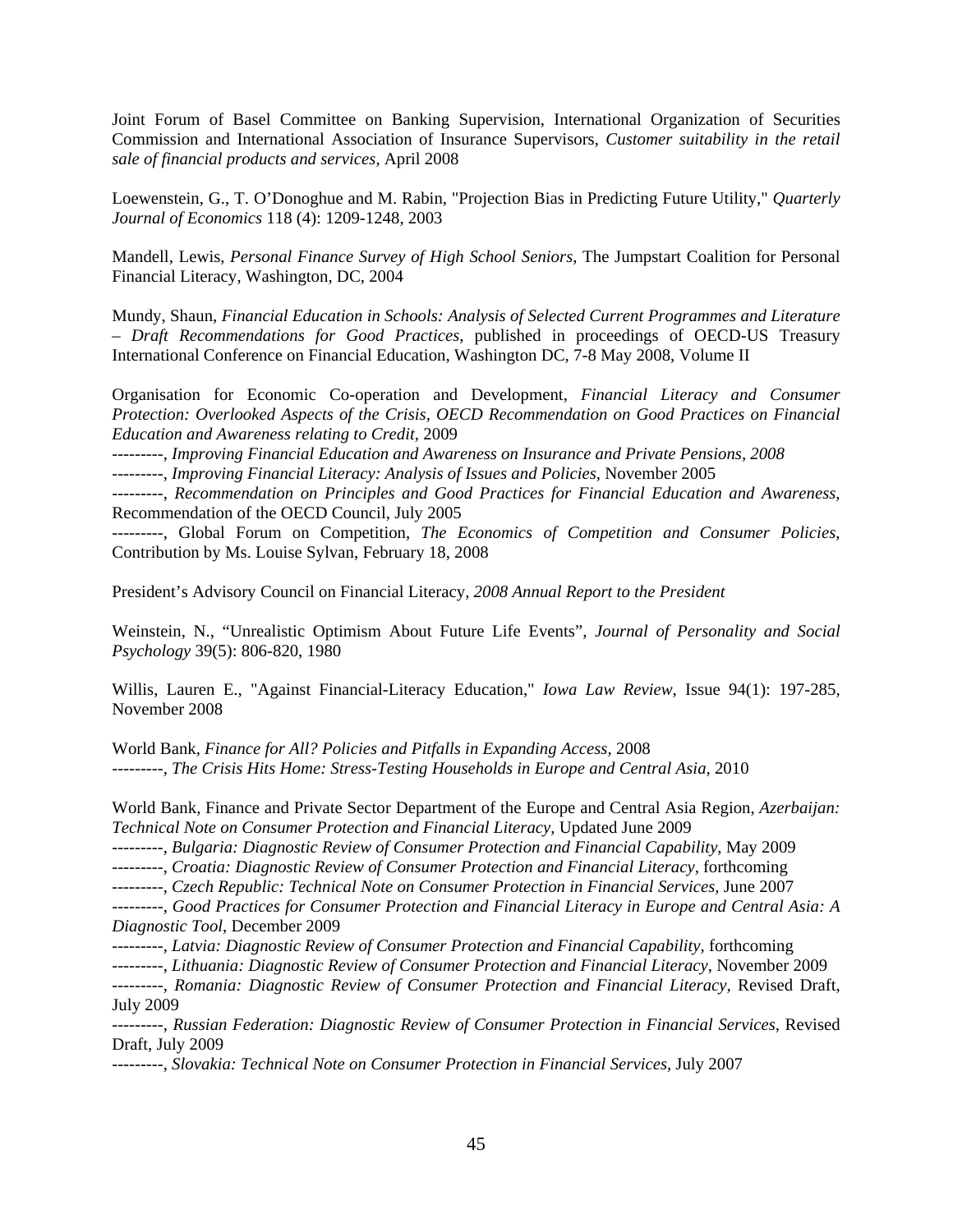Joint Forum of Basel Committee on Banking Supervision, International Organization of Securities Commission and International Association of Insurance Supervisors, *Customer suitability in the retail sale of financial products and services,* April 2008

Loewenstein, G., T. O'Donoghue and M. Rabin, "Projection Bias in Predicting Future Utility," *Quarterly Journal of Economics* 118 (4): 1209-1248, 2003

Mandell, Lewis, *Personal Finance Survey of High School Seniors,* The Jumpstart Coalition for Personal Financial Literacy, Washington, DC, 2004

Mundy, Shaun, *Financial Education in Schools: Analysis of Selected Current Programmes and Literature – Draft Recommendations for Good Practices*, published in proceedings of OECD-US Treasury International Conference on Financial Education, Washington DC, 7-8 May 2008, Volume II

Organisation for Economic Co-operation and Development, *Financial Literacy and Consumer Protection: Overlooked Aspects of the Crisis, OECD Recommendation on Good Practices on Financial Education and Awareness relating to Credit,* 2009

---------, *Improving Financial Education and Awareness on Insurance and Private Pensions, 2008*

---------, *Improving Financial Literacy: Analysis of Issues and Policies*, November 2005

---------, *Recommendation on Principles and Good Practices for Financial Education and Awareness,* Recommendation of the OECD Council, July 2005

---------, Global Forum on Competition, *The Economics of Competition and Consumer Policies,* Contribution by Ms. Louise Sylvan, February 18, 2008

President's Advisory Council on Financial Literacy*, 2008 Annual Report to the President*

Weinstein, N., "Unrealistic Optimism About Future Life Events", *Journal of Personality and Social Psychology* 39(5): 806-820, 1980

Willis, Lauren E., "Against Financial-Literacy Education," *Iowa Law Review*, Issue 94(1): 197-285, November 2008

World Bank, *Finance for All? Policies and Pitfalls in Expanding Access,* 2008

---------, *The Crisis Hits Home: Stress-Testing Households in Europe and Central Asia*, 2010

World Bank, Finance and Private Sector Department of the Europe and Central Asia Region, *Azerbaijan: Technical Note on Consumer Protection and Financial Literacy,* Updated June 2009

---------, *Bulgaria: Diagnostic Review of Consumer Protection and Financial Capability,* May 2009

---------, *Croatia: Diagnostic Review of Consumer Protection and Financial Literacy*, forthcoming

---------, *Czech Republic: Technical Note on Consumer Protection in Financial Services,* June 2007

---------, *Good Practices for Consumer Protection and Financial Literacy in Europe and Central Asia: A Diagnostic Tool*, December 2009

---------, *Latvia: Diagnostic Review of Consumer Protection and Financial Capability*, forthcoming

---------, *Lithuania: Diagnostic Review of Consumer Protection and Financial Literacy*, November 2009

---------, *Romania: Diagnostic Review of Consumer Protection and Financial Literacy*, Revised Draft, July 2009

---------, *Russian Federation: Diagnostic Review of Consumer Protection in Financial Services*, Revised Draft, July 2009

---------, *Slovakia: Technical Note on Consumer Protection in Financial Services*, July 2007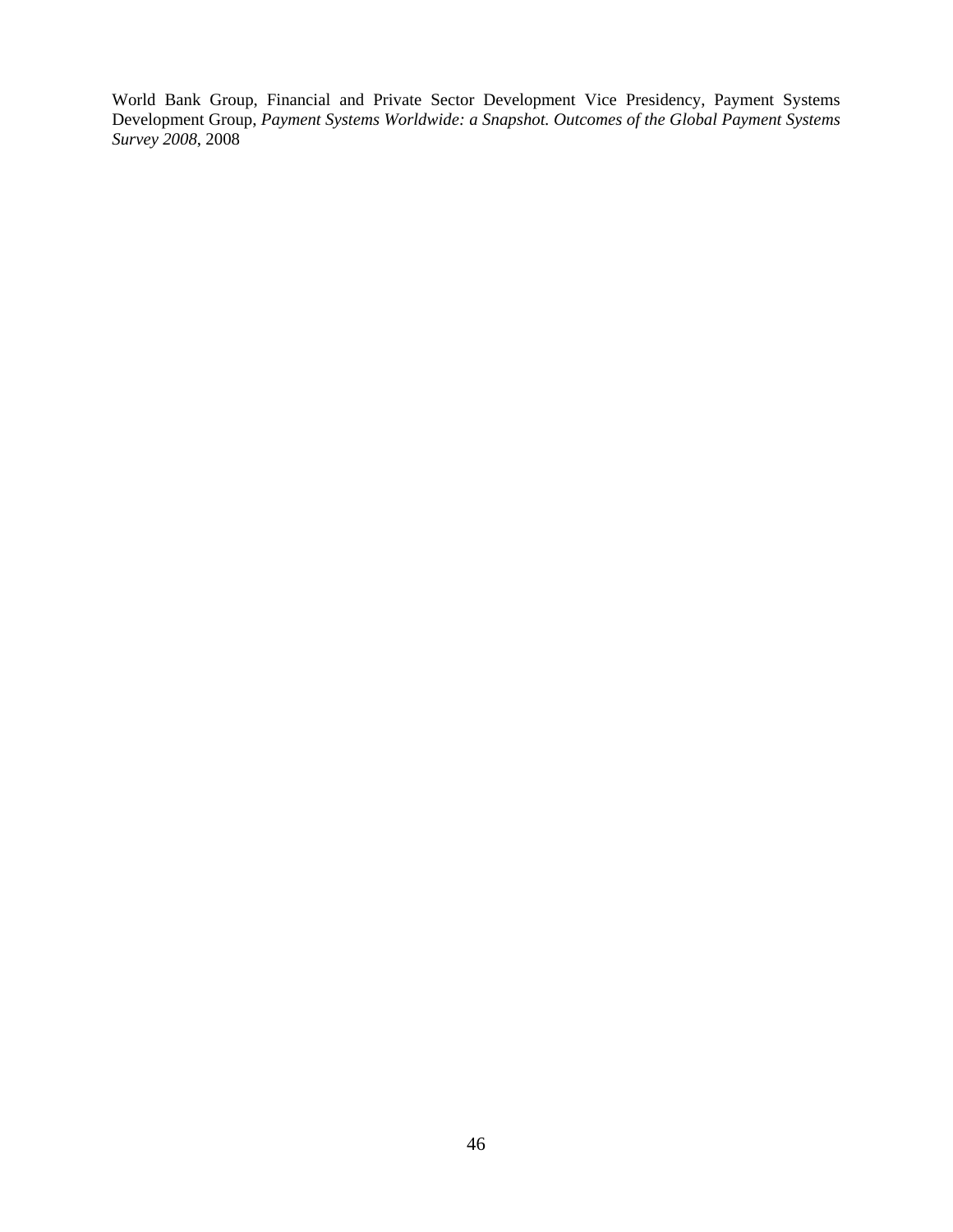World Bank Group, Financial and Private Sector Development Vice Presidency, Payment Systems Development Group, *Payment Systems Worldwide: a Snapshot. Outcomes of the Global Payment Systems Survey 2008*, 2008